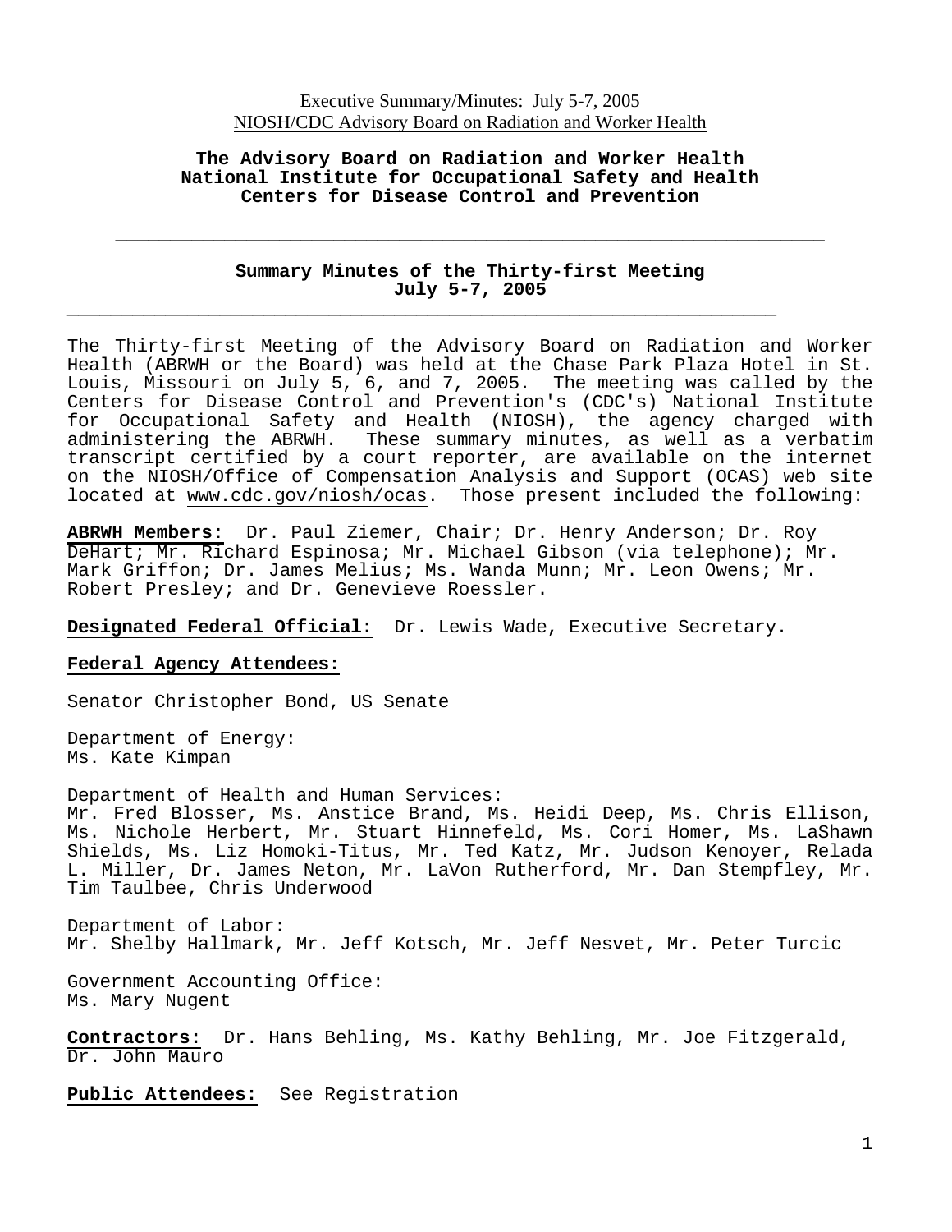The Advisory Board on Radiation and Worker Health
National Institute for Occupational Safety and Health
Centers for Disease Control and Prevention

---

## Summary Minutes of the Thirty-first Meeting
## July 5-7, 2005

---

The Thirty-first Meeting of the Advisory Board on Radiation and Worker Health (ABRWH or the Board) was held at the Chase Park Plaza Hotel in St. Louis, Missouri on July 5, 6, and 7, 2005. The meeting was called by the Centers for Disease Control and Prevention's (CDC's) National Institute for Occupational Safety and Health (NIOSH), the agency charged with administering the ABRWH. These summary minutes, as well as a verbatim transcript certified by a court reporter, are available on the internet on the NIOSH/Office of Compensation Analysis and Support (OCAS) web site located at www.cdc.gov/niosh/ocas. Those present included the following:

**ABRWH Members:** Dr. Paul Ziemer, Chair; Dr. Henry Anderson; Dr. Roy DeHart; Mr. Richard Espinosa; Mr. Michael Gibson (via telephone); Mr. Mark Griffon; Dr. James Melius; Ms. Wanda Munn; Mr. Leon Owens; Mr. Robert Presley; and Dr. Genevieve Roessler.

**Designated Federal Official:** Dr. Lewis Wade, Executive Secretary.

**Federal Agency Attendees:**

Senator Christopher Bond, US Senate

Department of Energy:
Ms. Kate Kimpan

Department of Health and Human Services:
Mr. Fred Blosser, Ms. Anstice Brand, Ms. Heidi Deep, Ms. Chris Ellison, Ms. Nichole Herbert, Mr. Stuart Hinnefeld, Ms. Cori Homer, Ms. LaShawn Shields, Ms. Liz Homoki-Titus, Mr. Ted Katz, Mr. Judson Kenoyer, Relada L. Miller, Dr. James Neton, Mr. LaVon Rutherford, Mr. Dan Stempfley, Mr. Tim Taulbee, Chris Underwood

Department of Labor:
Mr. Shelby Hallmark, Mr. Jeff Kotsch, Mr. Jeff Nesvet, Mr. Peter Turcic

Government Accounting Office:
Ms. Mary Nugent

**Contractors:** Dr. Hans Behling, Ms. Kathy Behling, Mr. Joe Fitzgerald, Dr. John Mauro

**Public Attendees:** See Registration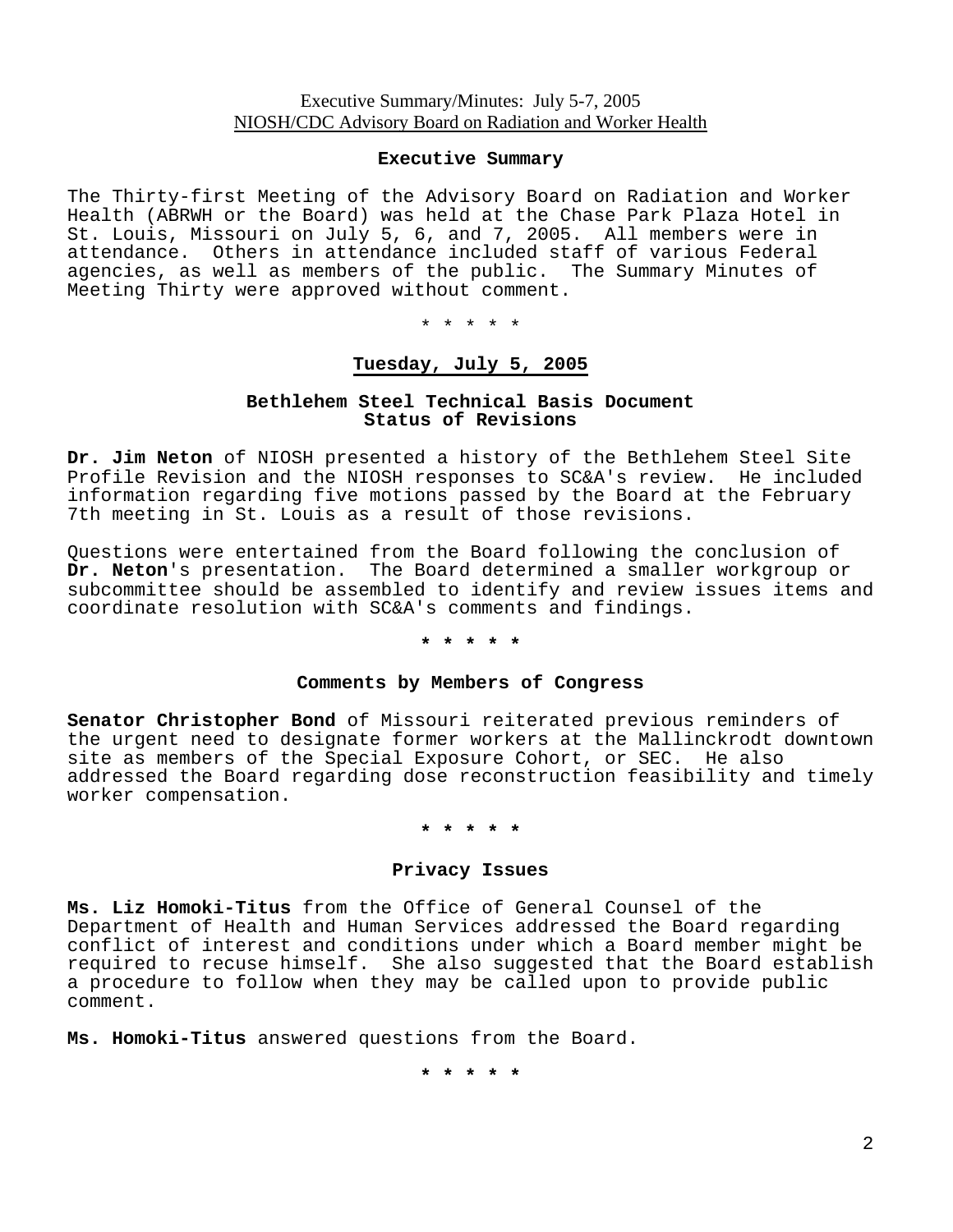Executive Summary/Minutes: July 5-7, 2005
NIOSH/CDC Advisory Board on Radiation and Worker Health

## Executive Summary

The Thirty-first Meeting of the Advisory Board on Radiation and Worker Health (ABRWH or the Board) was held at the Chase Park Plaza Hotel in St. Louis, Missouri on July 5, 6, and 7, 2005. All members were in attendance. Others in attendance included staff of various Federal agencies, as well as members of the public. The Summary Minutes of Meeting Thirty were approved without comment.

\* \* \* \* \*

## Tuesday, July 5, 2005

### Bethlehem Steel Technical Basis Document Status of Revisions

**Dr. Jim Neton** of NIOSH presented a history of the Bethlehem Steel Site Profile Revision and the NIOSH responses to SC&A's review. He included information regarding five motions passed by the Board at the February 7th meeting in St. Louis as a result of those revisions.

Questions were entertained from the Board following the conclusion of **Dr. Neton**'s presentation. The Board determined a smaller workgroup or subcommittee should be assembled to identify and review issues items and coordinate resolution with SC&A's comments and findings.

\* \* \* \* \*

### Comments by Members of Congress

**Senator Christopher Bond** of Missouri reiterated previous reminders of the urgent need to designate former workers at the Mallinckrodt downtown site as members of the Special Exposure Cohort, or SEC. He also addressed the Board regarding dose reconstruction feasibility and timely worker compensation.

\* \* \* \* \*

### Privacy Issues

**Ms. Liz Homoki-Titus** from the Office of General Counsel of the Department of Health and Human Services addressed the Board regarding conflict of interest and conditions under which a Board member might be required to recuse himself. She also suggested that the Board establish a procedure to follow when they may be called upon to provide public comment.

**Ms. Homoki-Titus** answered questions from the Board.

\* \* \* \* \*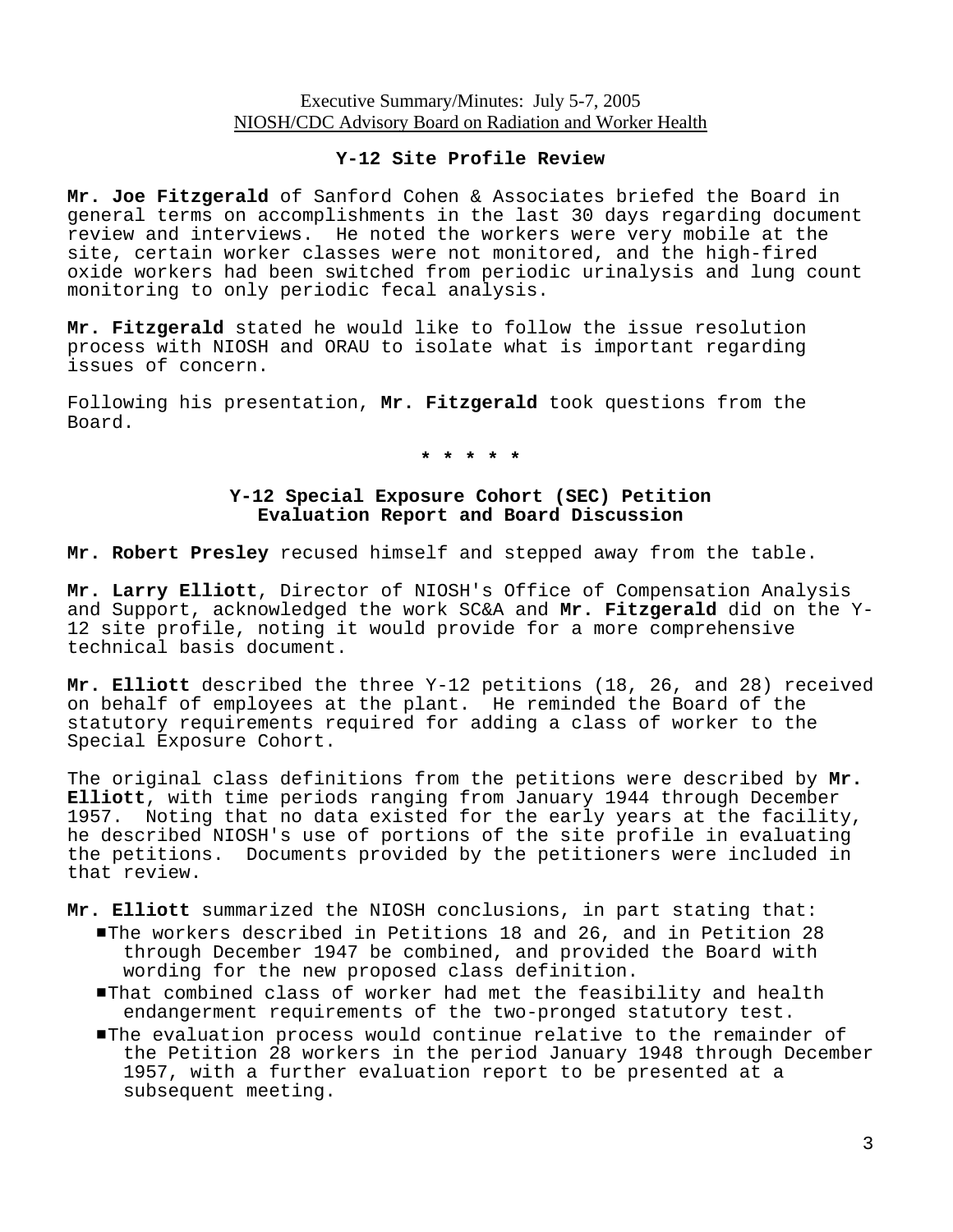## Y-12 Site Profile Review

**Mr. Joe Fitzgerald** of Sanford Cohen & Associates briefed the Board in general terms on accomplishments in the last 30 days regarding document review and interviews. He noted the workers were very mobile at the site, certain worker classes were not monitored, and the high-fired oxide workers had been switched from periodic urinalysis and lung count monitoring to only periodic fecal analysis.

**Mr. Fitzgerald** stated he would like to follow the issue resolution process with NIOSH and ORAU to isolate what is important regarding issues of concern.

Following his presentation, **Mr. Fitzgerald** took questions from the Board.

* * * * *

## Y-12 Special Exposure Cohort (SEC) Petition Evaluation Report and Board Discussion

**Mr. Robert Presley** recused himself and stepped away from the table.

**Mr. Larry Elliott**, Director of NIOSH's Office of Compensation Analysis and Support, acknowledged the work SC&A and **Mr. Fitzgerald** did on the Y-12 site profile, noting it would provide for a more comprehensive technical basis document.

**Mr. Elliott** described the three Y-12 petitions (18, 26, and 28) received on behalf of employees at the plant. He reminded the Board of the statutory requirements required for adding a class of worker to the Special Exposure Cohort.

The original class definitions from the petitions were described by **Mr. Elliott**, with time periods ranging from January 1944 through December 1957. Noting that no data existed for the early years at the facility, he described NIOSH's use of portions of the site profile in evaluating the petitions. Documents provided by the petitioners were included in that review.

**Mr. Elliott** summarized the NIOSH conclusions, in part stating that:

- The workers described in Petitions 18 and 26, and in Petition 28 through December 1947 be combined, and provided the Board with wording for the new proposed class definition.
- That combined class of worker had met the feasibility and health endangerment requirements of the two-pronged statutory test.
- The evaluation process would continue relative to the remainder of the Petition 28 workers in the period January 1948 through December 1957, with a further evaluation report to be presented at a subsequent meeting.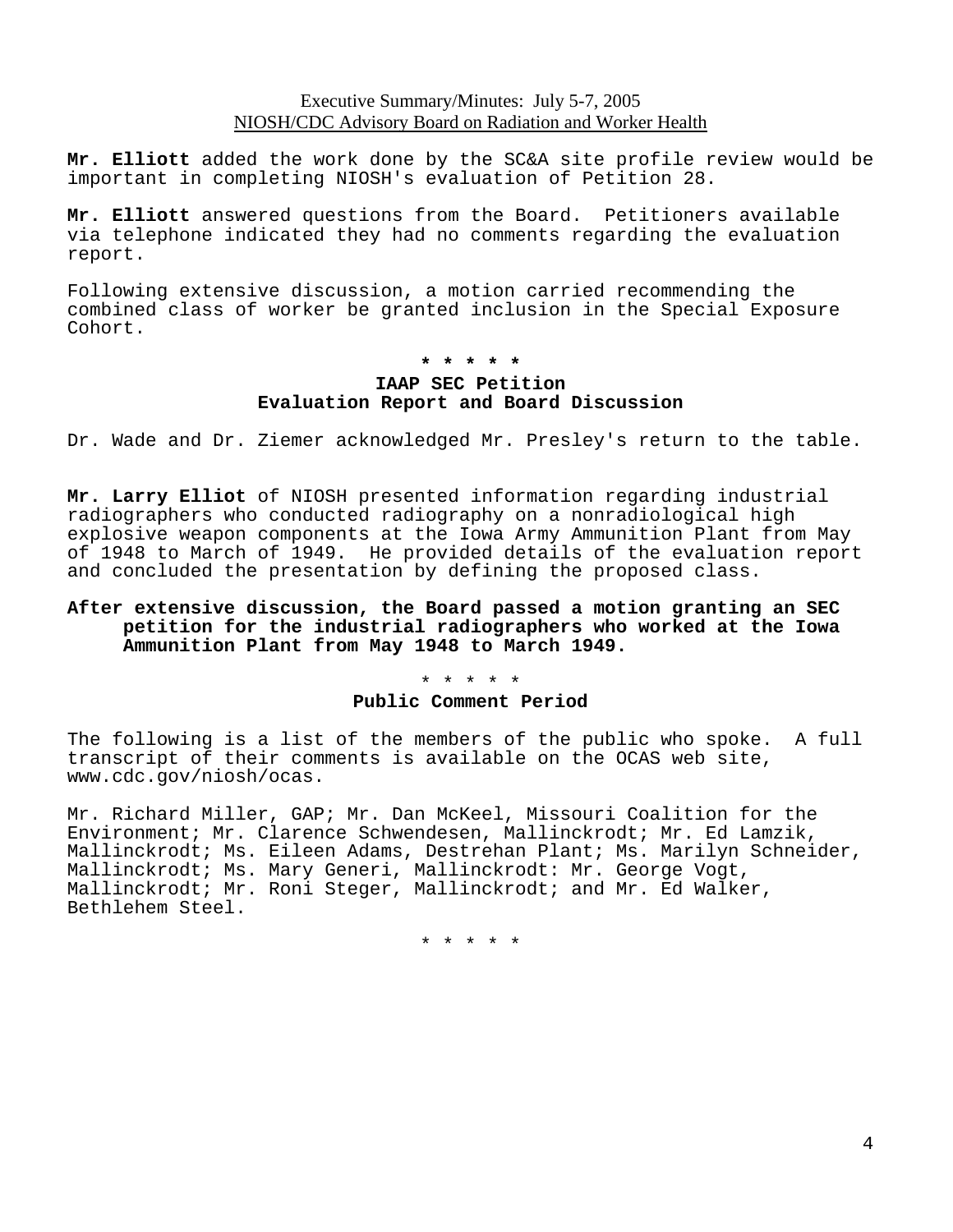**Mr. Elliott** added the work done by the SC&A site profile review would be important in completing NIOSH's evaluation of Petition 28.

**Mr. Elliott** answered questions from the Board. Petitioners available via telephone indicated they had no comments regarding the evaluation report.

Following extensive discussion, a motion carried recommending the combined class of worker be granted inclusion in the Special Exposure Cohort.

**\* \* \* \* \***

## IAAP SEC Petition Evaluation Report and Board Discussion

Dr. Wade and Dr. Ziemer acknowledged Mr. Presley's return to the table.

**Mr. Larry Elliot** of NIOSH presented information regarding industrial radiographers who conducted radiography on a nonradiological high explosive weapon components at the Iowa Army Ammunition Plant from May of 1948 to March of 1949. He provided details of the evaluation report and concluded the presentation by defining the proposed class.

**After extensive discussion, the Board passed a motion granting an SEC petition for the industrial radiographers who worked at the Iowa Ammunition Plant from May 1948 to March 1949.**

\* \* \* \* \*

## Public Comment Period

The following is a list of the members of the public who spoke. A full transcript of their comments is available on the OCAS web site, www.cdc.gov/niosh/ocas.

Mr. Richard Miller, GAP; Mr. Dan McKeel, Missouri Coalition for the Environment; Mr. Clarence Schwendesen, Mallinckrodt; Mr. Ed Lamzik, Mallinckrodt; Ms. Eileen Adams, Destrehan Plant; Ms. Marilyn Schneider, Mallinckrodt; Ms. Mary Generi, Mallinckrodt: Mr. George Vogt, Mallinckrodt; Mr. Roni Steger, Mallinckrodt; and Mr. Ed Walker, Bethlehem Steel.

\* \* \* \* \*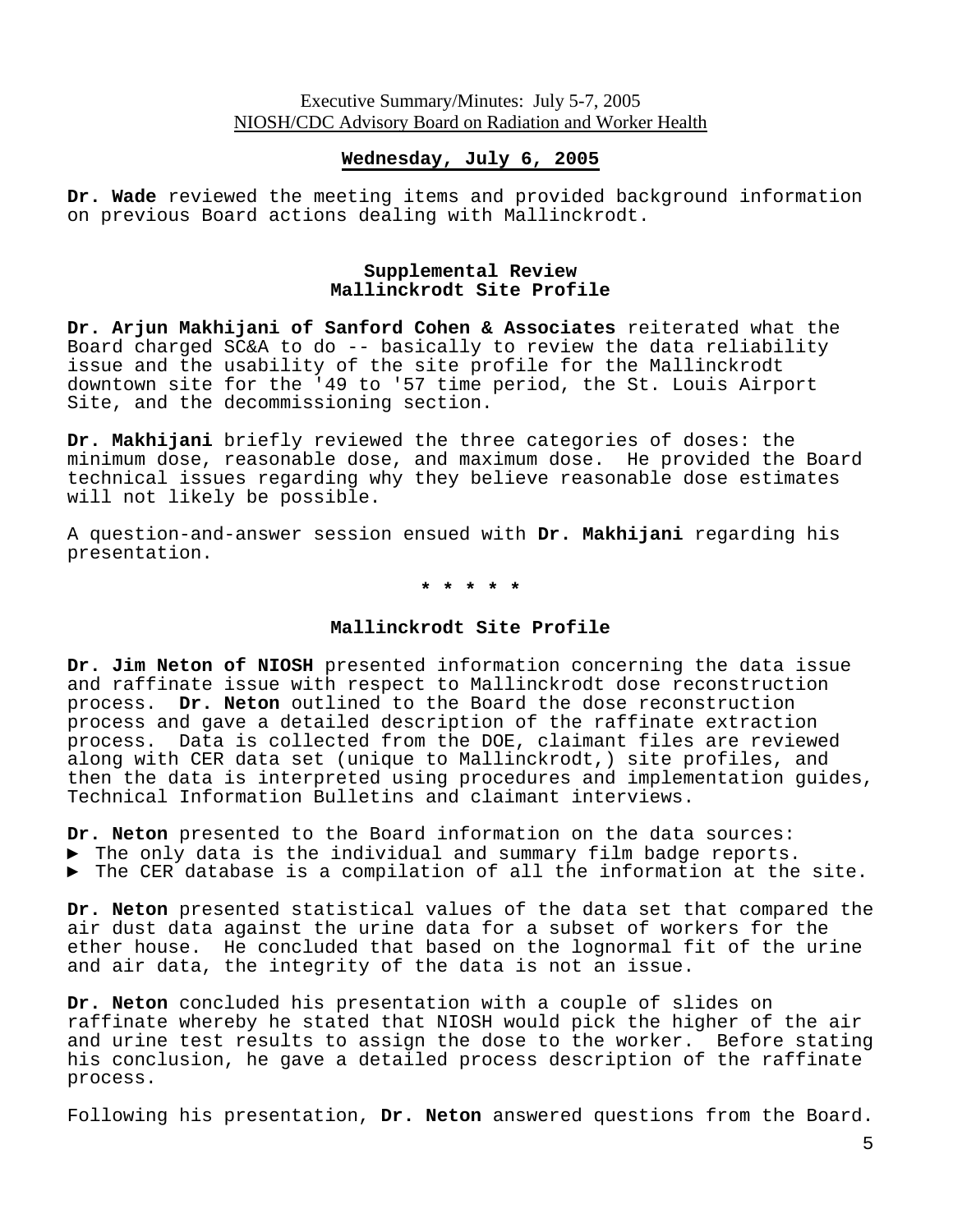## Wednesday, July 6, 2005

**Dr. Wade** reviewed the meeting items and provided background information on previous Board actions dealing with Mallinckrodt.

### Supplemental Review Mallinckrodt Site Profile

**Dr. Arjun Makhijani of Sanford Cohen & Associates** reiterated what the Board charged SC&A to do -- basically to review the data reliability issue and the usability of the site profile for the Mallinckrodt downtown site for the '49 to '57 time period, the St. Louis Airport Site, and the decommissioning section.

**Dr. Makhijani** briefly reviewed the three categories of doses: the minimum dose, reasonable dose, and maximum dose. He provided the Board technical issues regarding why they believe reasonable dose estimates will not likely be possible.

A question-and-answer session ensued with **Dr. Makhijani** regarding his presentation.

* * * * *

### Mallinckrodt Site Profile

**Dr. Jim Neton of NIOSH** presented information concerning the data issue and raffinate issue with respect to Mallinckrodt dose reconstruction process. **Dr. Neton** outlined to the Board the dose reconstruction process and gave a detailed description of the raffinate extraction process. Data is collected from the DOE, claimant files are reviewed along with CER data set (unique to Mallinckrodt,) site profiles, and then the data is interpreted using procedures and implementation guides, Technical Information Bulletins and claimant interviews.

**Dr. Neton** presented to the Board information on the data sources:

- The only data is the individual and summary film badge reports.
- The CER database is a compilation of all the information at the site.

**Dr. Neton** presented statistical values of the data set that compared the air dust data against the urine data for a subset of workers for the ether house. He concluded that based on the lognormal fit of the urine and air data, the integrity of the data is not an issue.

**Dr. Neton** concluded his presentation with a couple of slides on raffinate whereby he stated that NIOSH would pick the higher of the air and urine test results to assign the dose to the worker. Before stating his conclusion, he gave a detailed process description of the raffinate process.

Following his presentation, **Dr. Neton** answered questions from the Board.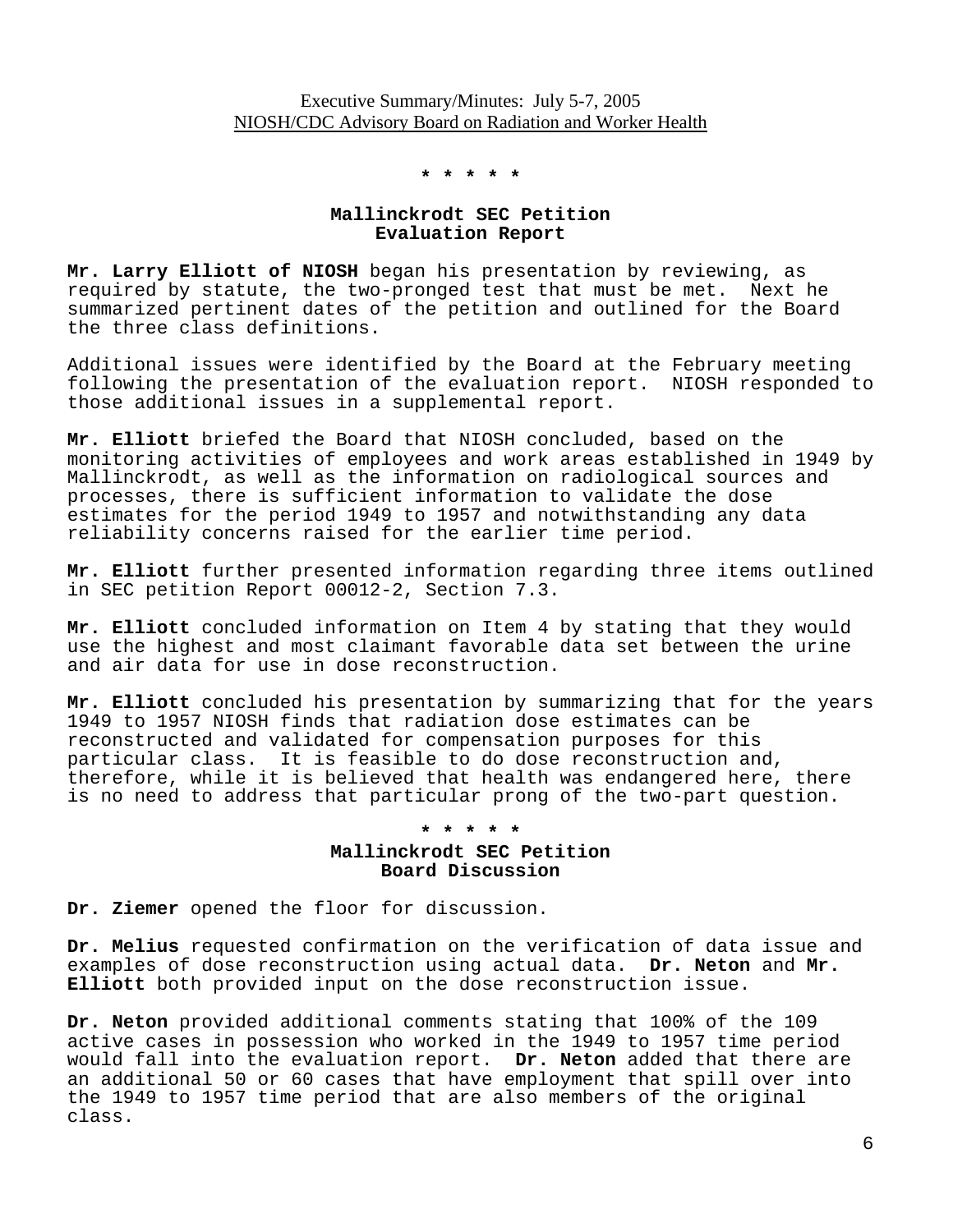\* \* \* \* \*

## Mallinckrodt SEC Petition
## Evaluation Report

**Mr. Larry Elliott of NIOSH** began his presentation by reviewing, as required by statute, the two-pronged test that must be met. Next he summarized pertinent dates of the petition and outlined for the Board the three class definitions.

Additional issues were identified by the Board at the February meeting following the presentation of the evaluation report. NIOSH responded to those additional issues in a supplemental report.

**Mr. Elliott** briefed the Board that NIOSH concluded, based on the monitoring activities of employees and work areas established in 1949 by Mallinckrodt, as well as the information on radiological sources and processes, there is sufficient information to validate the dose estimates for the period 1949 to 1957 and notwithstanding any data reliability concerns raised for the earlier time period.

**Mr. Elliott** further presented information regarding three items outlined in SEC petition Report 00012-2, Section 7.3.

**Mr. Elliott** concluded information on Item 4 by stating that they would use the highest and most claimant favorable data set between the urine and air data for use in dose reconstruction.

**Mr. Elliott** concluded his presentation by summarizing that for the years 1949 to 1957 NIOSH finds that radiation dose estimates can be reconstructed and validated for compensation purposes for this particular class. It is feasible to do dose reconstruction and, therefore, while it is believed that health was endangered here, there is no need to address that particular prong of the two-part question.

\* \* \* \* \*

## Mallinckrodt SEC Petition
## Board Discussion

**Dr. Ziemer** opened the floor for discussion.

**Dr. Melius** requested confirmation on the verification of data issue and examples of dose reconstruction using actual data. **Dr. Neton** and **Mr. Elliott** both provided input on the dose reconstruction issue.

**Dr. Neton** provided additional comments stating that 100% of the 109 active cases in possession who worked in the 1949 to 1957 time period would fall into the evaluation report. **Dr. Neton** added that there are an additional 50 or 60 cases that have employment that spill over into the 1949 to 1957 time period that are also members of the original class.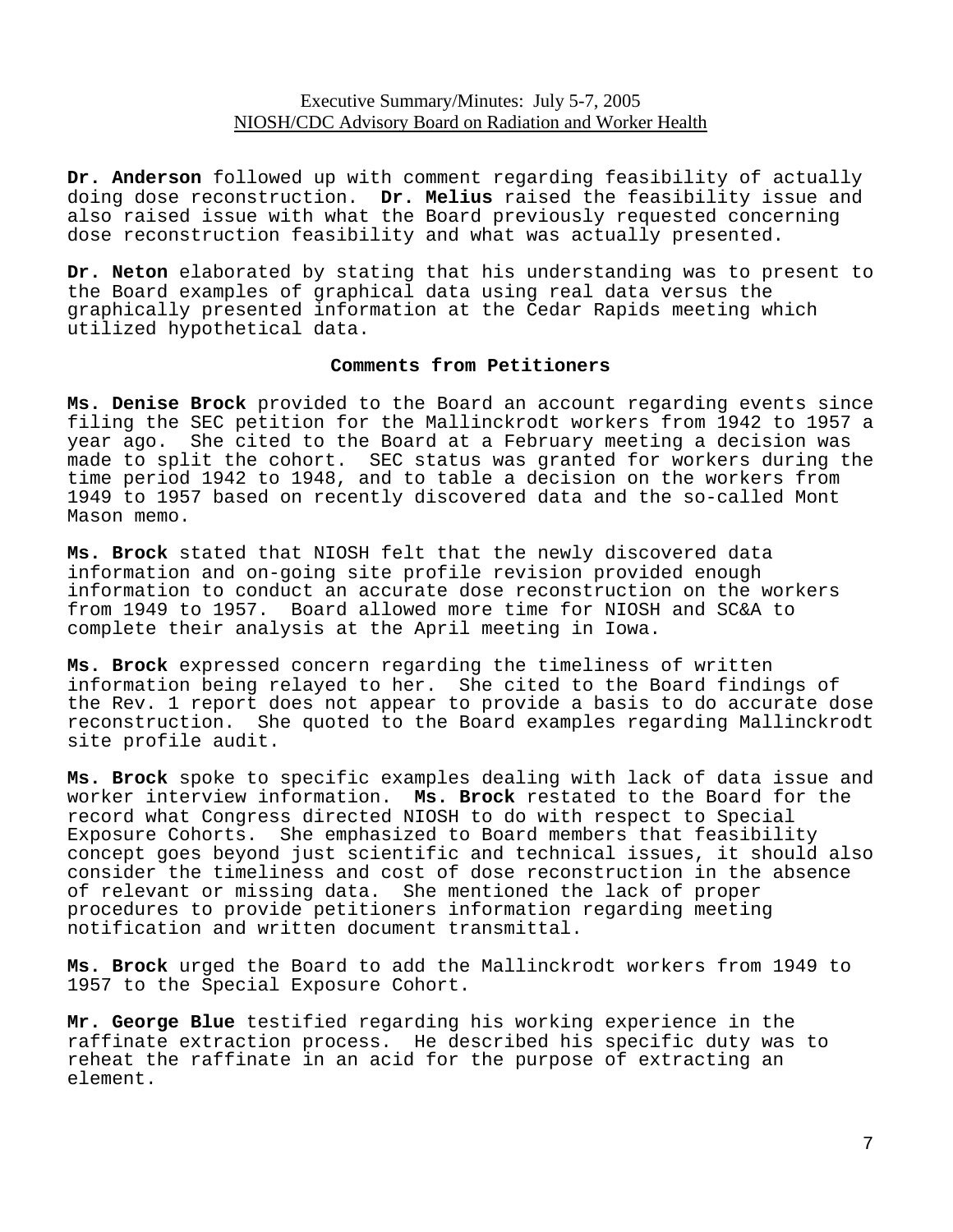**Dr. Anderson** followed up with comment regarding feasibility of actually doing dose reconstruction. **Dr. Melius** raised the feasibility issue and also raised issue with what the Board previously requested concerning dose reconstruction feasibility and what was actually presented.

**Dr. Neton** elaborated by stating that his understanding was to present to the Board examples of graphical data using real data versus the graphically presented information at the Cedar Rapids meeting which utilized hypothetical data.

### Comments from Petitioners

**Ms. Denise Brock** provided to the Board an account regarding events since filing the SEC petition for the Mallinckrodt workers from 1942 to 1957 a year ago. She cited to the Board at a February meeting a decision was made to split the cohort. SEC status was granted for workers during the time period 1942 to 1948, and to table a decision on the workers from 1949 to 1957 based on recently discovered data and the so-called Mont Mason memo.

**Ms. Brock** stated that NIOSH felt that the newly discovered data information and on-going site profile revision provided enough information to conduct an accurate dose reconstruction on the workers from 1949 to 1957. Board allowed more time for NIOSH and SC&A to complete their analysis at the April meeting in Iowa.

**Ms. Brock** expressed concern regarding the timeliness of written information being relayed to her. She cited to the Board findings of the Rev. 1 report does not appear to provide a basis to do accurate dose reconstruction. She quoted to the Board examples regarding Mallinckrodt site profile audit.

**Ms. Brock** spoke to specific examples dealing with lack of data issue and worker interview information. **Ms. Brock** restated to the Board for the record what Congress directed NIOSH to do with respect to Special Exposure Cohorts. She emphasized to Board members that feasibility concept goes beyond just scientific and technical issues, it should also consider the timeliness and cost of dose reconstruction in the absence of relevant or missing data. She mentioned the lack of proper procedures to provide petitioners information regarding meeting notification and written document transmittal.

**Ms. Brock** urged the Board to add the Mallinckrodt workers from 1949 to 1957 to the Special Exposure Cohort.

**Mr. George Blue** testified regarding his working experience in the raffinate extraction process. He described his specific duty was to reheat the raffinate in an acid for the purpose of extracting an element.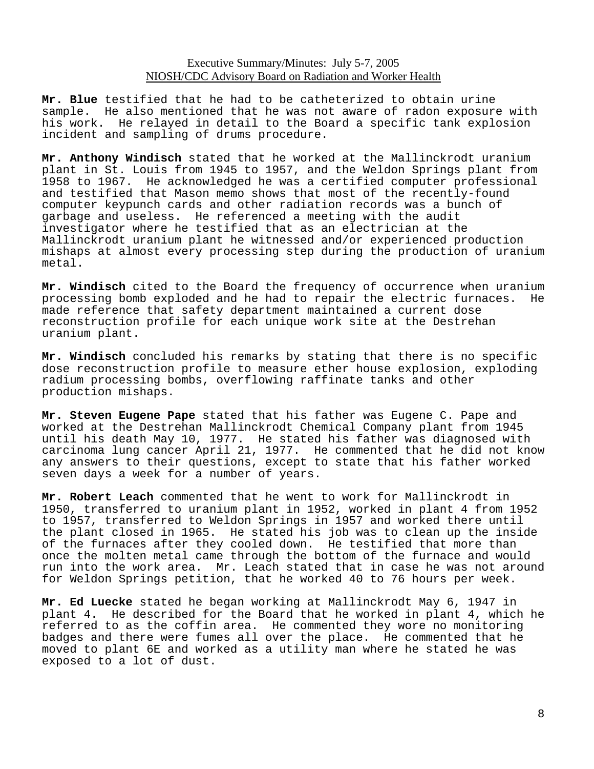**Mr. Blue** testified that he had to be catheterized to obtain urine sample. He also mentioned that he was not aware of radon exposure with his work. He relayed in detail to the Board a specific tank explosion incident and sampling of drums procedure.

**Mr. Anthony Windisch** stated that he worked at the Mallinckrodt uranium plant in St. Louis from 1945 to 1957, and the Weldon Springs plant from 1958 to 1967. He acknowledged he was a certified computer professional and testified that Mason memo shows that most of the recently-found computer keypunch cards and other radiation records was a bunch of garbage and useless. He referenced a meeting with the audit investigator where he testified that as an electrician at the Mallinckrodt uranium plant he witnessed and/or experienced production mishaps at almost every processing step during the production of uranium metal.

**Mr. Windisch** cited to the Board the frequency of occurrence when uranium processing bomb exploded and he had to repair the electric furnaces. He made reference that safety department maintained a current dose reconstruction profile for each unique work site at the Destrehan uranium plant.

**Mr. Windisch** concluded his remarks by stating that there is no specific dose reconstruction profile to measure ether house explosion, exploding radium processing bombs, overflowing raffinate tanks and other production mishaps.

**Mr. Steven Eugene Pape** stated that his father was Eugene C. Pape and worked at the Destrehan Mallinckrodt Chemical Company plant from 1945 until his death May 10, 1977. He stated his father was diagnosed with carcinoma lung cancer April 21, 1977. He commented that he did not know any answers to their questions, except to state that his father worked seven days a week for a number of years.

**Mr. Robert Leach** commented that he went to work for Mallinckrodt in 1950, transferred to uranium plant in 1952, worked in plant 4 from 1952 to 1957, transferred to Weldon Springs in 1957 and worked there until the plant closed in 1965. He stated his job was to clean up the inside of the furnaces after they cooled down. He testified that more than once the molten metal came through the bottom of the furnace and would run into the work area. Mr. Leach stated that in case he was not around for Weldon Springs petition, that he worked 40 to 76 hours per week.

**Mr. Ed Luecke** stated he began working at Mallinckrodt May 6, 1947 in plant 4. He described for the Board that he worked in plant 4, which he referred to as the coffin area. He commented they wore no monitoring badges and there were fumes all over the place. He commented that he moved to plant 6E and worked as a utility man where he stated he was exposed to a lot of dust.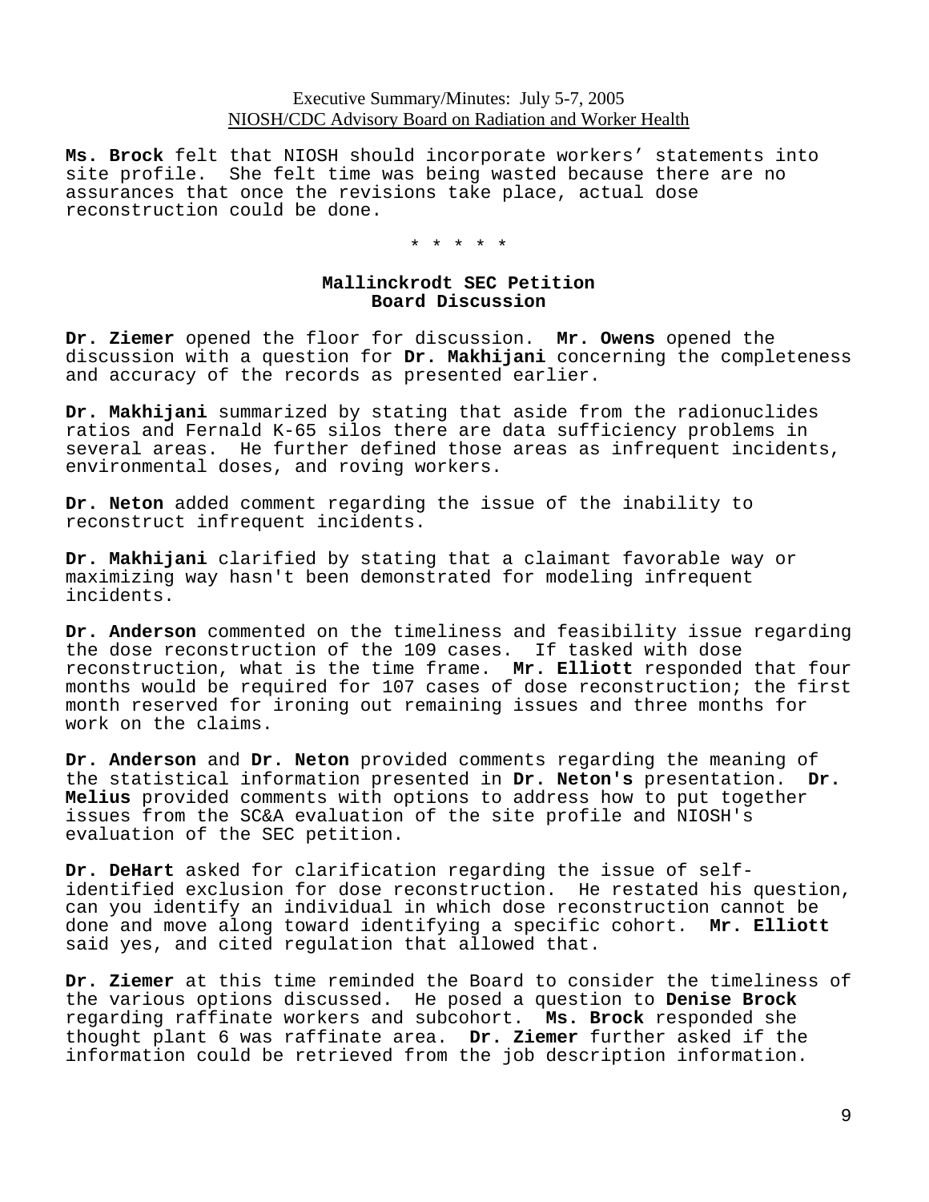**Ms. Brock** felt that NIOSH should incorporate workers' statements into site profile. She felt time was being wasted because there are no assurances that once the revisions take place, actual dose reconstruction could be done.

\* \* \* \* \*

### Mallinckrodt SEC Petition
### Board Discussion

**Dr. Ziemer** opened the floor for discussion. **Mr. Owens** opened the discussion with a question for **Dr. Makhijani** concerning the completeness and accuracy of the records as presented earlier.

**Dr. Makhijani** summarized by stating that aside from the radionuclides ratios and Fernald K-65 silos there are data sufficiency problems in several areas. He further defined those areas as infrequent incidents, environmental doses, and roving workers.

**Dr. Neton** added comment regarding the issue of the inability to reconstruct infrequent incidents.

**Dr. Makhijani** clarified by stating that a claimant favorable way or maximizing way hasn't been demonstrated for modeling infrequent incidents.

**Dr. Anderson** commented on the timeliness and feasibility issue regarding the dose reconstruction of the 109 cases. If tasked with dose reconstruction, what is the time frame. **Mr. Elliott** responded that four months would be required for 107 cases of dose reconstruction; the first month reserved for ironing out remaining issues and three months for work on the claims.

**Dr. Anderson** and **Dr. Neton** provided comments regarding the meaning of the statistical information presented in **Dr. Neton's** presentation. **Dr. Melius** provided comments with options to address how to put together issues from the SC&A evaluation of the site profile and NIOSH's evaluation of the SEC petition.

**Dr. DeHart** asked for clarification regarding the issue of self-identified exclusion for dose reconstruction. He restated his question, can you identify an individual in which dose reconstruction cannot be done and move along toward identifying a specific cohort. **Mr. Elliott** said yes, and cited regulation that allowed that.

**Dr. Ziemer** at this time reminded the Board to consider the timeliness of the various options discussed. He posed a question to **Denise Brock** regarding raffinate workers and subcohort. **Ms. Brock** responded she thought plant 6 was raffinate area. **Dr. Ziemer** further asked if the information could be retrieved from the job description information.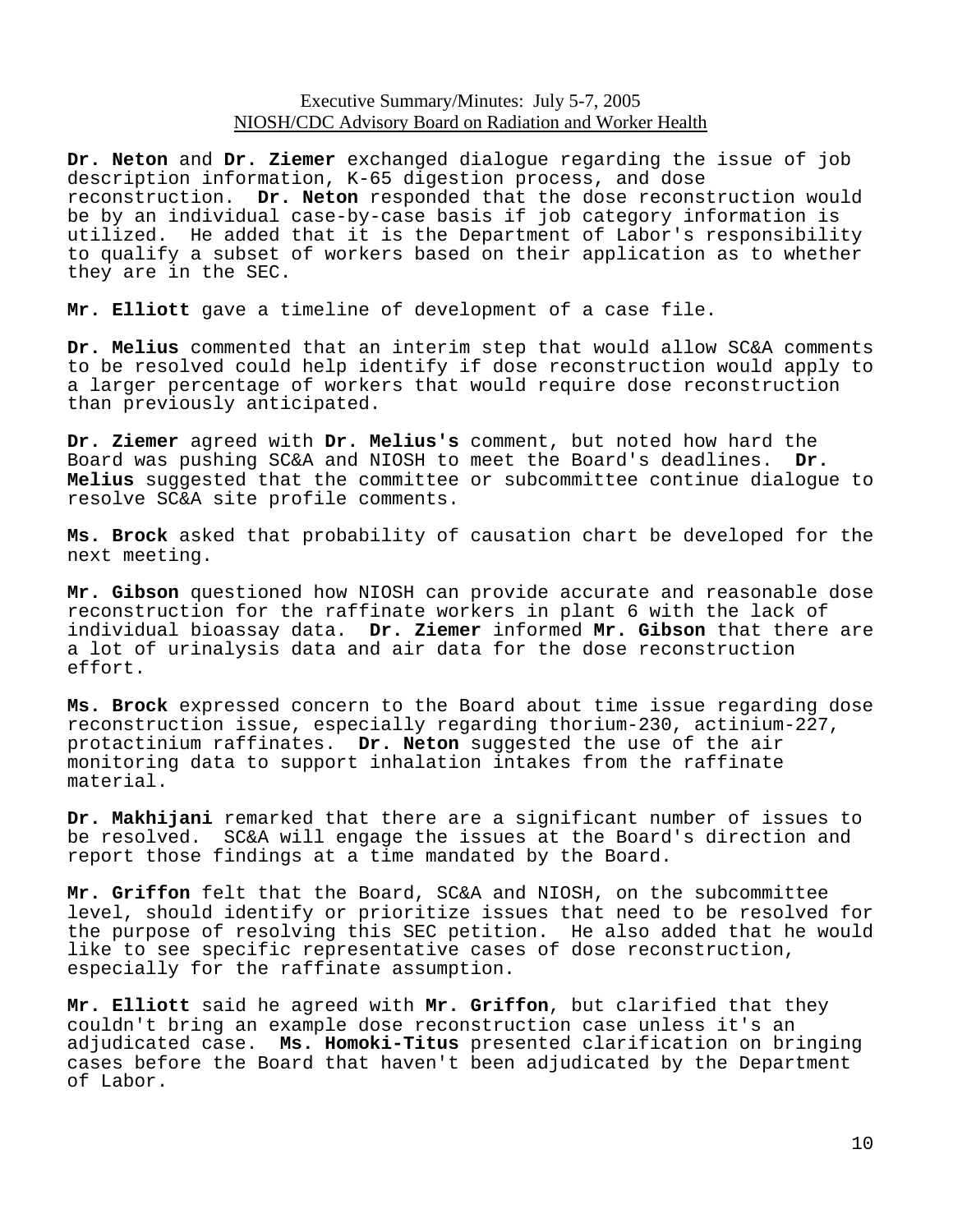**Dr. Neton** and **Dr. Ziemer** exchanged dialogue regarding the issue of job description information, K-65 digestion process, and dose reconstruction. **Dr. Neton** responded that the dose reconstruction would be by an individual case-by-case basis if job category information is utilized. He added that it is the Department of Labor's responsibility to qualify a subset of workers based on their application as to whether they are in the SEC.

**Mr. Elliott** gave a timeline of development of a case file.

**Dr. Melius** commented that an interim step that would allow SC&A comments to be resolved could help identify if dose reconstruction would apply to a larger percentage of workers that would require dose reconstruction than previously anticipated.

**Dr. Ziemer** agreed with **Dr. Melius's** comment, but noted how hard the Board was pushing SC&A and NIOSH to meet the Board's deadlines. **Dr. Melius** suggested that the committee or subcommittee continue dialogue to resolve SC&A site profile comments.

**Ms. Brock** asked that probability of causation chart be developed for the next meeting.

**Mr. Gibson** questioned how NIOSH can provide accurate and reasonable dose reconstruction for the raffinate workers in plant 6 with the lack of individual bioassay data. **Dr. Ziemer** informed **Mr. Gibson** that there are a lot of urinalysis data and air data for the dose reconstruction effort.

**Ms. Brock** expressed concern to the Board about time issue regarding dose reconstruction issue, especially regarding thorium-230, actinium-227, protactinium raffinates. **Dr. Neton** suggested the use of the air monitoring data to support inhalation intakes from the raffinate material.

**Dr. Makhijani** remarked that there are a significant number of issues to be resolved. SC&A will engage the issues at the Board's direction and report those findings at a time mandated by the Board.

**Mr. Griffon** felt that the Board, SC&A and NIOSH, on the subcommittee level, should identify or prioritize issues that need to be resolved for the purpose of resolving this SEC petition. He also added that he would like to see specific representative cases of dose reconstruction, especially for the raffinate assumption.

**Mr. Elliott** said he agreed with **Mr. Griffon**, but clarified that they couldn't bring an example dose reconstruction case unless it's an adjudicated case. **Ms. Homoki-Titus** presented clarification on bringing cases before the Board that haven't been adjudicated by the Department of Labor.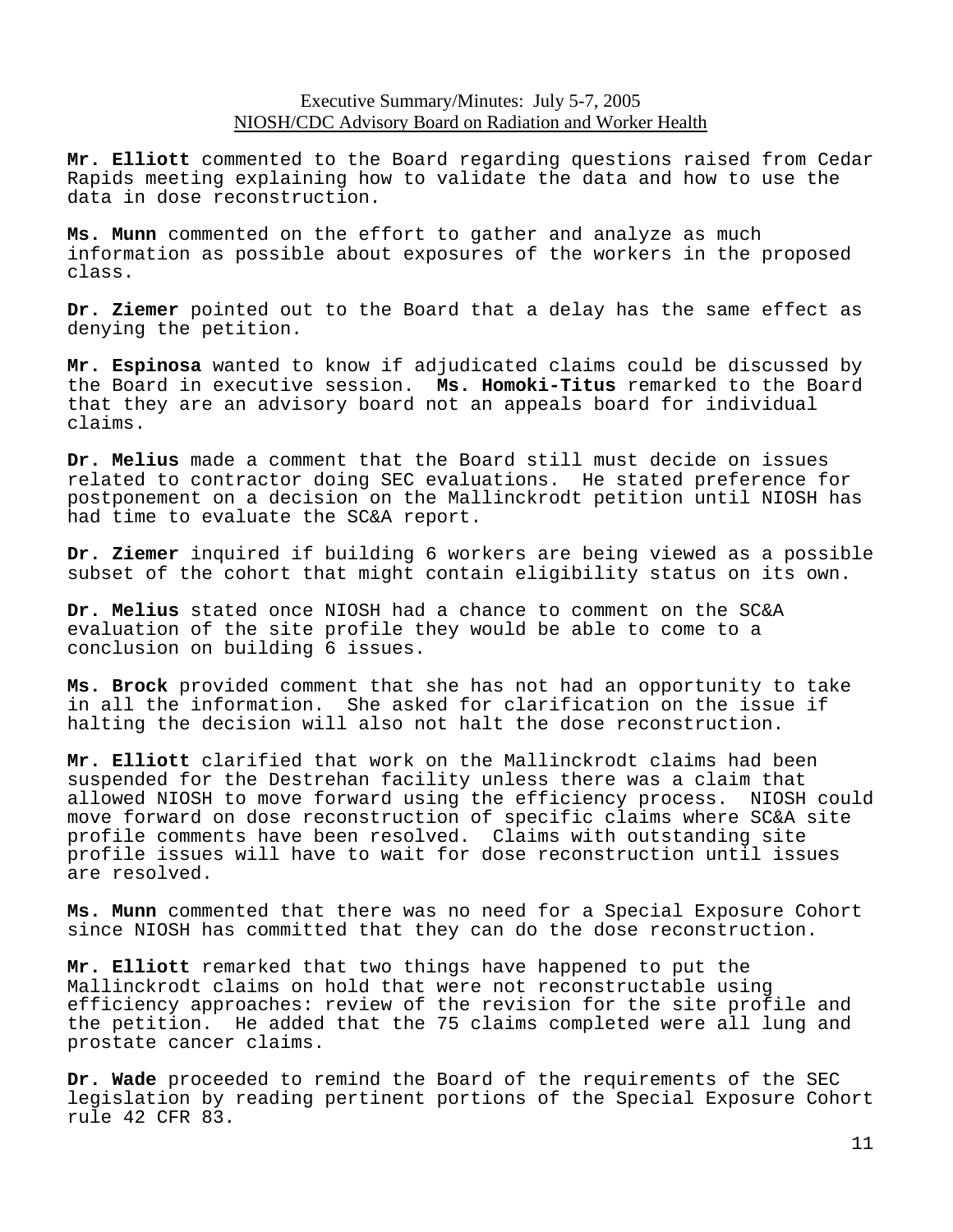**Mr. Elliott** commented to the Board regarding questions raised from Cedar Rapids meeting explaining how to validate the data and how to use the data in dose reconstruction.

**Ms. Munn** commented on the effort to gather and analyze as much information as possible about exposures of the workers in the proposed class.

**Dr. Ziemer** pointed out to the Board that a delay has the same effect as denying the petition.

**Mr. Espinosa** wanted to know if adjudicated claims could be discussed by the Board in executive session. **Ms. Homoki-Titus** remarked to the Board that they are an advisory board not an appeals board for individual claims.

**Dr. Melius** made a comment that the Board still must decide on issues related to contractor doing SEC evaluations. He stated preference for postponement on a decision on the Mallinckrodt petition until NIOSH has had time to evaluate the SC&A report.

**Dr. Ziemer** inquired if building 6 workers are being viewed as a possible subset of the cohort that might contain eligibility status on its own.

**Dr. Melius** stated once NIOSH had a chance to comment on the SC&A evaluation of the site profile they would be able to come to a conclusion on building 6 issues.

**Ms. Brock** provided comment that she has not had an opportunity to take in all the information. She asked for clarification on the issue if halting the decision will also not halt the dose reconstruction.

**Mr. Elliott** clarified that work on the Mallinckrodt claims had been suspended for the Destrehan facility unless there was a claim that allowed NIOSH to move forward using the efficiency process. NIOSH could move forward on dose reconstruction of specific claims where SC&A site profile comments have been resolved. Claims with outstanding site profile issues will have to wait for dose reconstruction until issues are resolved.

**Ms. Munn** commented that there was no need for a Special Exposure Cohort since NIOSH has committed that they can do the dose reconstruction.

**Mr. Elliott** remarked that two things have happened to put the Mallinckrodt claims on hold that were not reconstructable using efficiency approaches: review of the revision for the site profile and the petition. He added that the 75 claims completed were all lung and prostate cancer claims.

**Dr. Wade** proceeded to remind the Board of the requirements of the SEC legislation by reading pertinent portions of the Special Exposure Cohort rule 42 CFR 83.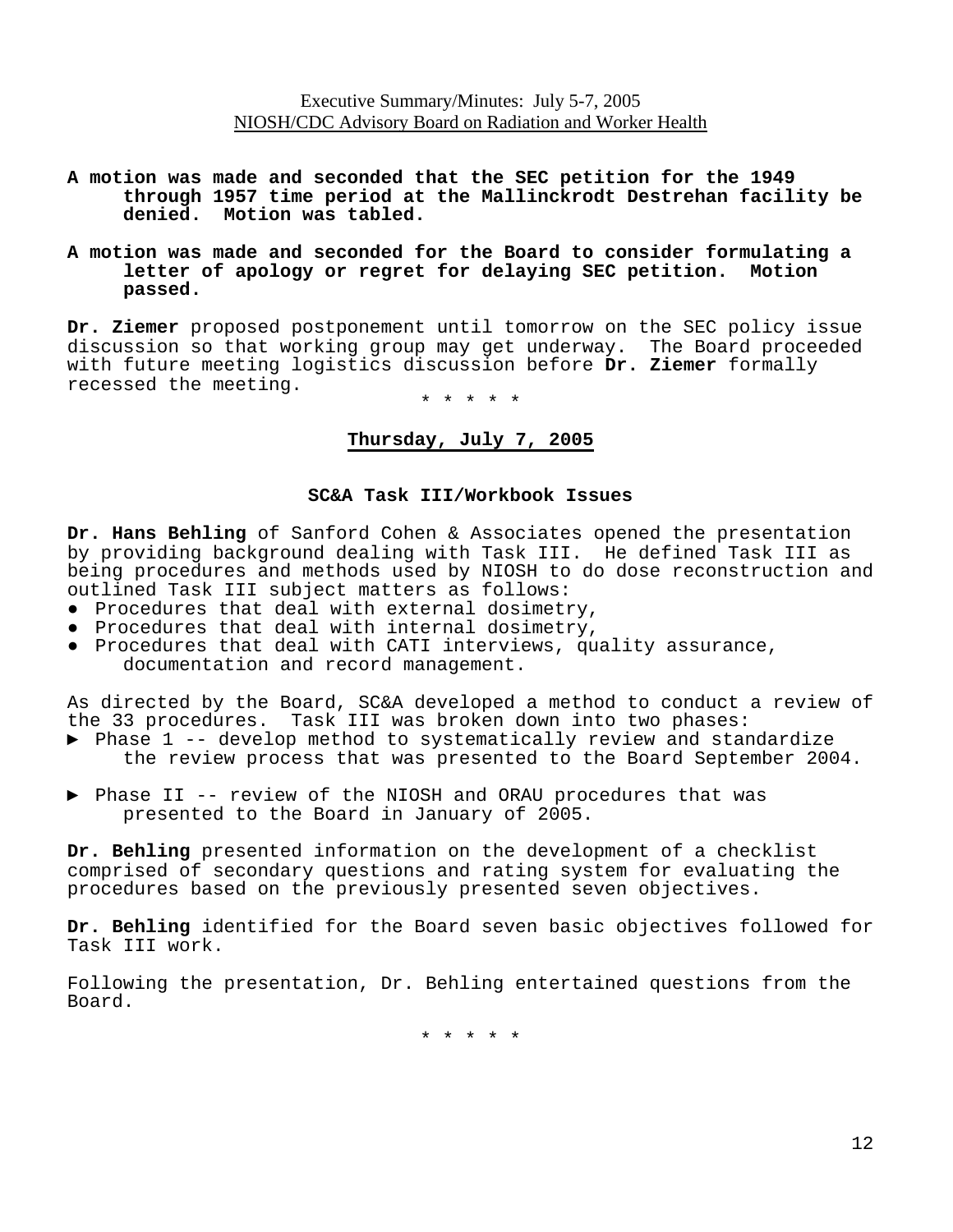**A motion was made and seconded that the SEC petition for the 1949 through 1957 time period at the Mallinckrodt Destrehan facility be denied. Motion was tabled.**

**A motion was made and seconded for the Board to consider formulating a letter of apology or regret for delaying SEC petition. Motion passed.**

**Dr. Ziemer** proposed postponement until tomorrow on the SEC policy issue discussion so that working group may get underway. The Board proceeded with future meeting logistics discussion before **Dr. Ziemer** formally recessed the meeting.

\* \* \* \* \*

## Thursday, July 7, 2005

### SC&A Task III/Workbook Issues

**Dr. Hans Behling** of Sanford Cohen & Associates opened the presentation by providing background dealing with Task III. He defined Task III as being procedures and methods used by NIOSH to do dose reconstruction and outlined Task III subject matters as follows:

- Procedures that deal with external dosimetry,
- Procedures that deal with internal dosimetry,
- Procedures that deal with CATI interviews, quality assurance, documentation and record management.

As directed by the Board, SC&A developed a method to conduct a review of the 33 procedures. Task III was broken down into two phases:

- ► Phase 1 -- develop method to systematically review and standardize the review process that was presented to the Board September 2004.
- ► Phase II -- review of the NIOSH and ORAU procedures that was presented to the Board in January of 2005.

**Dr. Behling** presented information on the development of a checklist comprised of secondary questions and rating system for evaluating the procedures based on the previously presented seven objectives.

**Dr. Behling** identified for the Board seven basic objectives followed for Task III work.

Following the presentation, Dr. Behling entertained questions from the Board.

\* \* \* \* \*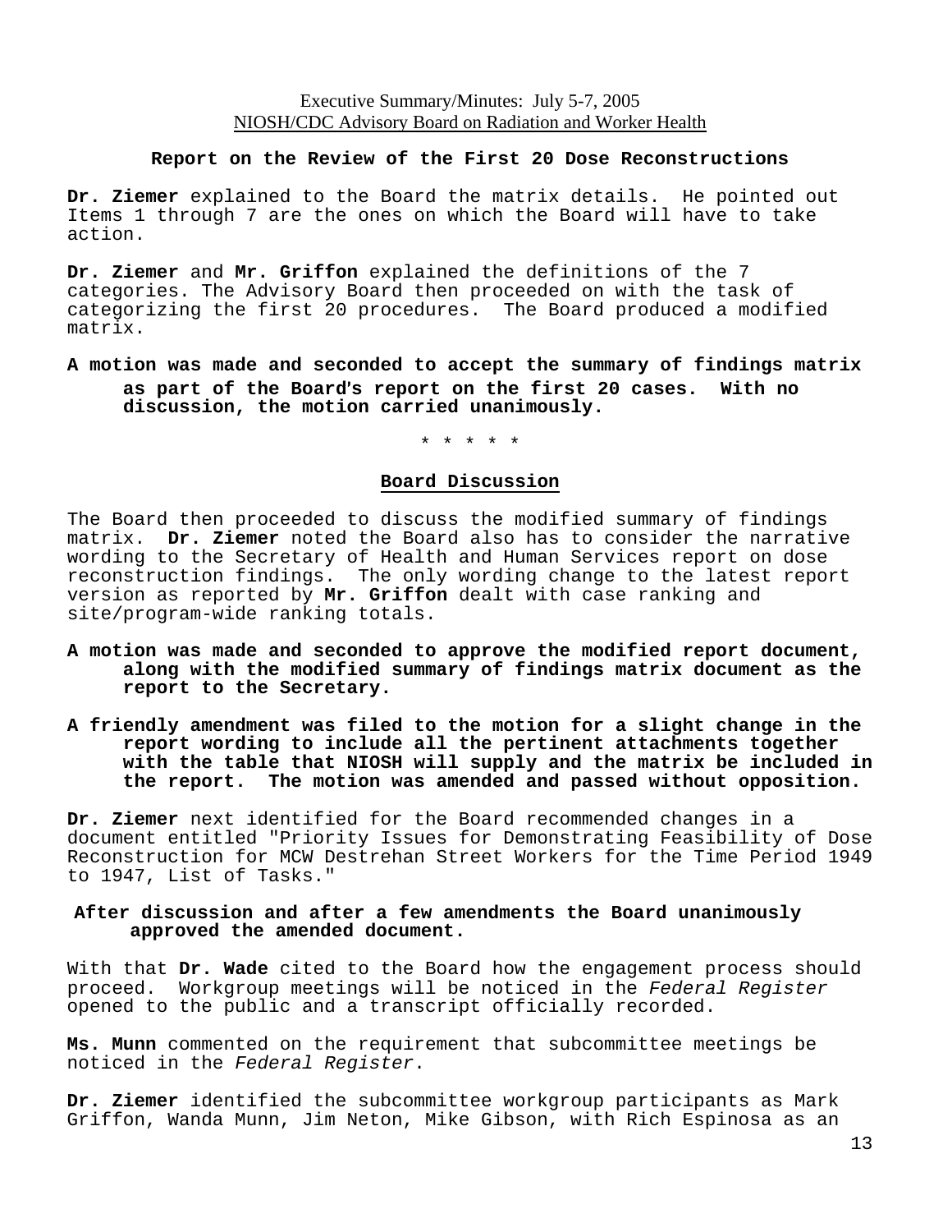### Report on the Review of the First 20 Dose Reconstructions

**Dr. Ziemer** explained to the Board the matrix details. He pointed out Items 1 through 7 are the ones on which the Board will have to take action.

**Dr. Ziemer** and **Mr. Griffon** explained the definitions of the 7 categories. The Advisory Board then proceeded on with the task of categorizing the first 20 procedures. The Board produced a modified matrix.

**A motion was made and seconded to accept the summary of findings matrix as part of the Board's report on the first 20 cases. With no discussion, the motion carried unanimously.**

\* \* \* \* \*

### Board Discussion

The Board then proceeded to discuss the modified summary of findings matrix. **Dr. Ziemer** noted the Board also has to consider the narrative wording to the Secretary of Health and Human Services report on dose reconstruction findings. The only wording change to the latest report version as reported by **Mr. Griffon** dealt with case ranking and site/program-wide ranking totals.

**A motion was made and seconded to approve the modified report document, along with the modified summary of findings matrix document as the report to the Secretary.**

**A friendly amendment was filed to the motion for a slight change in the report wording to include all the pertinent attachments together with the table that NIOSH will supply and the matrix be included in the report. The motion was amended and passed without opposition.**

**Dr. Ziemer** next identified for the Board recommended changes in a document entitled "Priority Issues for Demonstrating Feasibility of Dose Reconstruction for MCW Destrehan Street Workers for the Time Period 1949 to 1947, List of Tasks."

**After discussion and after a few amendments the Board unanimously approved the amended document.**

With that **Dr. Wade** cited to the Board how the engagement process should proceed. Workgroup meetings will be noticed in the *Federal Register* opened to the public and a transcript officially recorded.

**Ms. Munn** commented on the requirement that subcommittee meetings be noticed in the *Federal Register*.

**Dr. Ziemer** identified the subcommittee workgroup participants as Mark Griffon, Wanda Munn, Jim Neton, Mike Gibson, with Rich Espinosa as an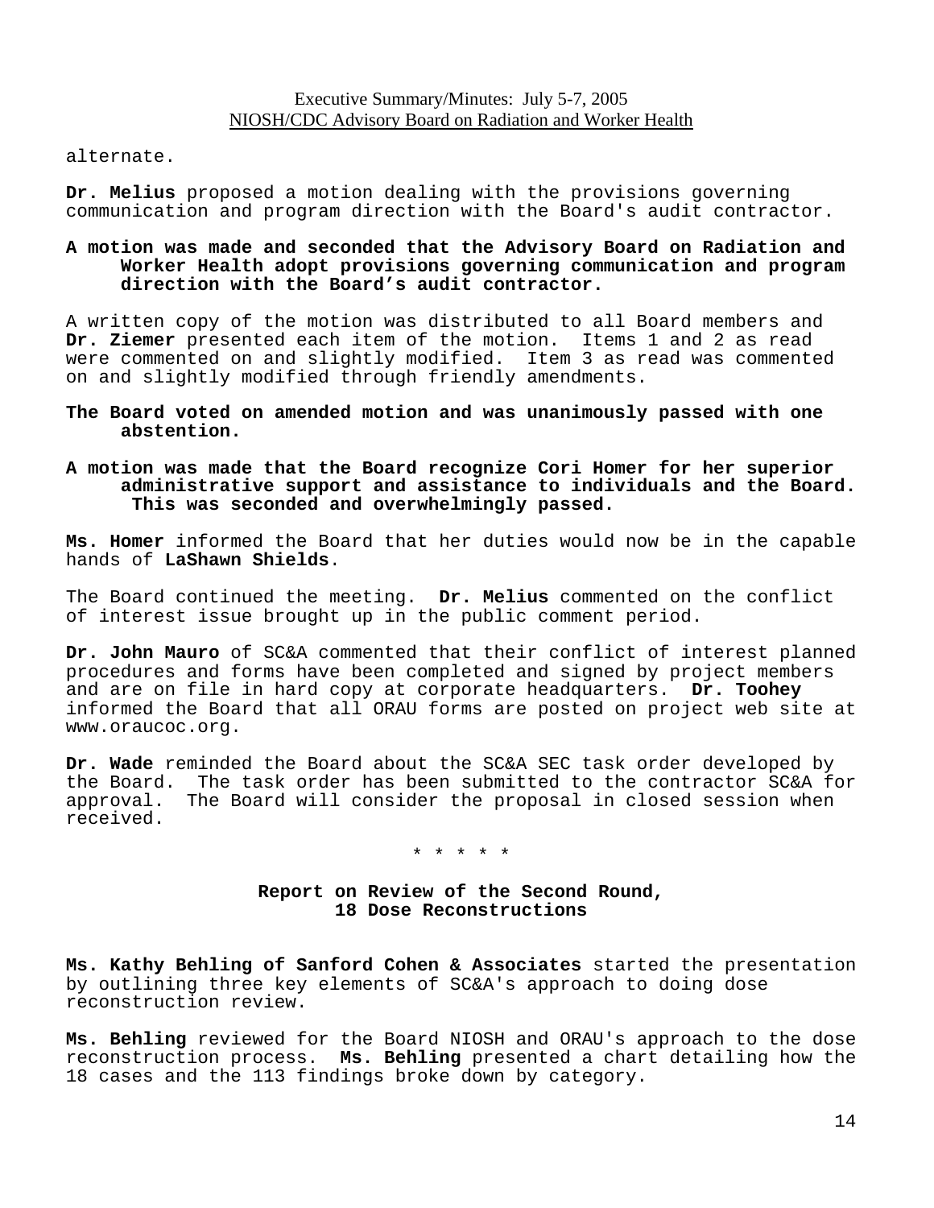alternate.

**Dr. Melius** proposed a motion dealing with the provisions governing communication and program direction with the Board's audit contractor.

**A motion was made and seconded that the Advisory Board on Radiation and Worker Health adopt provisions governing communication and program direction with the Board's audit contractor.**

A written copy of the motion was distributed to all Board members and **Dr. Ziemer** presented each item of the motion. Items 1 and 2 as read were commented on and slightly modified. Item 3 as read was commented on and slightly modified through friendly amendments.

**The Board voted on amended motion and was unanimously passed with one abstention.**

**A motion was made that the Board recognize Cori Homer for her superior administrative support and assistance to individuals and the Board. This was seconded and overwhelmingly passed.**

**Ms. Homer** informed the Board that her duties would now be in the capable hands of **LaShawn Shields**.

The Board continued the meeting. **Dr. Melius** commented on the conflict of interest issue brought up in the public comment period.

**Dr. John Mauro** of SC&A commented that their conflict of interest planned procedures and forms have been completed and signed by project members and are on file in hard copy at corporate headquarters. **Dr. Toohey** informed the Board that all ORAU forms are posted on project web site at www.oraucoc.org.

**Dr. Wade** reminded the Board about the SC&A SEC task order developed by the Board. The task order has been submitted to the contractor SC&A for approval. The Board will consider the proposal in closed session when received.

* * * * *

## Report on Review of the Second Round, 18 Dose Reconstructions

**Ms. Kathy Behling of Sanford Cohen & Associates** started the presentation by outlining three key elements of SC&A's approach to doing dose reconstruction review.

**Ms. Behling** reviewed for the Board NIOSH and ORAU's approach to the dose reconstruction process. **Ms. Behling** presented a chart detailing how the 18 cases and the 113 findings broke down by category.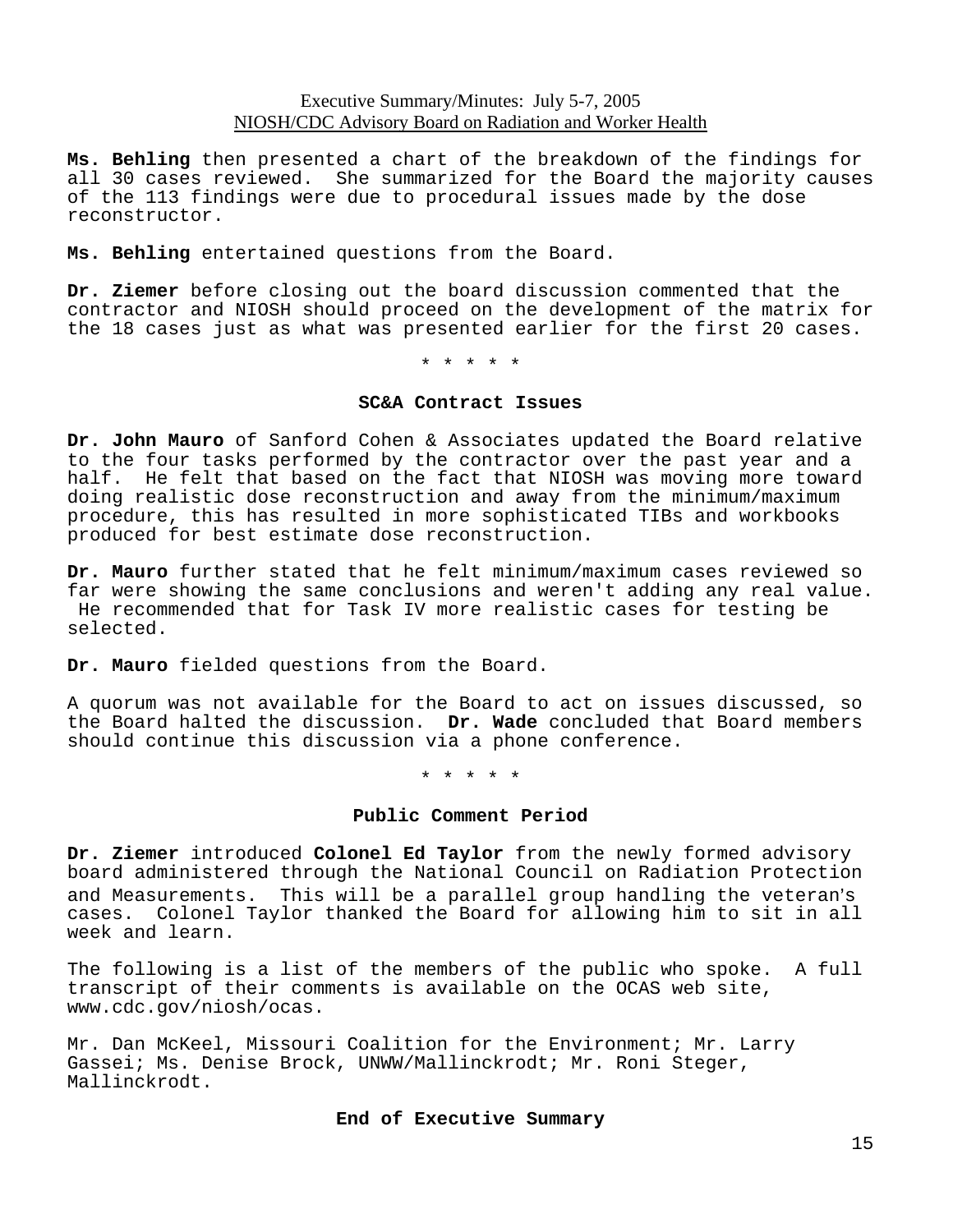**Ms. Behling** then presented a chart of the breakdown of the findings for all 30 cases reviewed. She summarized for the Board the majority causes of the 113 findings were due to procedural issues made by the dose reconstructor.

**Ms. Behling** entertained questions from the Board.

**Dr. Ziemer** before closing out the board discussion commented that the contractor and NIOSH should proceed on the development of the matrix for the 18 cases just as what was presented earlier for the first 20 cases.

\* \* \* \* \*

### SC&A Contract Issues

**Dr. John Mauro** of Sanford Cohen & Associates updated the Board relative to the four tasks performed by the contractor over the past year and a half. He felt that based on the fact that NIOSH was moving more toward doing realistic dose reconstruction and away from the minimum/maximum procedure, this has resulted in more sophisticated TIBs and workbooks produced for best estimate dose reconstruction.

**Dr. Mauro** further stated that he felt minimum/maximum cases reviewed so far were showing the same conclusions and weren't adding any real value. He recommended that for Task IV more realistic cases for testing be selected.

**Dr. Mauro** fielded questions from the Board.

A quorum was not available for the Board to act on issues discussed, so the Board halted the discussion. **Dr. Wade** concluded that Board members should continue this discussion via a phone conference.

\* \* \* \* \*

### Public Comment Period

**Dr. Ziemer** introduced **Colonel Ed Taylor** from the newly formed advisory board administered through the National Council on Radiation Protection and Measurements. This will be a parallel group handling the veteran's cases. Colonel Taylor thanked the Board for allowing him to sit in all week and learn.

The following is a list of the members of the public who spoke. A full transcript of their comments is available on the OCAS web site, www.cdc.gov/niosh/ocas.

Mr. Dan McKeel, Missouri Coalition for the Environment; Mr. Larry Gassei; Ms. Denise Brock, UNWW/Mallinckrodt; Mr. Roni Steger, Mallinckrodt.

**End of Executive Summary**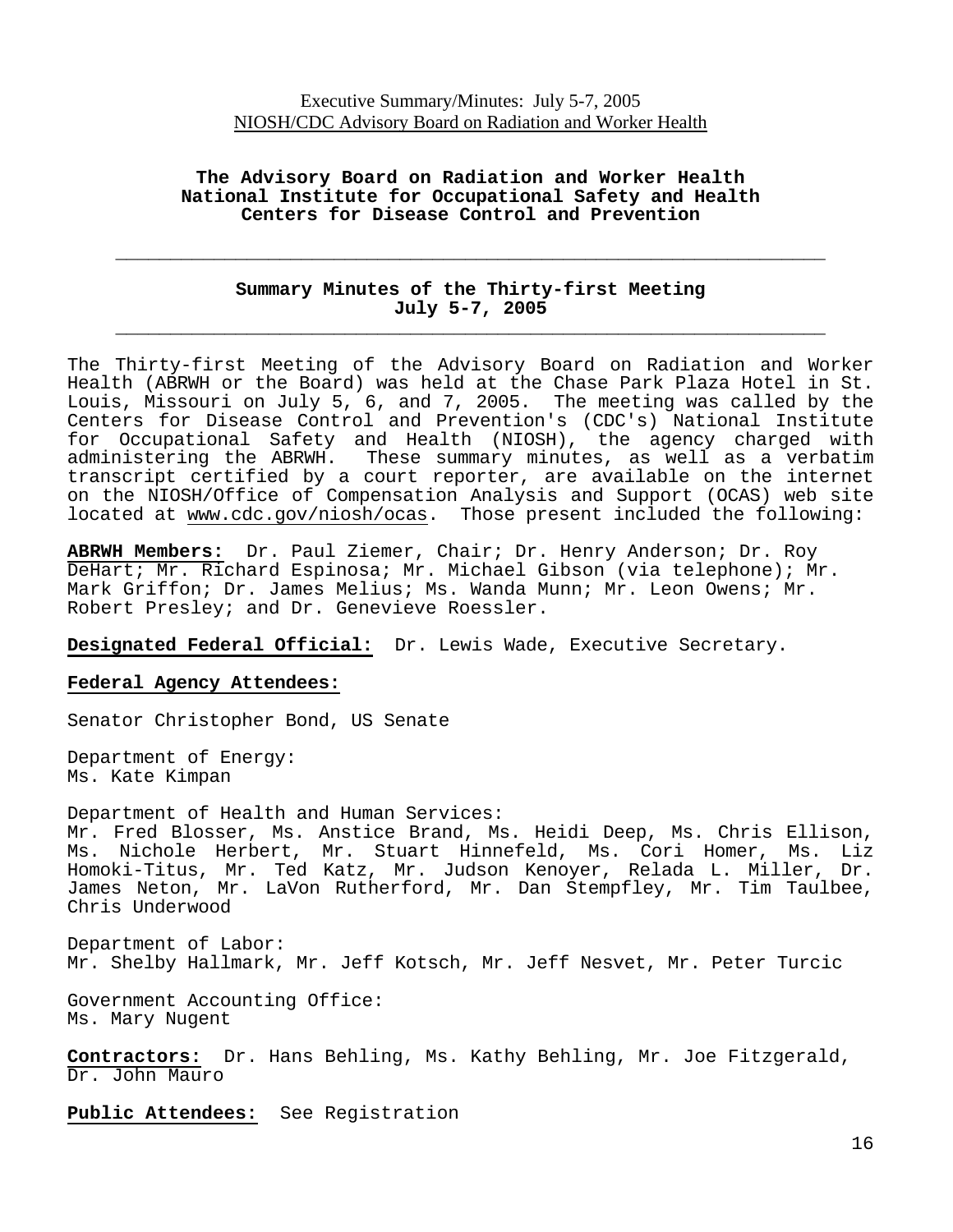**The Advisory Board on Radiation and Worker Health**
**National Institute for Occupational Safety and Health**
**Centers for Disease Control and Prevention**

---

## Summary Minutes of the Thirty-first Meeting
## July 5-7, 2005

---

The Thirty-first Meeting of the Advisory Board on Radiation and Worker Health (ABRWH or the Board) was held at the Chase Park Plaza Hotel in St. Louis, Missouri on July 5, 6, and 7, 2005. The meeting was called by the Centers for Disease Control and Prevention's (CDC's) National Institute for Occupational Safety and Health (NIOSH), the agency charged with administering the ABRWH. These summary minutes, as well as a verbatim transcript certified by a court reporter, are available on the internet on the NIOSH/Office of Compensation Analysis and Support (OCAS) web site located at www.cdc.gov/niosh/ocas. Those present included the following:

**ABRWH Members:** Dr. Paul Ziemer, Chair; Dr. Henry Anderson; Dr. Roy DeHart; Mr. Richard Espinosa; Mr. Michael Gibson (via telephone); Mr. Mark Griffon; Dr. James Melius; Ms. Wanda Munn; Mr. Leon Owens; Mr. Robert Presley; and Dr. Genevieve Roessler.

**Designated Federal Official:** Dr. Lewis Wade, Executive Secretary.

**Federal Agency Attendees:**

Senator Christopher Bond, US Senate

Department of Energy:
Ms. Kate Kimpan

Department of Health and Human Services:
Mr. Fred Blosser, Ms. Anstice Brand, Ms. Heidi Deep, Ms. Chris Ellison, Ms. Nichole Herbert, Mr. Stuart Hinnefeld, Ms. Cori Homer, Ms. Liz Homoki-Titus, Mr. Ted Katz, Mr. Judson Kenoyer, Relada L. Miller, Dr. James Neton, Mr. LaVon Rutherford, Mr. Dan Stempfley, Mr. Tim Taulbee, Chris Underwood

Department of Labor:
Mr. Shelby Hallmark, Mr. Jeff Kotsch, Mr. Jeff Nesvet, Mr. Peter Turcic

Government Accounting Office:
Ms. Mary Nugent

**Contractors:** Dr. Hans Behling, Ms. Kathy Behling, Mr. Joe Fitzgerald, Dr. John Mauro

**Public Attendees:** See Registration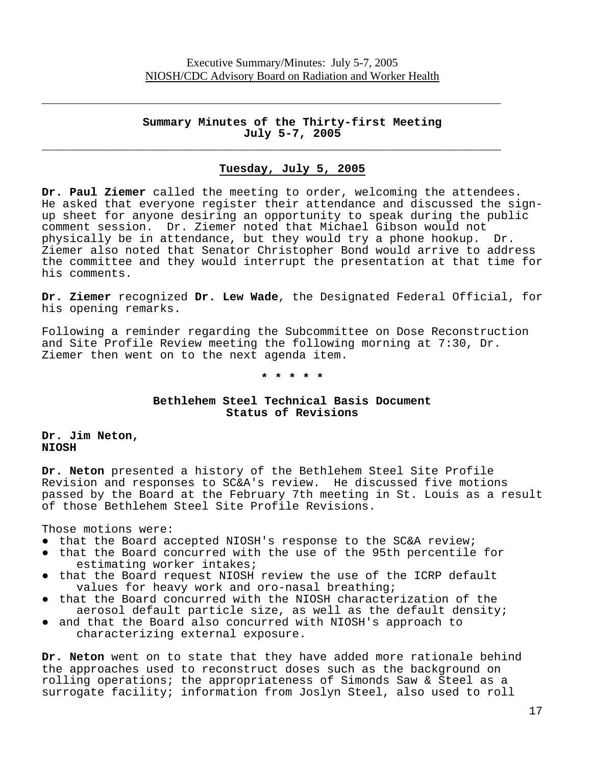## Summary Minutes of the Thirty-first Meeting
## July 5-7, 2005

### Tuesday, July 5, 2005

**Dr. Paul Ziemer** called the meeting to order, welcoming the attendees. He asked that everyone register their attendance and discussed the sign-up sheet for anyone desiring an opportunity to speak during the public comment session. Dr. Ziemer noted that Michael Gibson would not physically be in attendance, but they would try a phone hookup. Dr. Ziemer also noted that Senator Christopher Bond would arrive to address the committee and they would interrupt the presentation at that time for his comments.

**Dr. Ziemer** recognized **Dr. Lew Wade**, the Designated Federal Official, for his opening remarks.

Following a reminder regarding the Subcommittee on Dose Reconstruction and Site Profile Review meeting the following morning at 7:30, Dr. Ziemer then went on to the next agenda item.

\* \* \* \* \*

### Bethlehem Steel Technical Basis Document Status of Revisions

**Dr. Jim Neton, NIOSH**

**Dr. Neton** presented a history of the Bethlehem Steel Site Profile Revision and responses to SC&A's review. He discussed five motions passed by the Board at the February 7th meeting in St. Louis as a result of those Bethlehem Steel Site Profile Revisions.

Those motions were:

- that the Board accepted NIOSH's response to the SC&A review;
- that the Board concurred with the use of the 95th percentile for estimating worker intakes;
- that the Board request NIOSH review the use of the ICRP default values for heavy work and oro-nasal breathing;
- that the Board concurred with the NIOSH characterization of the aerosol default particle size, as well as the default density;
- and that the Board also concurred with NIOSH's approach to characterizing external exposure.

**Dr. Neton** went on to state that they have added more rationale behind the approaches used to reconstruct doses such as the background on rolling operations; the appropriateness of Simonds Saw & Steel as a surrogate facility; information from Joslyn Steel, also used to roll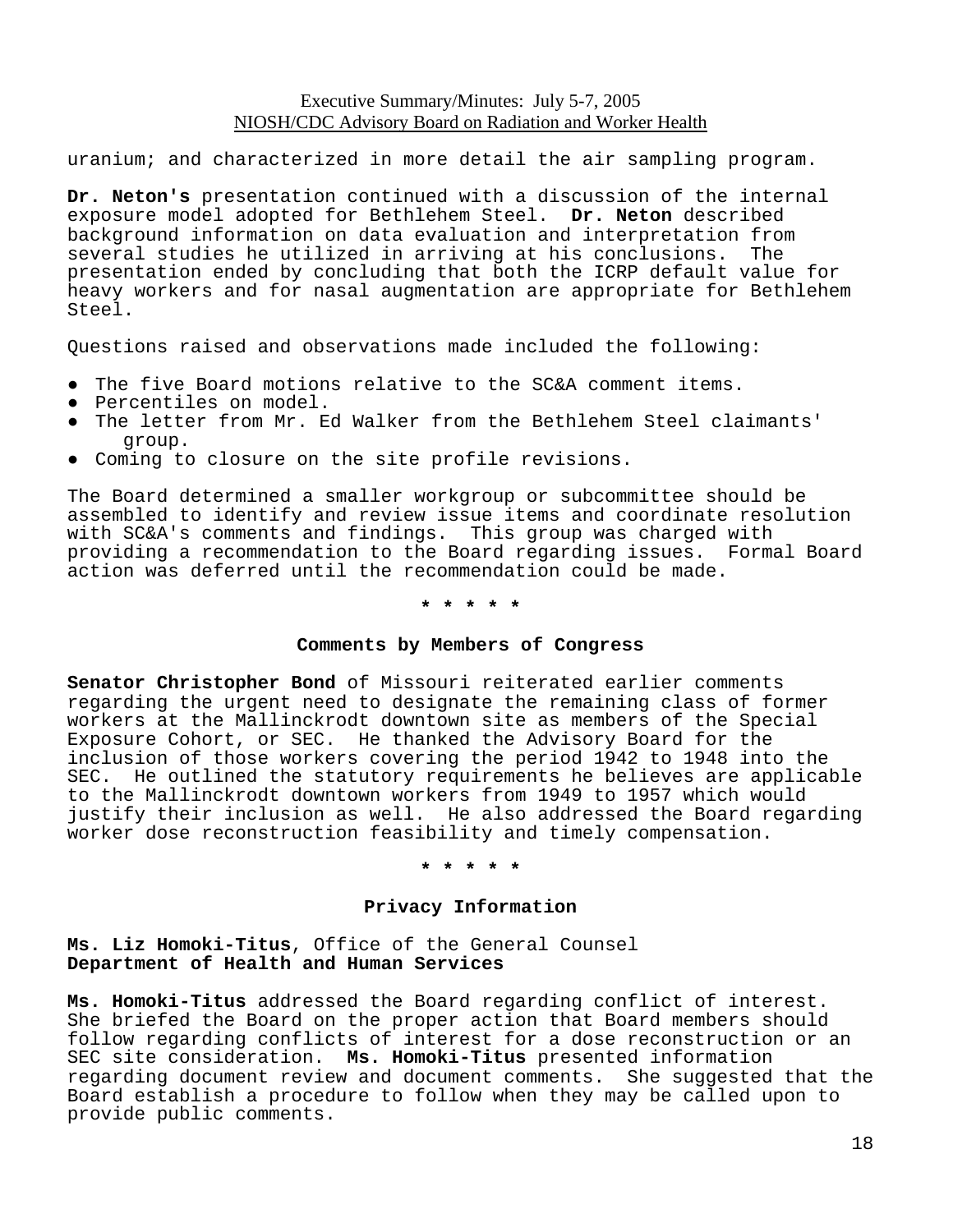uranium; and characterized in more detail the air sampling program.

**Dr. Neton's** presentation continued with a discussion of the internal exposure model adopted for Bethlehem Steel. **Dr. Neton** described background information on data evaluation and interpretation from several studies he utilized in arriving at his conclusions. The presentation ended by concluding that both the ICRP default value for heavy workers and for nasal augmentation are appropriate for Bethlehem Steel.

Questions raised and observations made included the following:

- The five Board motions relative to the SC&A comment items.
- Percentiles on model.
- The letter from Mr. Ed Walker from the Bethlehem Steel claimants' group.
- Coming to closure on the site profile revisions.

The Board determined a smaller workgroup or subcommittee should be assembled to identify and review issue items and coordinate resolution with SC&A's comments and findings. This group was charged with providing a recommendation to the Board regarding issues. Formal Board action was deferred until the recommendation could be made.

\* \* \* \* \*

### Comments by Members of Congress

**Senator Christopher Bond** of Missouri reiterated earlier comments regarding the urgent need to designate the remaining class of former workers at the Mallinckrodt downtown site as members of the Special Exposure Cohort, or SEC. He thanked the Advisory Board for the inclusion of those workers covering the period 1942 to 1948 into the SEC. He outlined the statutory requirements he believes are applicable to the Mallinckrodt downtown workers from 1949 to 1957 which would justify their inclusion as well. He also addressed the Board regarding worker dose reconstruction feasibility and timely compensation.

\* \* \* \* \*

### Privacy Information

**Ms. Liz Homoki-Titus**, Office of the General Counsel
**Department of Health and Human Services**

**Ms. Homoki-Titus** addressed the Board regarding conflict of interest. She briefed the Board on the proper action that Board members should follow regarding conflicts of interest for a dose reconstruction or an SEC site consideration. **Ms. Homoki-Titus** presented information regarding document review and document comments. She suggested that the Board establish a procedure to follow when they may be called upon to provide public comments.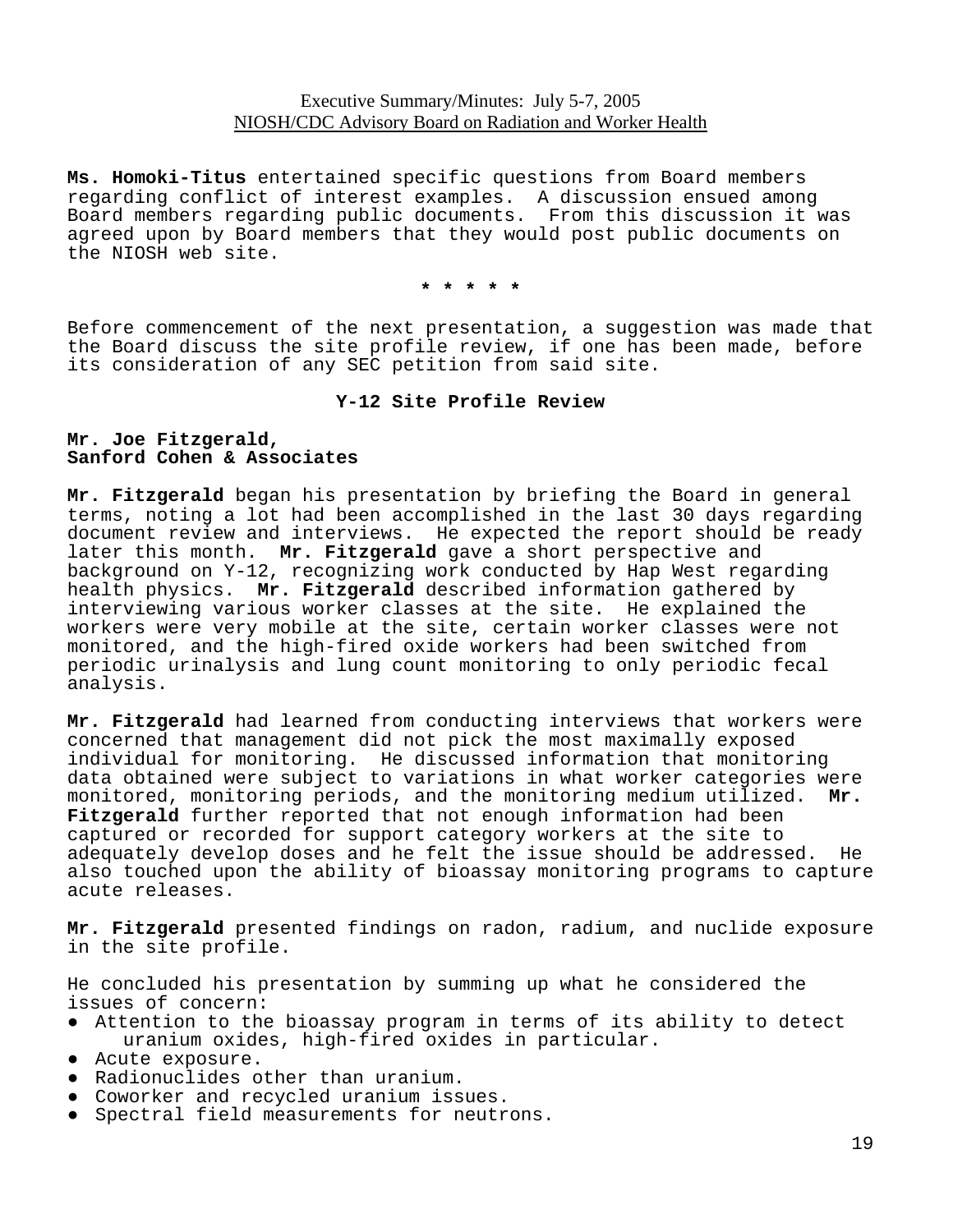**Ms. Homoki-Titus** entertained specific questions from Board members regarding conflict of interest examples. A discussion ensued among Board members regarding public documents. From this discussion it was agreed upon by Board members that they would post public documents on the NIOSH web site.

\* \* \* \* \*

Before commencement of the next presentation, a suggestion was made that the Board discuss the site profile review, if one has been made, before its consideration of any SEC petition from said site.

## Y-12 Site Profile Review

**Mr. Joe Fitzgerald,**
**Sanford Cohen & Associates**

**Mr. Fitzgerald** began his presentation by briefing the Board in general terms, noting a lot had been accomplished in the last 30 days regarding document review and interviews. He expected the report should be ready later this month. **Mr. Fitzgerald** gave a short perspective and background on Y-12, recognizing work conducted by Hap West regarding health physics. **Mr. Fitzgerald** described information gathered by interviewing various worker classes at the site. He explained the workers were very mobile at the site, certain worker classes were not monitored, and the high-fired oxide workers had been switched from periodic urinalysis and lung count monitoring to only periodic fecal analysis.

**Mr. Fitzgerald** had learned from conducting interviews that workers were concerned that management did not pick the most maximally exposed individual for monitoring. He discussed information that monitoring data obtained were subject to variations in what worker categories were monitored, monitoring periods, and the monitoring medium utilized. **Mr. Fitzgerald** further reported that not enough information had been captured or recorded for support category workers at the site to adequately develop doses and he felt the issue should be addressed. He also touched upon the ability of bioassay monitoring programs to capture acute releases.

**Mr. Fitzgerald** presented findings on radon, radium, and nuclide exposure in the site profile.

He concluded his presentation by summing up what he considered the issues of concern:

- Attention to the bioassay program in terms of its ability to detect uranium oxides, high-fired oxides in particular.
- Acute exposure.
- Radionuclides other than uranium.
- Coworker and recycled uranium issues.
- Spectral field measurements for neutrons.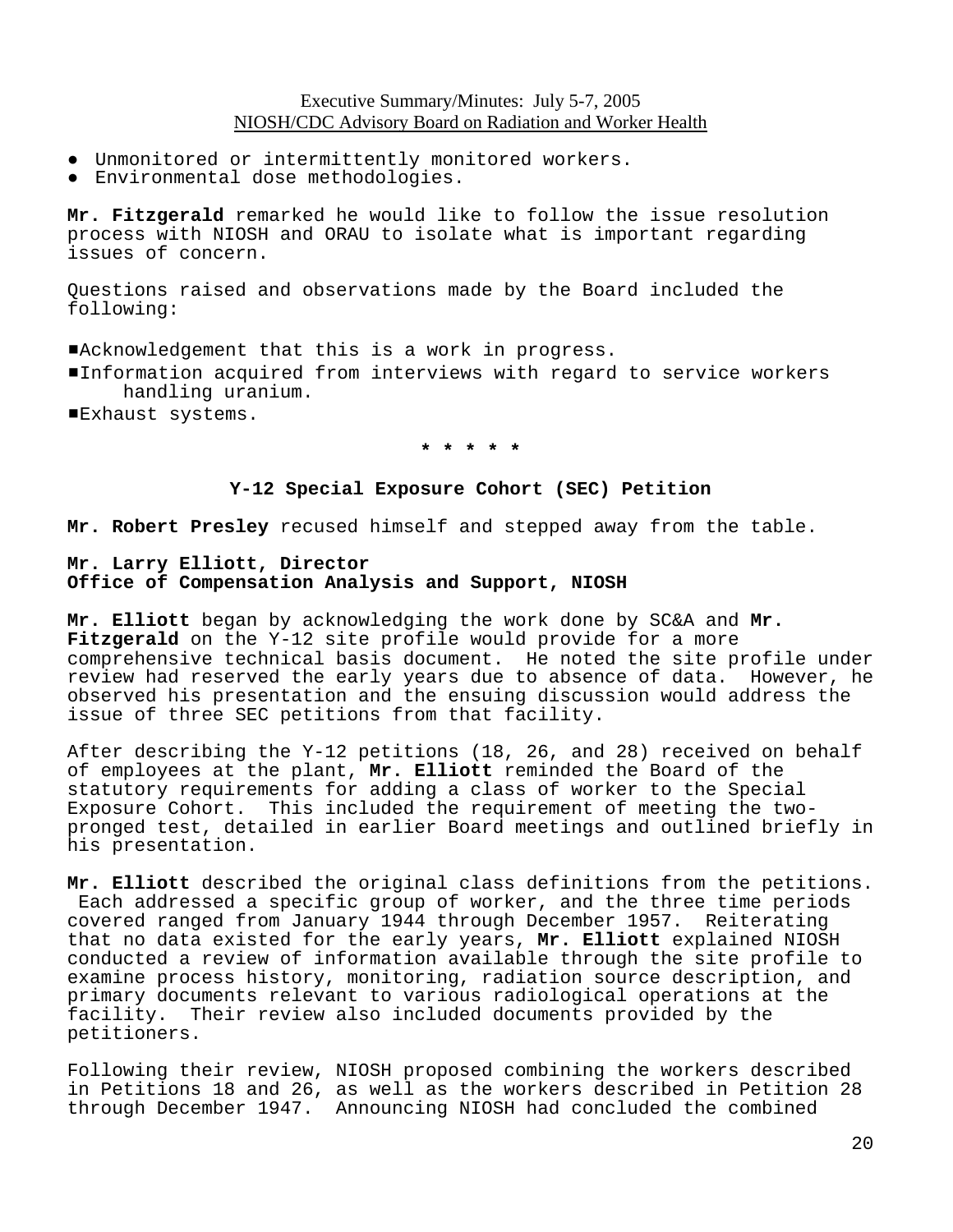- Unmonitored or intermittently monitored workers.
- Environmental dose methodologies.

**Mr. Fitzgerald** remarked he would like to follow the issue resolution process with NIOSH and ORAU to isolate what is important regarding issues of concern.

Questions raised and observations made by the Board included the following:

- Acknowledgement that this is a work in progress.
- Information acquired from interviews with regard to service workers handling uranium.
- Exhaust systems.

\* \* \* \* \*

### Y-12 Special Exposure Cohort (SEC) Petition

**Mr. Robert Presley** recused himself and stepped away from the table.

**Mr. Larry Elliott, Director**
**Office of Compensation Analysis and Support, NIOSH**

**Mr. Elliott** began by acknowledging the work done by SC&A and **Mr. Fitzgerald** on the Y-12 site profile would provide for a more comprehensive technical basis document. He noted the site profile under review had reserved the early years due to absence of data. However, he observed his presentation and the ensuing discussion would address the issue of three SEC petitions from that facility.

After describing the Y-12 petitions (18, 26, and 28) received on behalf of employees at the plant, **Mr. Elliott** reminded the Board of the statutory requirements for adding a class of worker to the Special Exposure Cohort. This included the requirement of meeting the two-pronged test, detailed in earlier Board meetings and outlined briefly in his presentation.

**Mr. Elliott** described the original class definitions from the petitions. Each addressed a specific group of worker, and the three time periods covered ranged from January 1944 through December 1957. Reiterating that no data existed for the early years, **Mr. Elliott** explained NIOSH conducted a review of information available through the site profile to examine process history, monitoring, radiation source description, and primary documents relevant to various radiological operations at the facility. Their review also included documents provided by the petitioners.

Following their review, NIOSH proposed combining the workers described in Petitions 18 and 26, as well as the workers described in Petition 28 through December 1947. Announcing NIOSH had concluded the combined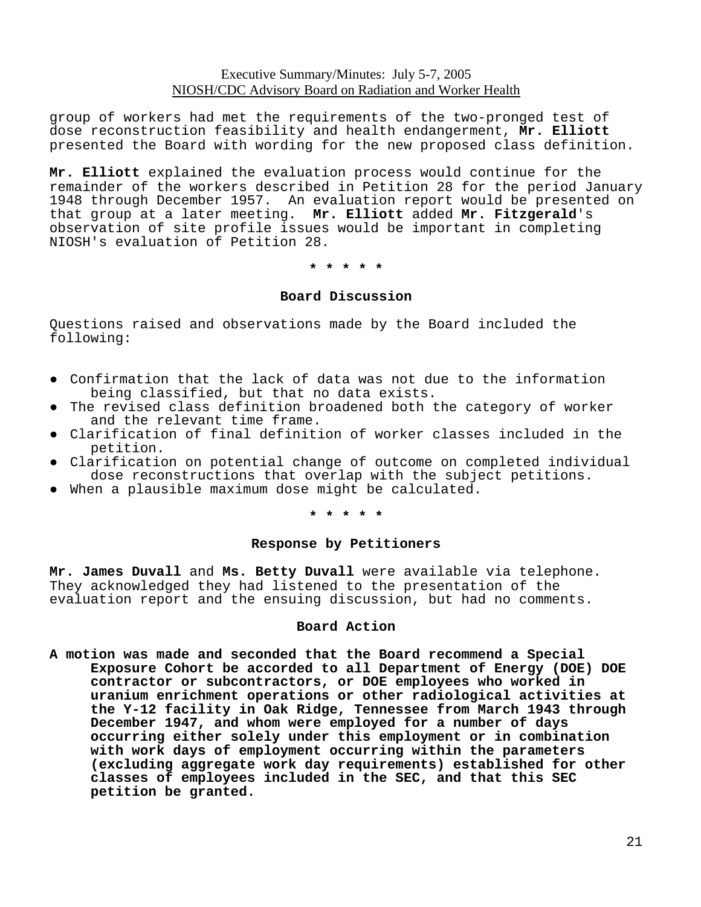group of workers had met the requirements of the two-pronged test of dose reconstruction feasibility and health endangerment, **Mr. Elliott** presented the Board with wording for the new proposed class definition.

**Mr. Elliott** explained the evaluation process would continue for the remainder of the workers described in Petition 28 for the period January 1948 through December 1957. An evaluation report would be presented on that group at a later meeting. **Mr. Elliott** added **Mr. Fitzgerald**'s observation of site profile issues would be important in completing NIOSH's evaluation of Petition 28.

**\* \* \* \* \***

### Board Discussion

Questions raised and observations made by the Board included the following:

- Confirmation that the lack of data was not due to the information being classified, but that no data exists.
- The revised class definition broadened both the category of worker and the relevant time frame.
- Clarification of final definition of worker classes included in the petition.
- Clarification on potential change of outcome on completed individual dose reconstructions that overlap with the subject petitions.
- When a plausible maximum dose might be calculated.

**\* \* \* \* \***

### Response by Petitioners

**Mr. James Duvall** and **Ms. Betty Duvall** were available via telephone. They acknowledged they had listened to the presentation of the evaluation report and the ensuing discussion, but had no comments.

### Board Action

**A motion was made and seconded that the Board recommend a Special Exposure Cohort be accorded to all Department of Energy (DOE) DOE contractor or subcontractors, or DOE employees who worked in uranium enrichment operations or other radiological activities at the Y-12 facility in Oak Ridge, Tennessee from March 1943 through December 1947, and whom were employed for a number of days occurring either solely under this employment or in combination with work days of employment occurring within the parameters (excluding aggregate work day requirements) established for other classes of employees included in the SEC, and that this SEC petition be granted.**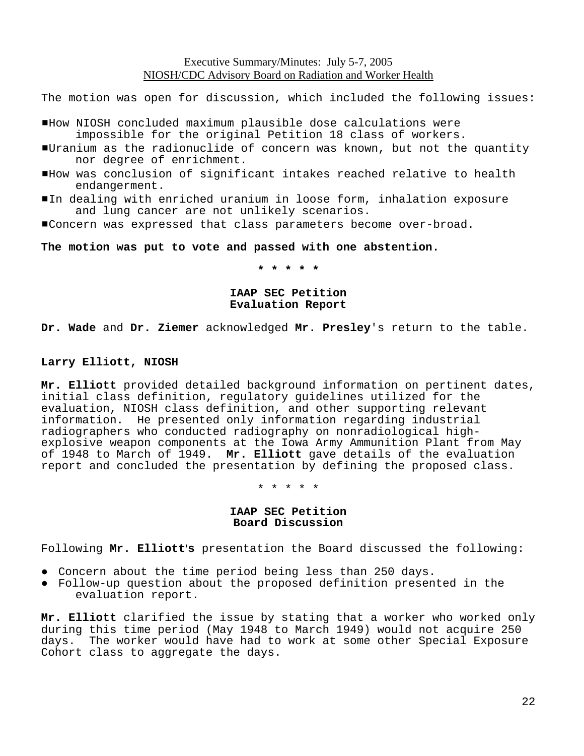The motion was open for discussion, which included the following issues:

- How NIOSH concluded maximum plausible dose calculations were impossible for the original Petition 18 class of workers.
- Uranium as the radionuclide of concern was known, but not the quantity nor degree of enrichment.
- How was conclusion of significant intakes reached relative to health endangerment.
- In dealing with enriched uranium in loose form, inhalation exposure and lung cancer are not unlikely scenarios.
- Concern was expressed that class parameters become over-broad.

**The motion was put to vote and passed with one abstention.**

**\* \* \* \* \***

## IAAP SEC Petition Evaluation Report

**Dr. Wade** and **Dr. Ziemer** acknowledged **Mr. Presley**'s return to the table.

### Larry Elliott, NIOSH

**Mr. Elliott** provided detailed background information on pertinent dates, initial class definition, regulatory guidelines utilized for the evaluation, NIOSH class definition, and other supporting relevant information. He presented only information regarding industrial radiographers who conducted radiography on nonradiological high-explosive weapon components at the Iowa Army Ammunition Plant from May of 1948 to March of 1949. **Mr. Elliott** gave details of the evaluation report and concluded the presentation by defining the proposed class.

\* \* \* \* \*

## IAAP SEC Petition Board Discussion

Following **Mr. Elliott's** presentation the Board discussed the following:

- Concern about the time period being less than 250 days.
- Follow-up question about the proposed definition presented in the evaluation report.

**Mr. Elliott** clarified the issue by stating that a worker who worked only during this time period (May 1948 to March 1949) would not acquire 250 days. The worker would have had to work at some other Special Exposure Cohort class to aggregate the days.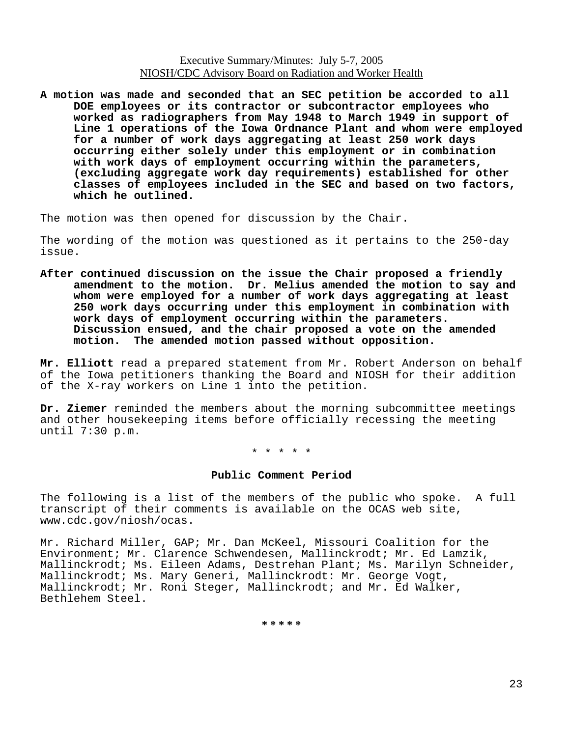**A motion was made and seconded that an SEC petition be accorded to all DOE employees or its contractor or subcontractor employees who worked as radiographers from May 1948 to March 1949 in support of Line 1 operations of the Iowa Ordnance Plant and whom were employed for a number of work days aggregating at least 250 work days occurring either solely under this employment or in combination with work days of employment occurring within the parameters, (excluding aggregate work day requirements) established for other classes of employees included in the SEC and based on two factors, which he outlined.**

The motion was then opened for discussion by the Chair.

The wording of the motion was questioned as it pertains to the 250-day issue.

**After continued discussion on the issue the Chair proposed a friendly amendment to the motion. Dr. Melius amended the motion to say and whom were employed for a number of work days aggregating at least 250 work days occurring under this employment in combination with work days of employment occurring within the parameters. Discussion ensued, and the chair proposed a vote on the amended motion. The amended motion passed without opposition.**

**Mr. Elliott** read a prepared statement from Mr. Robert Anderson on behalf of the Iowa petitioners thanking the Board and NIOSH for their addition of the X-ray workers on Line 1 into the petition.

**Dr. Ziemer** reminded the members about the morning subcommittee meetings and other housekeeping items before officially recessing the meeting until 7:30 p.m.

* * * * *

**Public Comment Period**

The following is a list of the members of the public who spoke. A full transcript of their comments is available on the OCAS web site, www.cdc.gov/niosh/ocas.

Mr. Richard Miller, GAP; Mr. Dan McKeel, Missouri Coalition for the Environment; Mr. Clarence Schwendesen, Mallinckrodt; Mr. Ed Lamzik, Mallinckrodt; Ms. Eileen Adams, Destrehan Plant; Ms. Marilyn Schneider, Mallinckrodt; Ms. Mary Generi, Mallinckrodt: Mr. George Vogt, Mallinckrodt; Mr. Roni Steger, Mallinckrodt; and Mr. Ed Walker, Bethlehem Steel.

*****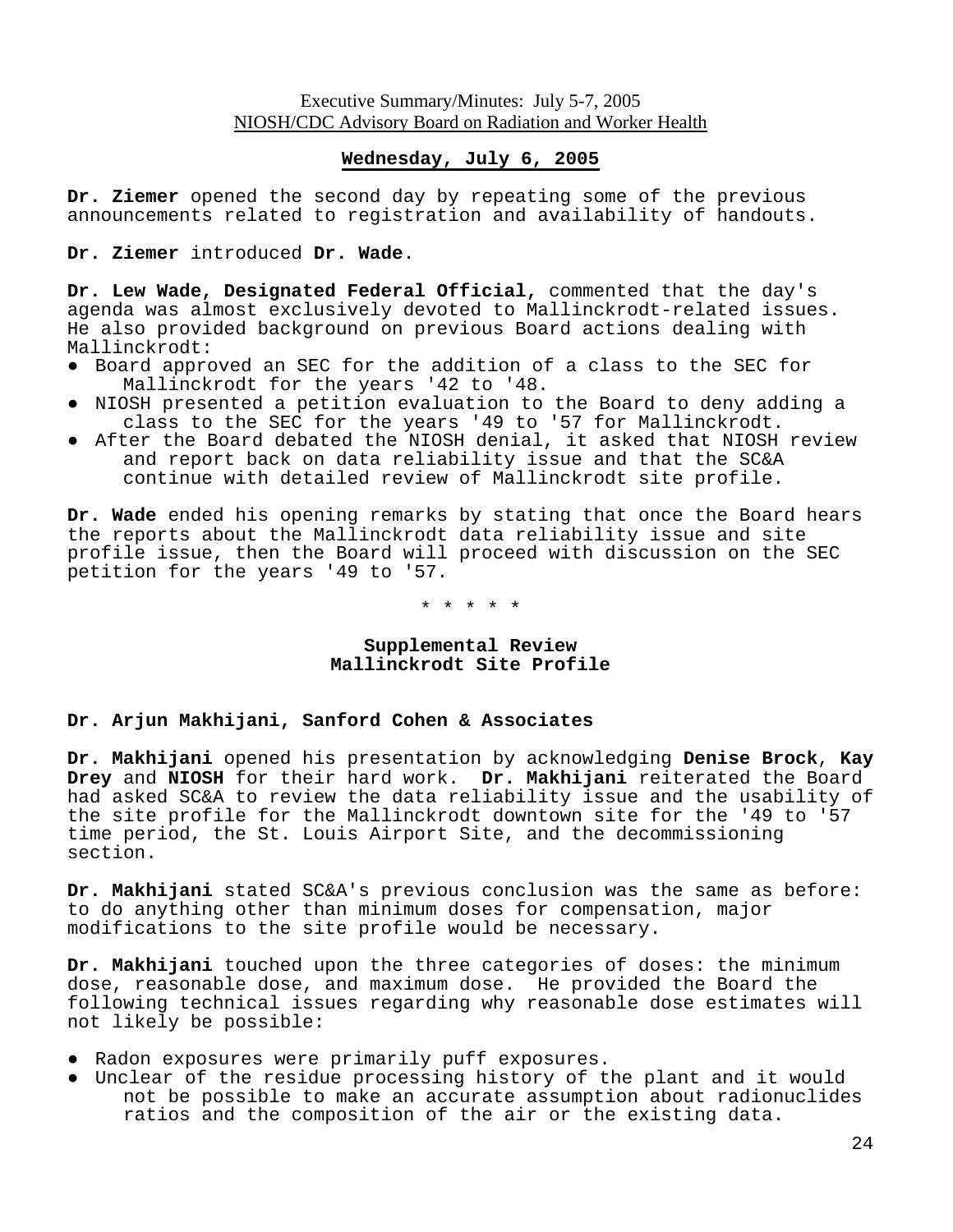## Wednesday, July 6, 2005

**Dr. Ziemer** opened the second day by repeating some of the previous announcements related to registration and availability of handouts.

**Dr. Ziemer** introduced **Dr. Wade**.

**Dr. Lew Wade, Designated Federal Official,** commented that the day's agenda was almost exclusively devoted to Mallinckrodt-related issues. He also provided background on previous Board actions dealing with Mallinckrodt:

- Board approved an SEC for the addition of a class to the SEC for Mallinckrodt for the years '42 to '48.
- NIOSH presented a petition evaluation to the Board to deny adding a class to the SEC for the years '49 to '57 for Mallinckrodt.
- After the Board debated the NIOSH denial, it asked that NIOSH review and report back on data reliability issue and that the SC&A continue with detailed review of Mallinckrodt site profile.

**Dr. Wade** ended his opening remarks by stating that once the Board hears the reports about the Mallinckrodt data reliability issue and site profile issue, then the Board will proceed with discussion on the SEC petition for the years '49 to '57.

\* \* \* \* \*

### Supplemental Review
### Mallinckrodt Site Profile

**Dr. Arjun Makhijani, Sanford Cohen & Associates**

**Dr. Makhijani** opened his presentation by acknowledging **Denise Brock**, **Kay Drey** and **NIOSH** for their hard work. **Dr. Makhijani** reiterated the Board had asked SC&A to review the data reliability issue and the usability of the site profile for the Mallinckrodt downtown site for the '49 to '57 time period, the St. Louis Airport Site, and the decommissioning section.

**Dr. Makhijani** stated SC&A's previous conclusion was the same as before: to do anything other than minimum doses for compensation, major modifications to the site profile would be necessary.

**Dr. Makhijani** touched upon the three categories of doses: the minimum dose, reasonable dose, and maximum dose. He provided the Board the following technical issues regarding why reasonable dose estimates will not likely be possible:

- Radon exposures were primarily puff exposures.
- Unclear of the residue processing history of the plant and it would not be possible to make an accurate assumption about radionuclides ratios and the composition of the air or the existing data.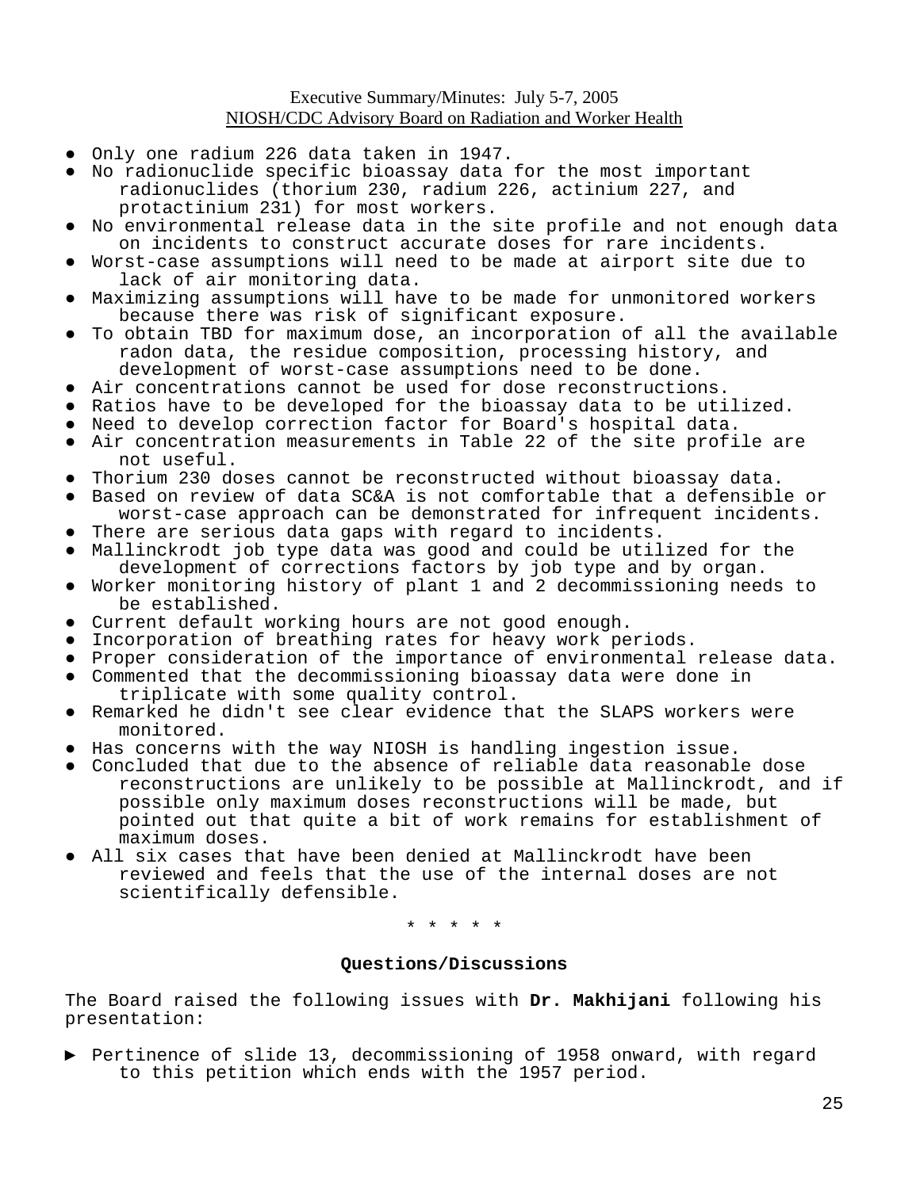- Only one radium 226 data taken in 1947.
- No radionuclide specific bioassay data for the most important radionuclides (thorium 230, radium 226, actinium 227, and protactinium 231) for most workers.
- No environmental release data in the site profile and not enough data on incidents to construct accurate doses for rare incidents.
- Worst-case assumptions will need to be made at airport site due to lack of air monitoring data.
- Maximizing assumptions will have to be made for unmonitored workers because there was risk of significant exposure.
- To obtain TBD for maximum dose, an incorporation of all the available radon data, the residue composition, processing history, and development of worst-case assumptions need to be done.
- Air concentrations cannot be used for dose reconstructions.
- Ratios have to be developed for the bioassay data to be utilized.
- Need to develop correction factor for Board's hospital data.
- Air concentration measurements in Table 22 of the site profile are not useful.
- Thorium 230 doses cannot be reconstructed without bioassay data.
- Based on review of data SC&A is not comfortable that a defensible or worst-case approach can be demonstrated for infrequent incidents.
- There are serious data gaps with regard to incidents.
- Mallinckrodt job type data was good and could be utilized for the development of corrections factors by job type and by organ.
- Worker monitoring history of plant 1 and 2 decommissioning needs to be established.
- Current default working hours are not good enough.
- Incorporation of breathing rates for heavy work periods.
- Proper consideration of the importance of environmental release data.
- Commented that the decommissioning bioassay data were done in triplicate with some quality control.
- Remarked he didn't see clear evidence that the SLAPS workers were monitored.
- Has concerns with the way NIOSH is handling ingestion issue.
- Concluded that due to the absence of reliable data reasonable dose reconstructions are unlikely to be possible at Mallinckrodt, and if possible only maximum doses reconstructions will be made, but pointed out that quite a bit of work remains for establishment of maximum doses.
- All six cases that have been denied at Mallinckrodt have been reviewed and feels that the use of the internal doses are not scientifically defensible.

\* \* \* \* \*

**Questions/Discussions**

The Board raised the following issues with **Dr. Makhijani** following his presentation:

- ► Pertinence of slide 13, decommissioning of 1958 onward, with regard to this petition which ends with the 1957 period.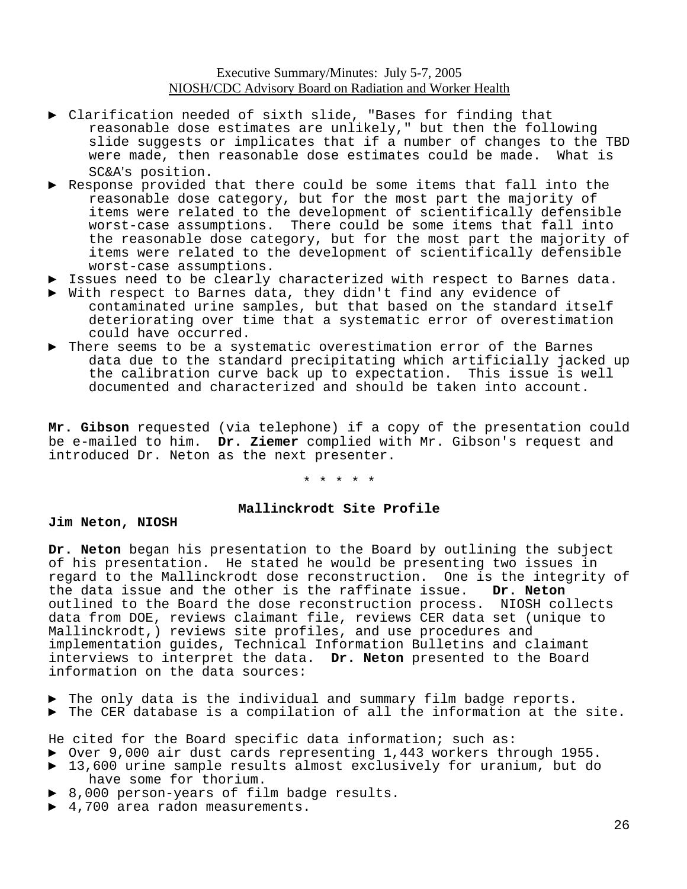- Clarification needed of sixth slide, "Bases for finding that reasonable dose estimates are unlikely," but then the following slide suggests or implicates that if a number of changes to the TBD were made, then reasonable dose estimates could be made. What is SC&A's position.
- Response provided that there could be some items that fall into the reasonable dose category, but for the most part the majority of items were related to the development of scientifically defensible worst-case assumptions. There could be some items that fall into the reasonable dose category, but for the most part the majority of items were related to the development of scientifically defensible worst-case assumptions.
- Issues need to be clearly characterized with respect to Barnes data.
- With respect to Barnes data, they didn't find any evidence of contaminated urine samples, but that based on the standard itself deteriorating over time that a systematic error of overestimation could have occurred.
- There seems to be a systematic overestimation error of the Barnes data due to the standard precipitating which artificially jacked up the calibration curve back up to expectation. This issue is well documented and characterized and should be taken into account.

**Mr. Gibson** requested (via telephone) if a copy of the presentation could be e-mailed to him. **Dr. Ziemer** complied with Mr. Gibson's request and introduced Dr. Neton as the next presenter.

\* \* \* \* \*

**Mallinckrodt Site Profile**

**Jim Neton, NIOSH**

**Dr. Neton** began his presentation to the Board by outlining the subject of his presentation. He stated he would be presenting two issues in regard to the Mallinckrodt dose reconstruction. One is the integrity of the data issue and the other is the raffinate issue. **Dr. Neton** outlined to the Board the dose reconstruction process. NIOSH collects data from DOE, reviews claimant file, reviews CER data set (unique to Mallinckrodt,) reviews site profiles, and use procedures and implementation guides, Technical Information Bulletins and claimant interviews to interpret the data. **Dr. Neton** presented to the Board information on the data sources:

- The only data is the individual and summary film badge reports.
- The CER database is a compilation of all the information at the site.

He cited for the Board specific data information; such as:

- Over 9,000 air dust cards representing 1,443 workers through 1955.
- 13,600 urine sample results almost exclusively for uranium, but do have some for thorium.
- 8,000 person-years of film badge results.
- 4,700 area radon measurements.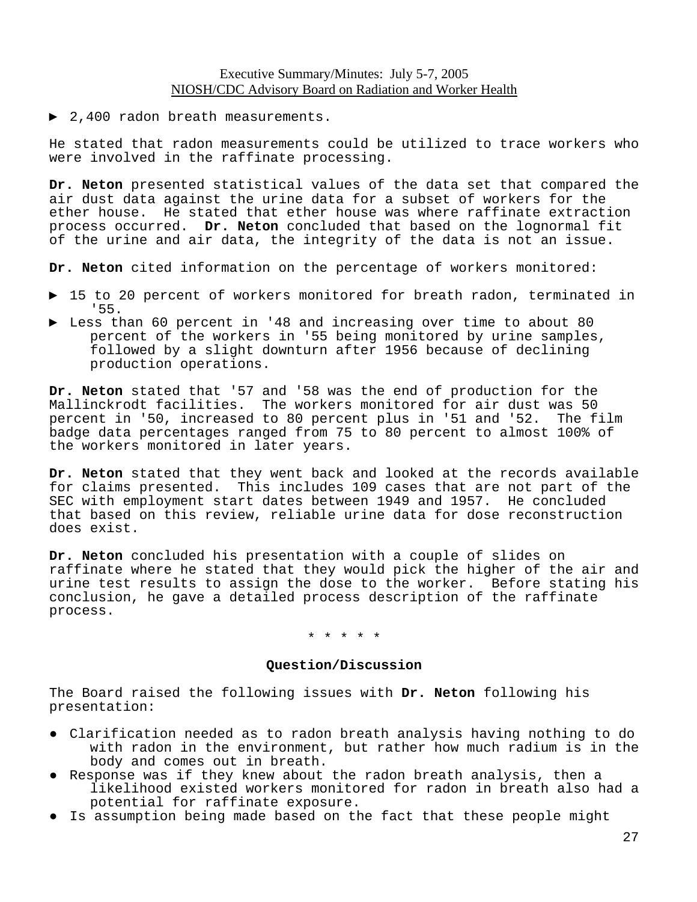- 2,400 radon breath measurements.

He stated that radon measurements could be utilized to trace workers who were involved in the raffinate processing.

**Dr. Neton** presented statistical values of the data set that compared the air dust data against the urine data for a subset of workers for the ether house. He stated that ether house was where raffinate extraction process occurred. **Dr. Neton** concluded that based on the lognormal fit of the urine and air data, the integrity of the data is not an issue.

**Dr. Neton** cited information on the percentage of workers monitored:

- 15 to 20 percent of workers monitored for breath radon, terminated in '55.
- Less than 60 percent in '48 and increasing over time to about 80 percent of the workers in '55 being monitored by urine samples, followed by a slight downturn after 1956 because of declining production operations.

**Dr. Neton** stated that '57 and '58 was the end of production for the Mallinckrodt facilities. The workers monitored for air dust was 50 percent in '50, increased to 80 percent plus in '51 and '52. The film badge data percentages ranged from 75 to 80 percent to almost 100% of the workers monitored in later years.

**Dr. Neton** stated that they went back and looked at the records available for claims presented. This includes 109 cases that are not part of the SEC with employment start dates between 1949 and 1957. He concluded that based on this review, reliable urine data for dose reconstruction does exist.

**Dr. Neton** concluded his presentation with a couple of slides on raffinate where he stated that they would pick the higher of the air and urine test results to assign the dose to the worker. Before stating his conclusion, he gave a detailed process description of the raffinate process.

\* \* \* \* \*

**Question/Discussion**

The Board raised the following issues with **Dr. Neton** following his presentation:

- Clarification needed as to radon breath analysis having nothing to do with radon in the environment, but rather how much radium is in the body and comes out in breath.
- Response was if they knew about the radon breath analysis, then a likelihood existed workers monitored for radon in breath also had a potential for raffinate exposure.
- Is assumption being made based on the fact that these people might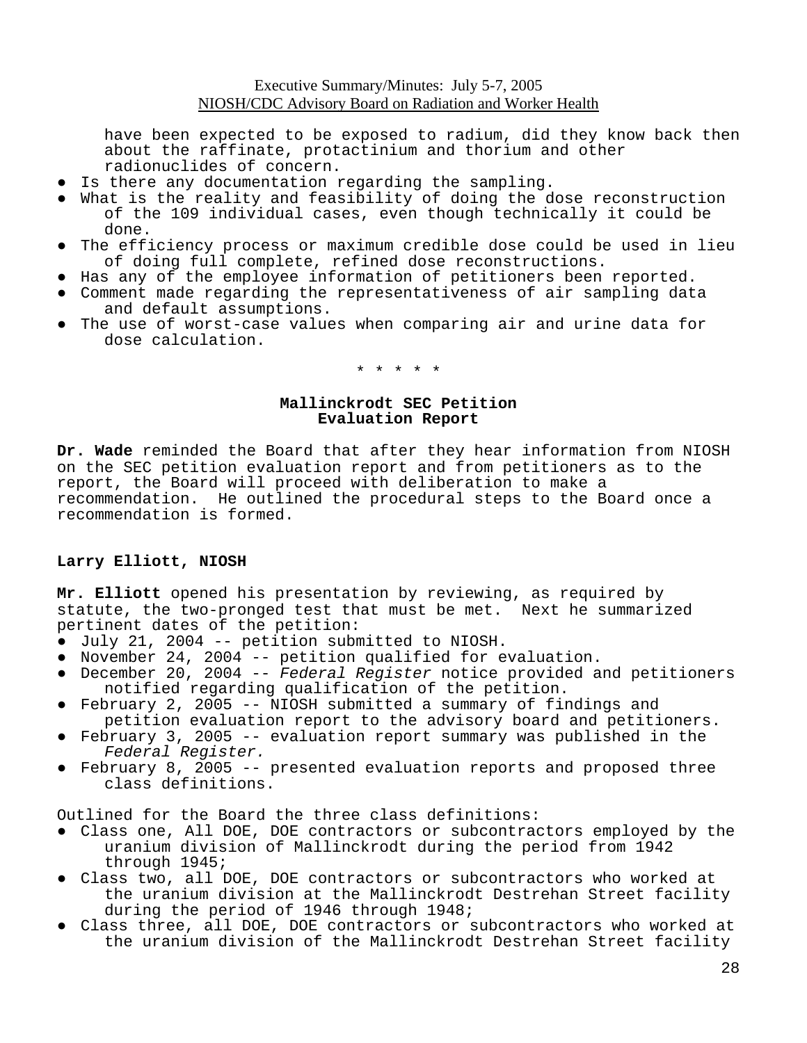have been expected to be exposed to radium, did they know back then about the raffinate, protactinium and thorium and other radionuclides of concern.

- Is there any documentation regarding the sampling.
- What is the reality and feasibility of doing the dose reconstruction of the 109 individual cases, even though technically it could be done.
- The efficiency process or maximum credible dose could be used in lieu of doing full complete, refined dose reconstructions.
- Has any of the employee information of petitioners been reported.
- Comment made regarding the representativeness of air sampling data and default assumptions.
- The use of worst-case values when comparing air and urine data for dose calculation.

\* \* \* \* \*

## Mallinckrodt SEC Petition Evaluation Report

**Dr. Wade** reminded the Board that after they hear information from NIOSH on the SEC petition evaluation report and from petitioners as to the report, the Board will proceed with deliberation to make a recommendation. He outlined the procedural steps to the Board once a recommendation is formed.

### Larry Elliott, NIOSH

**Mr. Elliott** opened his presentation by reviewing, as required by statute, the two-pronged test that must be met. Next he summarized pertinent dates of the petition:

- July 21, 2004 -- petition submitted to NIOSH.
- November 24, 2004 -- petition qualified for evaluation.
- December 20, 2004 -- *Federal Register* notice provided and petitioners notified regarding qualification of the petition.
- February 2, 2005 -- NIOSH submitted a summary of findings and petition evaluation report to the advisory board and petitioners.
- February 3, 2005 -- evaluation report summary was published in the *Federal Register.*
- February 8, 2005 -- presented evaluation reports and proposed three class definitions.

Outlined for the Board the three class definitions:

- Class one, All DOE, DOE contractors or subcontractors employed by the uranium division of Mallinckrodt during the period from 1942 through 1945;
- Class two, all DOE, DOE contractors or subcontractors who worked at the uranium division at the Mallinckrodt Destrehan Street facility during the period of 1946 through 1948;
- Class three, all DOE, DOE contractors or subcontractors who worked at the uranium division of the Mallinckrodt Destrehan Street facility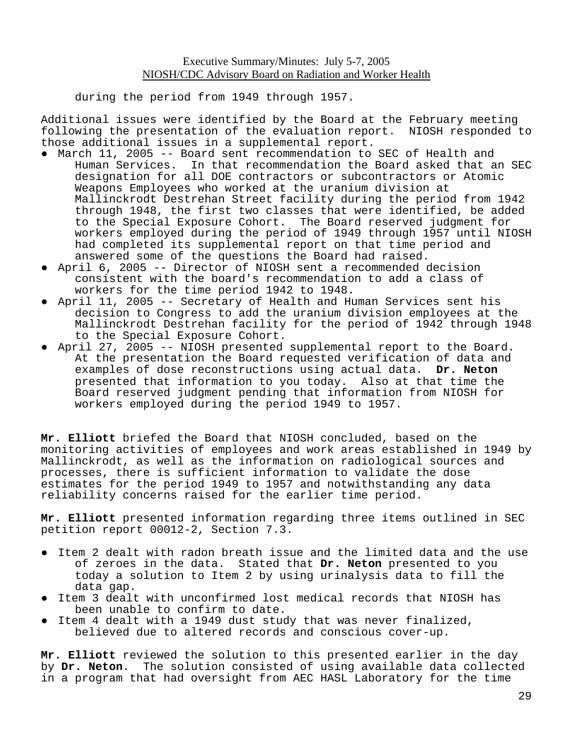during the period from 1949 through 1957.

Additional issues were identified by the Board at the February meeting following the presentation of the evaluation report. NIOSH responded to those additional issues in a supplemental report.

- March 11, 2005 -- Board sent recommendation to SEC of Health and Human Services. In that recommendation the Board asked that an SEC designation for all DOE contractors or subcontractors or Atomic Weapons Employees who worked at the uranium division at Mallinckrodt Destrehan Street facility during the period from 1942 through 1948, the first two classes that were identified, be added to the Special Exposure Cohort. The Board reserved judgment for workers employed during the period of 1949 through 1957 until NIOSH had completed its supplemental report on that time period and answered some of the questions the Board had raised.
- April 6, 2005 -- Director of NIOSH sent a recommended decision consistent with the board's recommendation to add a class of workers for the time period 1942 to 1948.
- April 11, 2005 -- Secretary of Health and Human Services sent his decision to Congress to add the uranium division employees at the Mallinckrodt Destrehan facility for the period of 1942 through 1948 to the Special Exposure Cohort.
- April 27, 2005 -- NIOSH presented supplemental report to the Board. At the presentation the Board requested verification of data and examples of dose reconstructions using actual data. **Dr. Neton** presented that information to you today. Also at that time the Board reserved judgment pending that information from NIOSH for workers employed during the period 1949 to 1957.

**Mr. Elliott** briefed the Board that NIOSH concluded, based on the monitoring activities of employees and work areas established in 1949 by Mallinckrodt, as well as the information on radiological sources and processes, there is sufficient information to validate the dose estimates for the period 1949 to 1957 and notwithstanding any data reliability concerns raised for the earlier time period.

**Mr. Elliott** presented information regarding three items outlined in SEC petition report 00012-2, Section 7.3.

- Item 2 dealt with radon breath issue and the limited data and the use of zeroes in the data. Stated that **Dr. Neton** presented to you today a solution to Item 2 by using urinalysis data to fill the data gap.
- Item 3 dealt with unconfirmed lost medical records that NIOSH has been unable to confirm to date.
- Item 4 dealt with a 1949 dust study that was never finalized, believed due to altered records and conscious cover-up.

**Mr. Elliott** reviewed the solution to this presented earlier in the day by **Dr. Neton**. The solution consisted of using available data collected in a program that had oversight from AEC HASL Laboratory for the time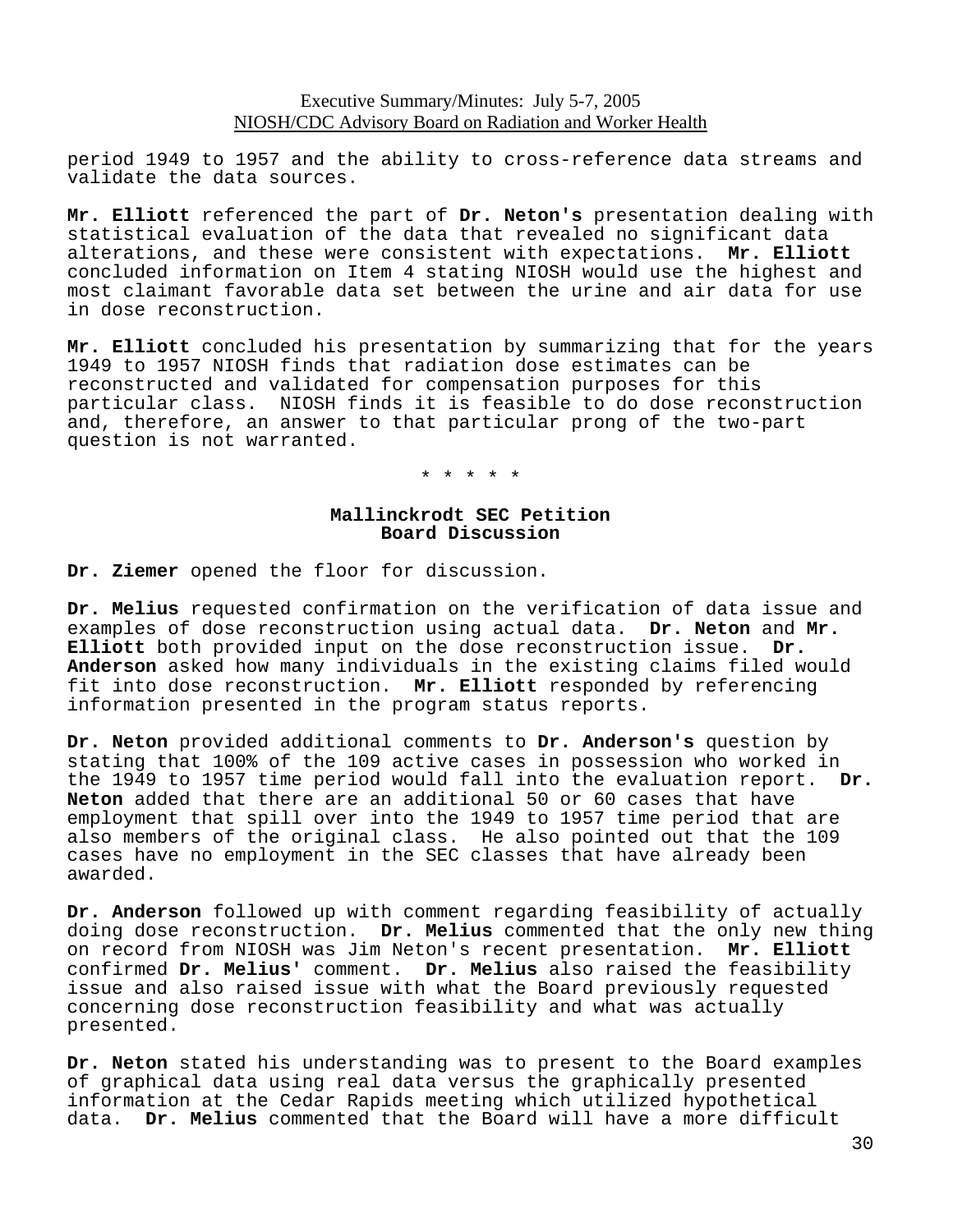period 1949 to 1957 and the ability to cross-reference data streams and validate the data sources.

**Mr. Elliott** referenced the part of **Dr. Neton's** presentation dealing with statistical evaluation of the data that revealed no significant data alterations, and these were consistent with expectations. **Mr. Elliott** concluded information on Item 4 stating NIOSH would use the highest and most claimant favorable data set between the urine and air data for use in dose reconstruction.

**Mr. Elliott** concluded his presentation by summarizing that for the years 1949 to 1957 NIOSH finds that radiation dose estimates can be reconstructed and validated for compensation purposes for this particular class. NIOSH finds it is feasible to do dose reconstruction and, therefore, an answer to that particular prong of the two-part question is not warranted.

\* \* \* \* \*

**Mallinckrodt SEC Petition**
**Board Discussion**

**Dr. Ziemer** opened the floor for discussion.

**Dr. Melius** requested confirmation on the verification of data issue and examples of dose reconstruction using actual data. **Dr. Neton** and **Mr. Elliott** both provided input on the dose reconstruction issue. **Dr. Anderson** asked how many individuals in the existing claims filed would fit into dose reconstruction. **Mr. Elliott** responded by referencing information presented in the program status reports.

**Dr. Neton** provided additional comments to **Dr. Anderson's** question by stating that 100% of the 109 active cases in possession who worked in the 1949 to 1957 time period would fall into the evaluation report. **Dr. Neton** added that there are an additional 50 or 60 cases that have employment that spill over into the 1949 to 1957 time period that are also members of the original class. He also pointed out that the 109 cases have no employment in the SEC classes that have already been awarded.

**Dr. Anderson** followed up with comment regarding feasibility of actually doing dose reconstruction. **Dr. Melius** commented that the only new thing on record from NIOSH was Jim Neton's recent presentation. **Mr. Elliott** confirmed **Dr. Melius'** comment. **Dr. Melius** also raised the feasibility issue and also raised issue with what the Board previously requested concerning dose reconstruction feasibility and what was actually presented.

**Dr. Neton** stated his understanding was to present to the Board examples of graphical data using real data versus the graphically presented information at the Cedar Rapids meeting which utilized hypothetical data. **Dr. Melius** commented that the Board will have a more difficult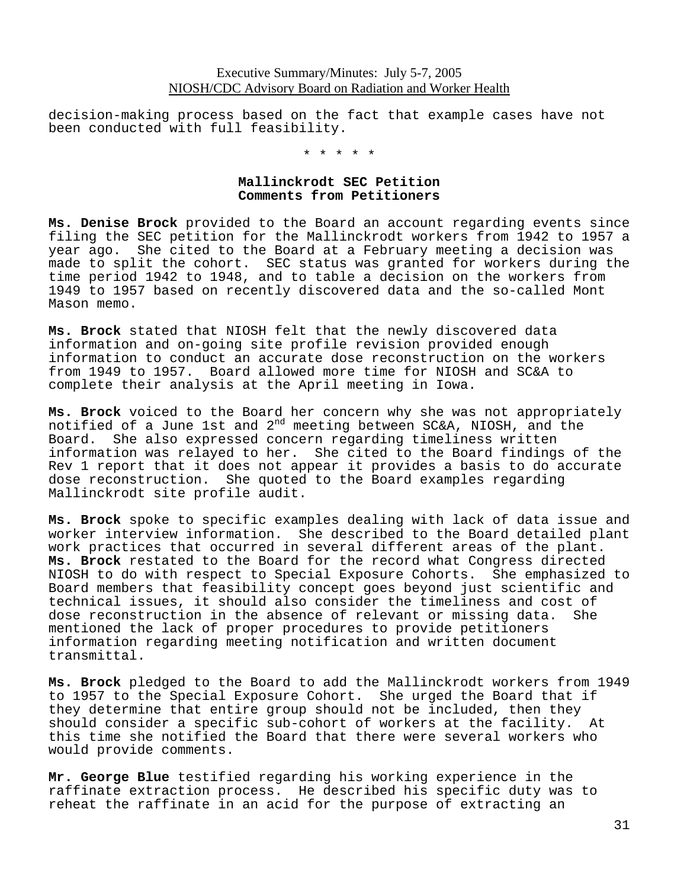decision-making process based on the fact that example cases have not been conducted with full feasibility.

\* \* \* \* \*

### Mallinckrodt SEC Petition
### Comments from Petitioners

**Ms. Denise Brock** provided to the Board an account regarding events since filing the SEC petition for the Mallinckrodt workers from 1942 to 1957 a year ago. She cited to the Board at a February meeting a decision was made to split the cohort. SEC status was granted for workers during the time period 1942 to 1948, and to table a decision on the workers from 1949 to 1957 based on recently discovered data and the so-called Mont Mason memo.

**Ms. Brock** stated that NIOSH felt that the newly discovered data information and on-going site profile revision provided enough information to conduct an accurate dose reconstruction on the workers from 1949 to 1957. Board allowed more time for NIOSH and SC&A to complete their analysis at the April meeting in Iowa.

**Ms. Brock** voiced to the Board her concern why she was not appropriately notified of a June 1st and 2nd meeting between SC&A, NIOSH, and the Board. She also expressed concern regarding timeliness written information was relayed to her. She cited to the Board findings of the Rev 1 report that it does not appear it provides a basis to do accurate dose reconstruction. She quoted to the Board examples regarding Mallinckrodt site profile audit.

**Ms. Brock** spoke to specific examples dealing with lack of data issue and worker interview information. She described to the Board detailed plant work practices that occurred in several different areas of the plant. **Ms. Brock** restated to the Board for the record what Congress directed NIOSH to do with respect to Special Exposure Cohorts. She emphasized to Board members that feasibility concept goes beyond just scientific and technical issues, it should also consider the timeliness and cost of dose reconstruction in the absence of relevant or missing data. She mentioned the lack of proper procedures to provide petitioners information regarding meeting notification and written document transmittal.

**Ms. Brock** pledged to the Board to add the Mallinckrodt workers from 1949 to 1957 to the Special Exposure Cohort. She urged the Board that if they determine that entire group should not be included, then they should consider a specific sub-cohort of workers at the facility. At this time she notified the Board that there were several workers who would provide comments.

**Mr. George Blue** testified regarding his working experience in the raffinate extraction process. He described his specific duty was to reheat the raffinate in an acid for the purpose of extracting an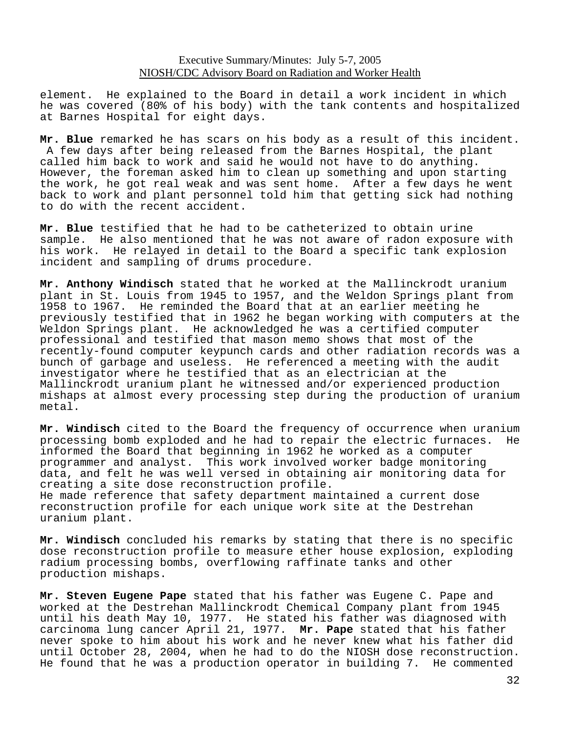element. He explained to the Board in detail a work incident in which he was covered (80% of his body) with the tank contents and hospitalized at Barnes Hospital for eight days.

**Mr. Blue** remarked he has scars on his body as a result of this incident. A few days after being released from the Barnes Hospital, the plant called him back to work and said he would not have to do anything. However, the foreman asked him to clean up something and upon starting the work, he got real weak and was sent home. After a few days he went back to work and plant personnel told him that getting sick had nothing to do with the recent accident.

**Mr. Blue** testified that he had to be catheterized to obtain urine sample. He also mentioned that he was not aware of radon exposure with his work. He relayed in detail to the Board a specific tank explosion incident and sampling of drums procedure.

**Mr. Anthony Windisch** stated that he worked at the Mallinckrodt uranium plant in St. Louis from 1945 to 1957, and the Weldon Springs plant from 1958 to 1967. He reminded the Board that at an earlier meeting he previously testified that in 1962 he began working with computers at the Weldon Springs plant. He acknowledged he was a certified computer professional and testified that mason memo shows that most of the recently-found computer keypunch cards and other radiation records was a bunch of garbage and useless. He referenced a meeting with the audit investigator where he testified that as an electrician at the Mallinckrodt uranium plant he witnessed and/or experienced production mishaps at almost every processing step during the production of uranium metal.

**Mr. Windisch** cited to the Board the frequency of occurrence when uranium processing bomb exploded and he had to repair the electric furnaces. He informed the Board that beginning in 1962 he worked as a computer programmer and analyst. This work involved worker badge monitoring data, and felt he was well versed in obtaining air monitoring data for creating a site dose reconstruction profile.
He made reference that safety department maintained a current dose reconstruction profile for each unique work site at the Destrehan uranium plant.

**Mr. Windisch** concluded his remarks by stating that there is no specific dose reconstruction profile to measure ether house explosion, exploding radium processing bombs, overflowing raffinate tanks and other production mishaps.

**Mr. Steven Eugene Pape** stated that his father was Eugene C. Pape and worked at the Destrehan Mallinckrodt Chemical Company plant from 1945 until his death May 10, 1977. He stated his father was diagnosed with carcinoma lung cancer April 21, 1977. **Mr. Pape** stated that his father never spoke to him about his work and he never knew what his father did until October 28, 2004, when he had to do the NIOSH dose reconstruction. He found that he was a production operator in building 7. He commented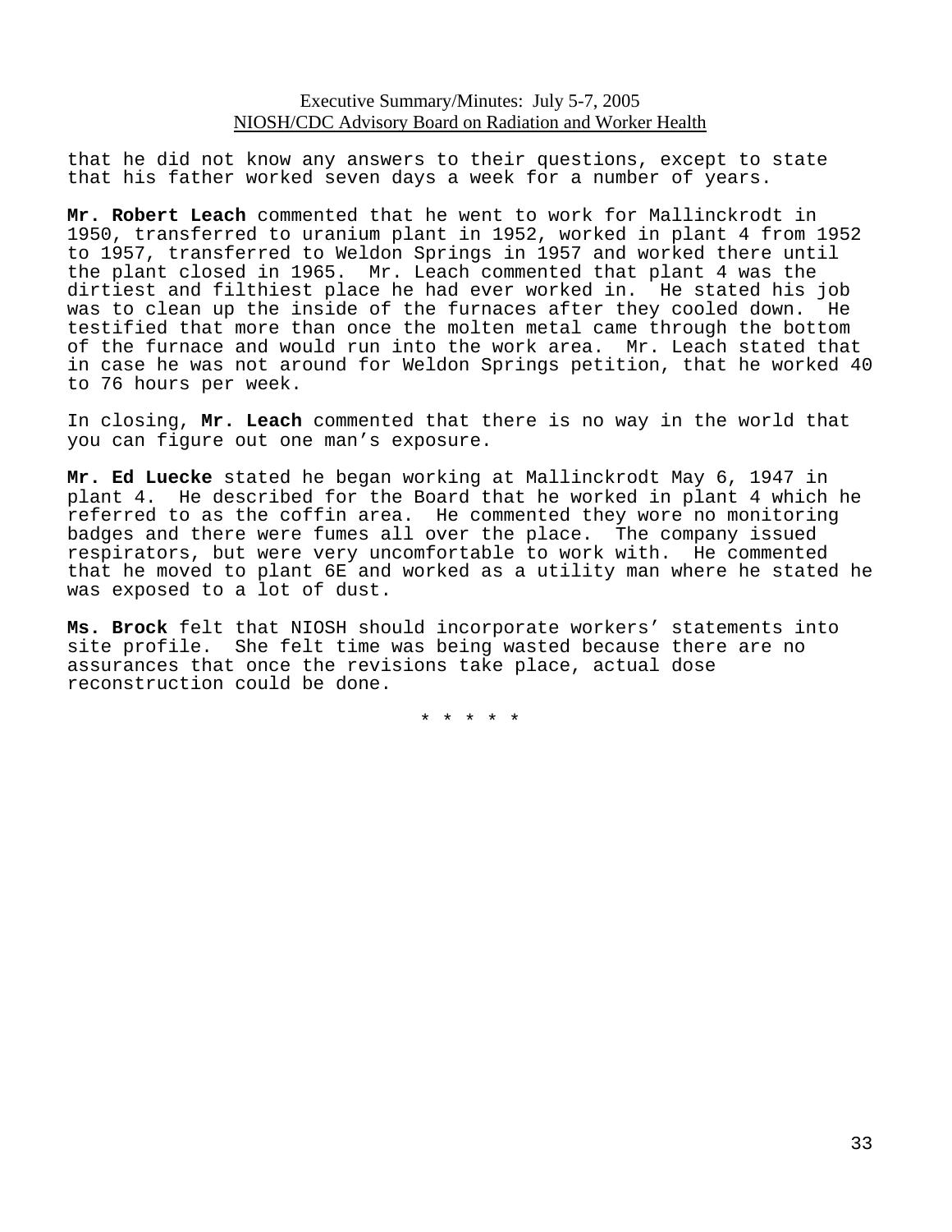that he did not know any answers to their questions, except to state that his father worked seven days a week for a number of years.

**Mr. Robert Leach** commented that he went to work for Mallinckrodt in 1950, transferred to uranium plant in 1952, worked in plant 4 from 1952 to 1957, transferred to Weldon Springs in 1957 and worked there until the plant closed in 1965. Mr. Leach commented that plant 4 was the dirtiest and filthiest place he had ever worked in. He stated his job was to clean up the inside of the furnaces after they cooled down. He testified that more than once the molten metal came through the bottom of the furnace and would run into the work area. Mr. Leach stated that in case he was not around for Weldon Springs petition, that he worked 40 to 76 hours per week.

In closing, **Mr. Leach** commented that there is no way in the world that you can figure out one man's exposure.

**Mr. Ed Luecke** stated he began working at Mallinckrodt May 6, 1947 in plant 4. He described for the Board that he worked in plant 4 which he referred to as the coffin area. He commented they wore no monitoring badges and there were fumes all over the place. The company issued respirators, but were very uncomfortable to work with. He commented that he moved to plant 6E and worked as a utility man where he stated he was exposed to a lot of dust.

**Ms. Brock** felt that NIOSH should incorporate workers' statements into site profile. She felt time was being wasted because there are no assurances that once the revisions take place, actual dose reconstruction could be done.

\* \* \* \* \*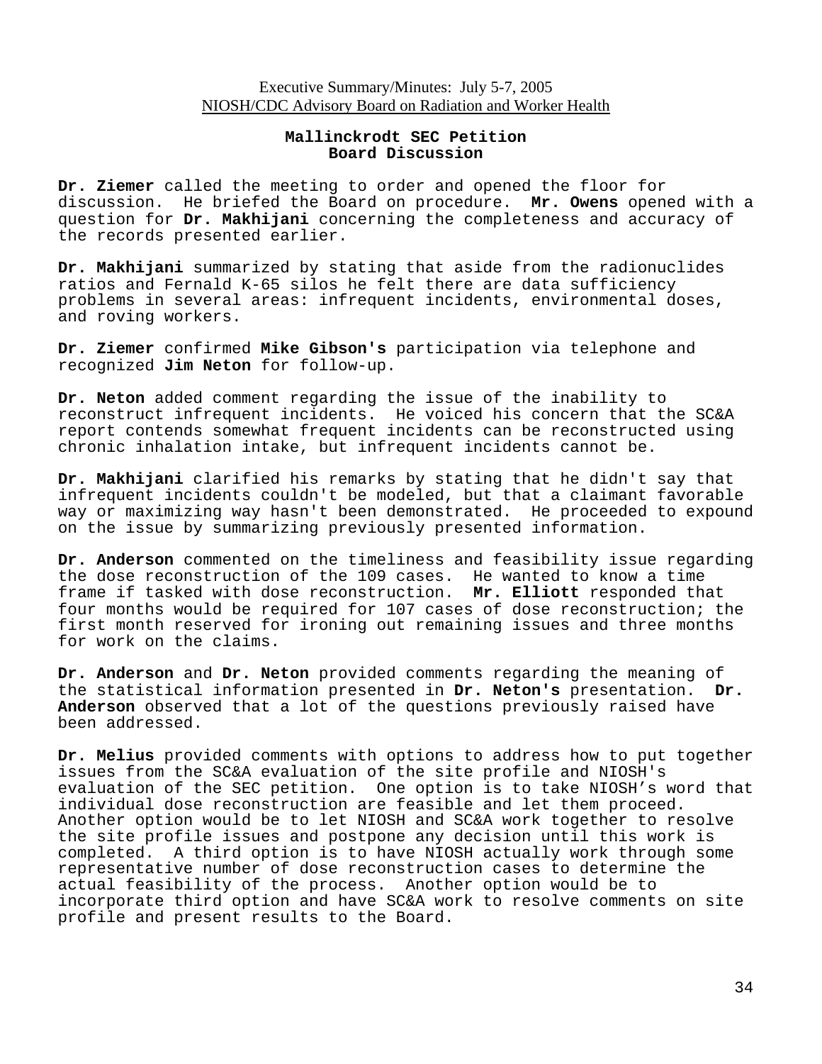## Mallinckrodt SEC Petition
## Board Discussion

**Dr. Ziemer** called the meeting to order and opened the floor for discussion. He briefed the Board on procedure. **Mr. Owens** opened with a question for **Dr. Makhijani** concerning the completeness and accuracy of the records presented earlier.

**Dr. Makhijani** summarized by stating that aside from the radionuclides ratios and Fernald K-65 silos he felt there are data sufficiency problems in several areas: infrequent incidents, environmental doses, and roving workers.

**Dr. Ziemer** confirmed **Mike Gibson's** participation via telephone and recognized **Jim Neton** for follow-up.

**Dr. Neton** added comment regarding the issue of the inability to reconstruct infrequent incidents. He voiced his concern that the SC&A report contends somewhat frequent incidents can be reconstructed using chronic inhalation intake, but infrequent incidents cannot be.

**Dr. Makhijani** clarified his remarks by stating that he didn't say that infrequent incidents couldn't be modeled, but that a claimant favorable way or maximizing way hasn't been demonstrated. He proceeded to expound on the issue by summarizing previously presented information.

**Dr. Anderson** commented on the timeliness and feasibility issue regarding the dose reconstruction of the 109 cases. He wanted to know a time frame if tasked with dose reconstruction. **Mr. Elliott** responded that four months would be required for 107 cases of dose reconstruction; the first month reserved for ironing out remaining issues and three months for work on the claims.

**Dr. Anderson** and **Dr. Neton** provided comments regarding the meaning of the statistical information presented in **Dr. Neton's** presentation. **Dr. Anderson** observed that a lot of the questions previously raised have been addressed.

**Dr. Melius** provided comments with options to address how to put together issues from the SC&A evaluation of the site profile and NIOSH's evaluation of the SEC petition. One option is to take NIOSH's word that individual dose reconstruction are feasible and let them proceed. Another option would be to let NIOSH and SC&A work together to resolve the site profile issues and postpone any decision until this work is completed. A third option is to have NIOSH actually work through some representative number of dose reconstruction cases to determine the actual feasibility of the process. Another option would be to incorporate third option and have SC&A work to resolve comments on site profile and present results to the Board.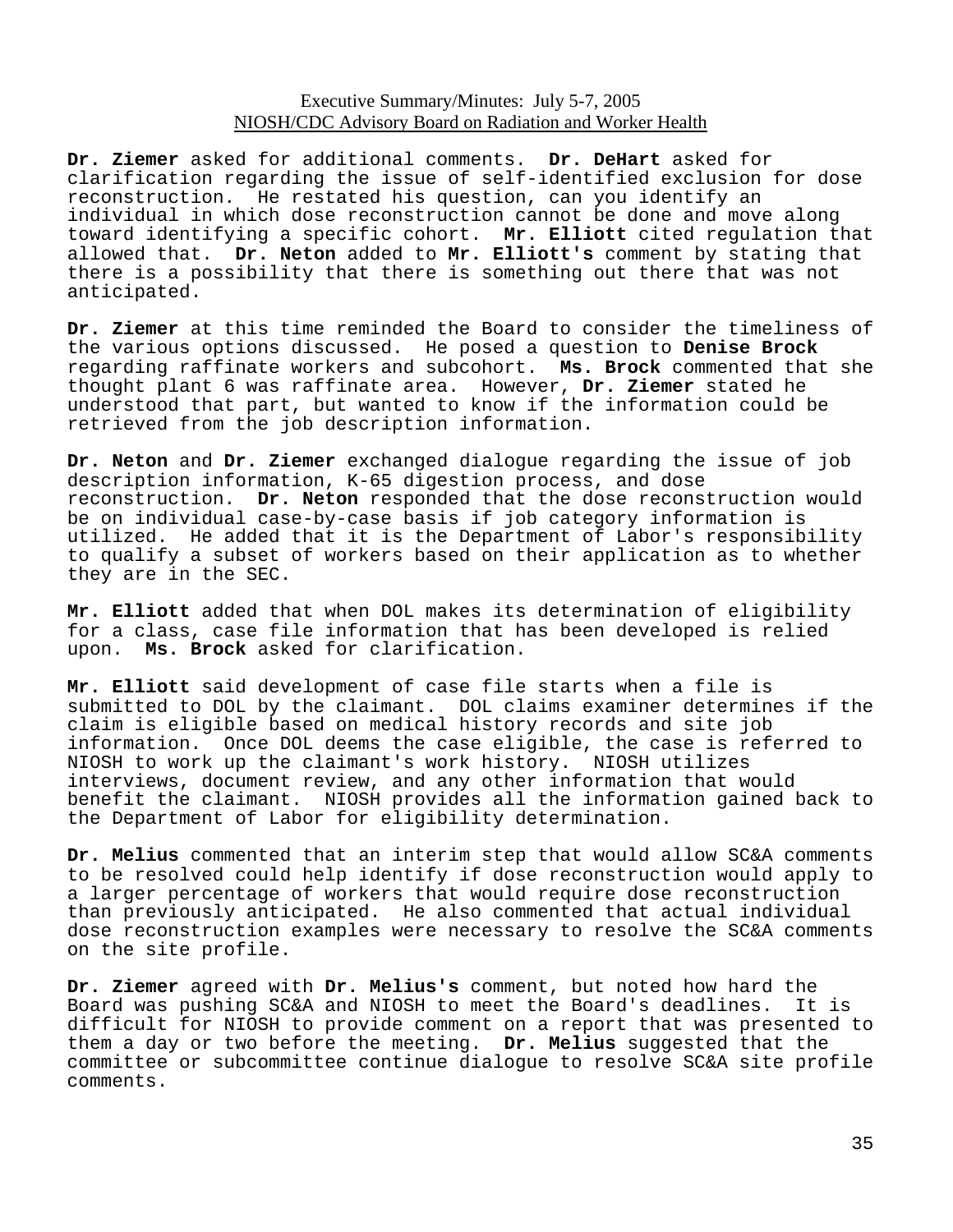**Dr. Ziemer** asked for additional comments. **Dr. DeHart** asked for clarification regarding the issue of self-identified exclusion for dose reconstruction. He restated his question, can you identify an individual in which dose reconstruction cannot be done and move along toward identifying a specific cohort. **Mr. Elliott** cited regulation that allowed that. **Dr. Neton** added to **Mr. Elliott's** comment by stating that there is a possibility that there is something out there that was not anticipated.

**Dr. Ziemer** at this time reminded the Board to consider the timeliness of the various options discussed. He posed a question to **Denise Brock** regarding raffinate workers and subcohort. **Ms. Brock** commented that she thought plant 6 was raffinate area. However, **Dr. Ziemer** stated he understood that part, but wanted to know if the information could be retrieved from the job description information.

**Dr. Neton** and **Dr. Ziemer** exchanged dialogue regarding the issue of job description information, K-65 digestion process, and dose reconstruction. **Dr. Neton** responded that the dose reconstruction would be on individual case-by-case basis if job category information is utilized. He added that it is the Department of Labor's responsibility to qualify a subset of workers based on their application as to whether they are in the SEC.

**Mr. Elliott** added that when DOL makes its determination of eligibility for a class, case file information that has been developed is relied upon. **Ms. Brock** asked for clarification.

**Mr. Elliott** said development of case file starts when a file is submitted to DOL by the claimant. DOL claims examiner determines if the claim is eligible based on medical history records and site job information. Once DOL deems the case eligible, the case is referred to NIOSH to work up the claimant's work history. NIOSH utilizes interviews, document review, and any other information that would benefit the claimant. NIOSH provides all the information gained back to the Department of Labor for eligibility determination.

**Dr. Melius** commented that an interim step that would allow SC&A comments to be resolved could help identify if dose reconstruction would apply to a larger percentage of workers that would require dose reconstruction than previously anticipated. He also commented that actual individual dose reconstruction examples were necessary to resolve the SC&A comments on the site profile.

**Dr. Ziemer** agreed with **Dr. Melius's** comment, but noted how hard the Board was pushing SC&A and NIOSH to meet the Board's deadlines. It is difficult for NIOSH to provide comment on a report that was presented to them a day or two before the meeting. **Dr. Melius** suggested that the committee or subcommittee continue dialogue to resolve SC&A site profile comments.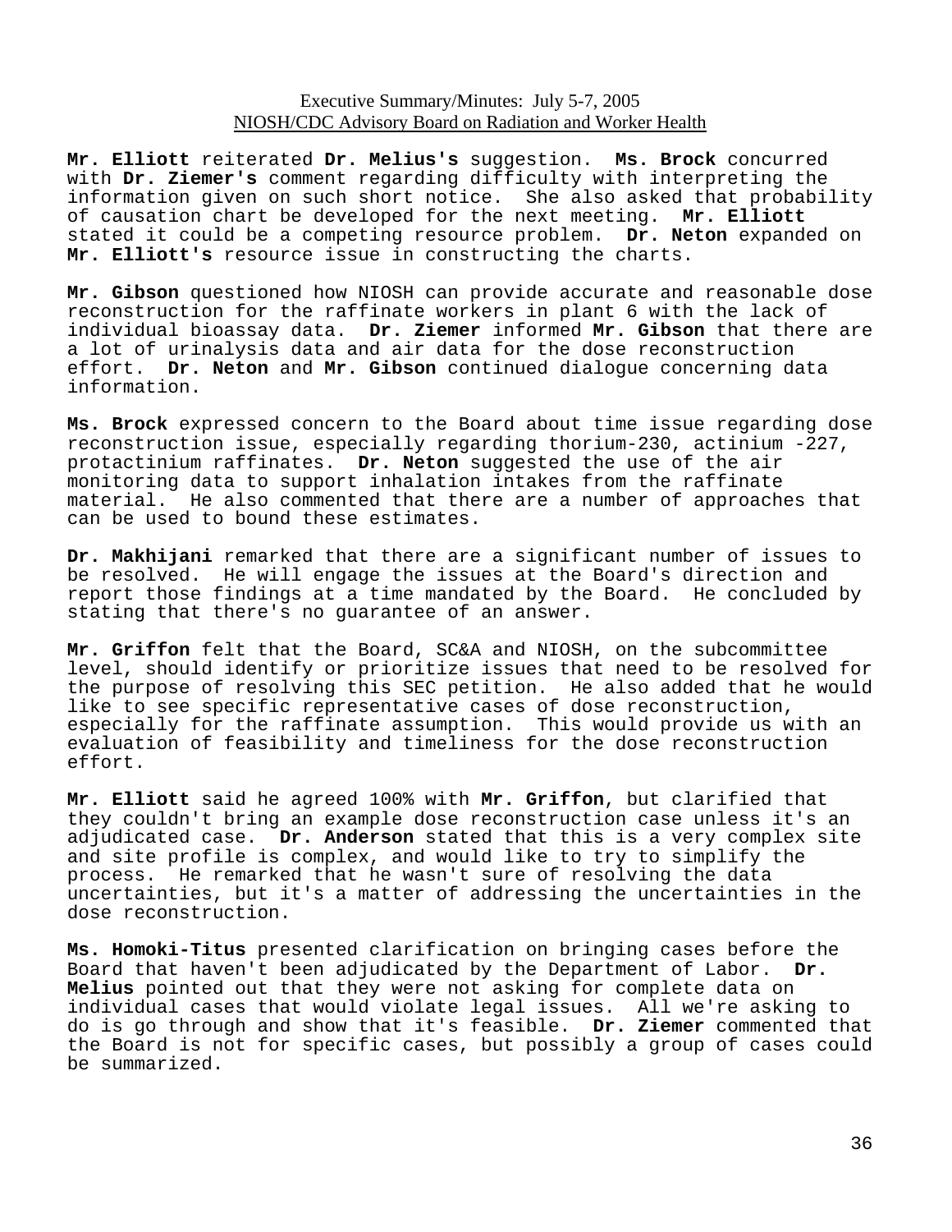**Mr. Elliott** reiterated **Dr. Melius's** suggestion. **Ms. Brock** concurred with **Dr. Ziemer's** comment regarding difficulty with interpreting the information given on such short notice. She also asked that probability of causation chart be developed for the next meeting. **Mr. Elliott** stated it could be a competing resource problem. **Dr. Neton** expanded on **Mr. Elliott's** resource issue in constructing the charts.

**Mr. Gibson** questioned how NIOSH can provide accurate and reasonable dose reconstruction for the raffinate workers in plant 6 with the lack of individual bioassay data. **Dr. Ziemer** informed **Mr. Gibson** that there are a lot of urinalysis data and air data for the dose reconstruction effort. **Dr. Neton** and **Mr. Gibson** continued dialogue concerning data information.

**Ms. Brock** expressed concern to the Board about time issue regarding dose reconstruction issue, especially regarding thorium-230, actinium -227, protactinium raffinates. **Dr. Neton** suggested the use of the air monitoring data to support inhalation intakes from the raffinate material. He also commented that there are a number of approaches that can be used to bound these estimates.

**Dr. Makhijani** remarked that there are a significant number of issues to be resolved. He will engage the issues at the Board's direction and report those findings at a time mandated by the Board. He concluded by stating that there's no guarantee of an answer.

**Mr. Griffon** felt that the Board, SC&A and NIOSH, on the subcommittee level, should identify or prioritize issues that need to be resolved for the purpose of resolving this SEC petition. He also added that he would like to see specific representative cases of dose reconstruction, especially for the raffinate assumption. This would provide us with an evaluation of feasibility and timeliness for the dose reconstruction effort.

**Mr. Elliott** said he agreed 100% with **Mr. Griffon**, but clarified that they couldn't bring an example dose reconstruction case unless it's an adjudicated case. **Dr. Anderson** stated that this is a very complex site and site profile is complex, and would like to try to simplify the process. He remarked that he wasn't sure of resolving the data uncertainties, but it's a matter of addressing the uncertainties in the dose reconstruction.

**Ms. Homoki-Titus** presented clarification on bringing cases before the Board that haven't been adjudicated by the Department of Labor. **Dr. Melius** pointed out that they were not asking for complete data on individual cases that would violate legal issues. All we're asking to do is go through and show that it's feasible. **Dr. Ziemer** commented that the Board is not for specific cases, but possibly a group of cases could be summarized.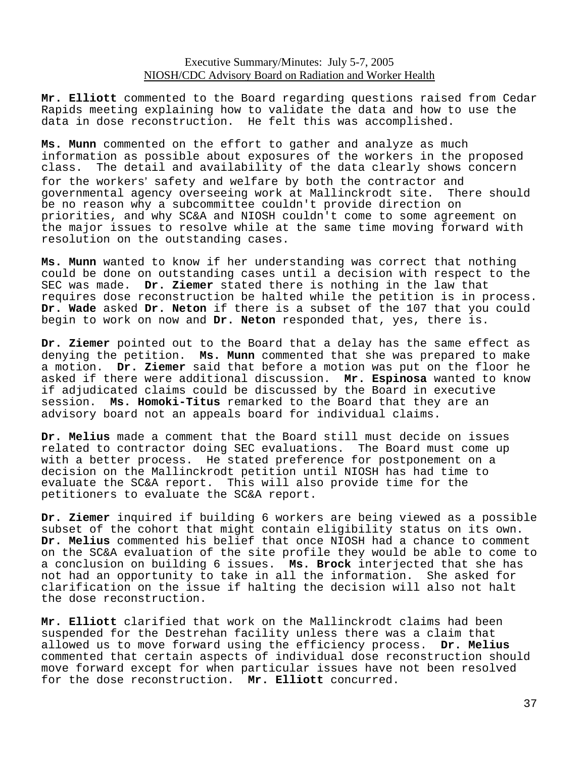**Mr. Elliott** commented to the Board regarding questions raised from Cedar Rapids meeting explaining how to validate the data and how to use the data in dose reconstruction. He felt this was accomplished.

**Ms. Munn** commented on the effort to gather and analyze as much information as possible about exposures of the workers in the proposed class. The detail and availability of the data clearly shows concern for the workers' safety and welfare by both the contractor and governmental agency overseeing work at Mallinckrodt site. There should be no reason why a subcommittee couldn't provide direction on priorities, and why SC&A and NIOSH couldn't come to some agreement on the major issues to resolve while at the same time moving forward with resolution on the outstanding cases.

**Ms. Munn** wanted to know if her understanding was correct that nothing could be done on outstanding cases until a decision with respect to the SEC was made. **Dr. Ziemer** stated there is nothing in the law that requires dose reconstruction be halted while the petition is in process. **Dr. Wade** asked **Dr. Neton** if there is a subset of the 107 that you could begin to work on now and **Dr. Neton** responded that, yes, there is.

**Dr. Ziemer** pointed out to the Board that a delay has the same effect as denying the petition. **Ms. Munn** commented that she was prepared to make a motion. **Dr. Ziemer** said that before a motion was put on the floor he asked if there were additional discussion. **Mr. Espinosa** wanted to know if adjudicated claims could be discussed by the Board in executive session. **Ms. Homoki-Titus** remarked to the Board that they are an advisory board not an appeals board for individual claims.

**Dr. Melius** made a comment that the Board still must decide on issues related to contractor doing SEC evaluations. The Board must come up with a better process. He stated preference for postponement on a decision on the Mallinckrodt petition until NIOSH has had time to evaluate the SC&A report. This will also provide time for the petitioners to evaluate the SC&A report.

**Dr. Ziemer** inquired if building 6 workers are being viewed as a possible subset of the cohort that might contain eligibility status on its own. **Dr. Melius** commented his belief that once NIOSH had a chance to comment on the SC&A evaluation of the site profile they would be able to come to a conclusion on building 6 issues. **Ms. Brock** interjected that she has not had an opportunity to take in all the information. She asked for clarification on the issue if halting the decision will also not halt the dose reconstruction.

**Mr. Elliott** clarified that work on the Mallinckrodt claims had been suspended for the Destrehan facility unless there was a claim that allowed us to move forward using the efficiency process. **Dr. Melius** commented that certain aspects of individual dose reconstruction should move forward except for when particular issues have not been resolved for the dose reconstruction. **Mr. Elliott** concurred.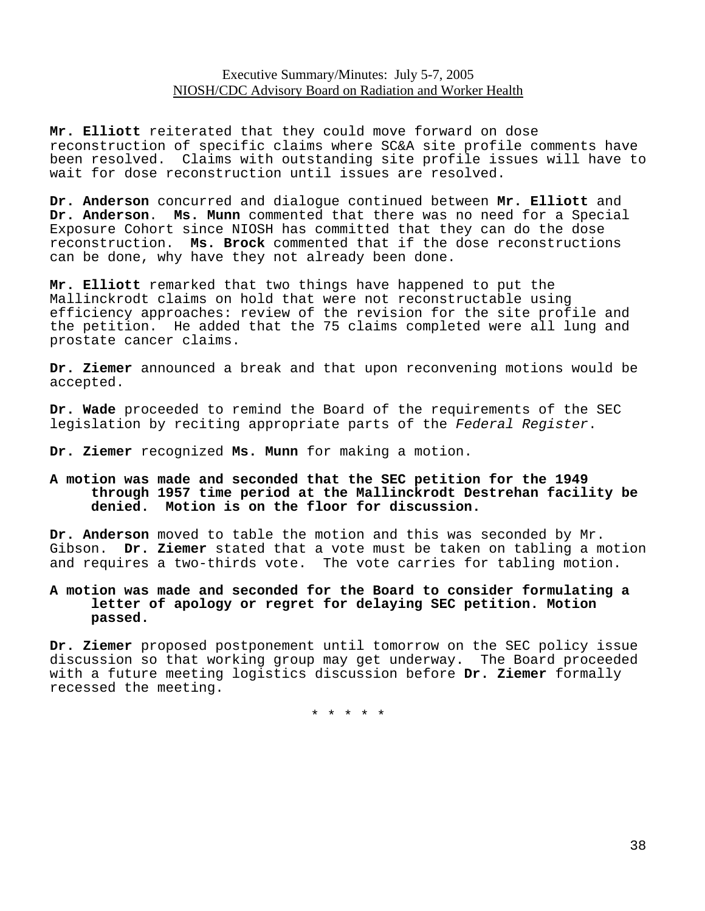**Mr. Elliott** reiterated that they could move forward on dose reconstruction of specific claims where SC&A site profile comments have been resolved. Claims with outstanding site profile issues will have to wait for dose reconstruction until issues are resolved.

**Dr. Anderson** concurred and dialogue continued between **Mr. Elliott** and **Dr. Anderson**. **Ms. Munn** commented that there was no need for a Special Exposure Cohort since NIOSH has committed that they can do the dose reconstruction. **Ms. Brock** commented that if the dose reconstructions can be done, why have they not already been done.

**Mr. Elliott** remarked that two things have happened to put the Mallinckrodt claims on hold that were not reconstructable using efficiency approaches: review of the revision for the site profile and the petition. He added that the 75 claims completed were all lung and prostate cancer claims.

**Dr. Ziemer** announced a break and that upon reconvening motions would be accepted.

**Dr. Wade** proceeded to remind the Board of the requirements of the SEC legislation by reciting appropriate parts of the *Federal Register*.

**Dr. Ziemer** recognized **Ms. Munn** for making a motion.

**A motion was made and seconded that the SEC petition for the 1949 through 1957 time period at the Mallinckrodt Destrehan facility be denied. Motion is on the floor for discussion.**

**Dr. Anderson** moved to table the motion and this was seconded by Mr. Gibson. **Dr. Ziemer** stated that a vote must be taken on tabling a motion and requires a two-thirds vote. The vote carries for tabling motion.

**A motion was made and seconded for the Board to consider formulating a letter of apology or regret for delaying SEC petition. Motion passed.**

**Dr. Ziemer** proposed postponement until tomorrow on the SEC policy issue discussion so that working group may get underway. The Board proceeded with a future meeting logistics discussion before **Dr. Ziemer** formally recessed the meeting.

\* \* \* \* \*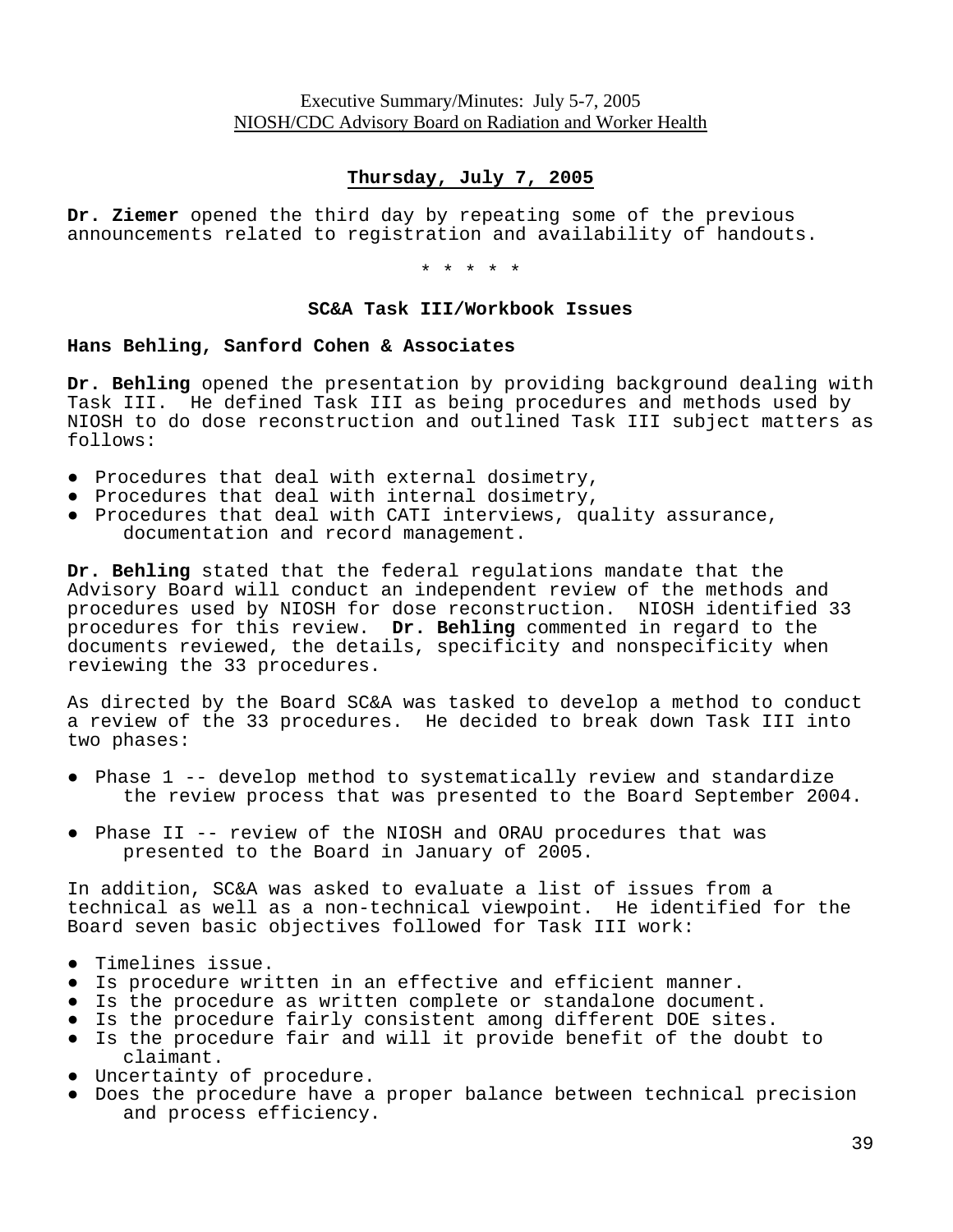## Thursday, July 7, 2005

**Dr. Ziemer** opened the third day by repeating some of the previous announcements related to registration and availability of handouts.

\* \* \* \* \*

### SC&A Task III/Workbook Issues

**Hans Behling, Sanford Cohen & Associates**

**Dr. Behling** opened the presentation by providing background dealing with Task III. He defined Task III as being procedures and methods used by NIOSH to do dose reconstruction and outlined Task III subject matters as follows:

- Procedures that deal with external dosimetry,
- Procedures that deal with internal dosimetry,
- Procedures that deal with CATI interviews, quality assurance, documentation and record management.

**Dr. Behling** stated that the federal regulations mandate that the Advisory Board will conduct an independent review of the methods and procedures used by NIOSH for dose reconstruction. NIOSH identified 33 procedures for this review. **Dr. Behling** commented in regard to the documents reviewed, the details, specificity and nonspecificity when reviewing the 33 procedures.

As directed by the Board SC&A was tasked to develop a method to conduct a review of the 33 procedures. He decided to break down Task III into two phases:

- Phase 1 -- develop method to systematically review and standardize the review process that was presented to the Board September 2004.
- Phase II -- review of the NIOSH and ORAU procedures that was presented to the Board in January of 2005.

In addition, SC&A was asked to evaluate a list of issues from a technical as well as a non-technical viewpoint. He identified for the Board seven basic objectives followed for Task III work:

- Timelines issue.
- Is procedure written in an effective and efficient manner.
- Is the procedure as written complete or standalone document.
- Is the procedure fairly consistent among different DOE sites.
- Is the procedure fair and will it provide benefit of the doubt to claimant.
- Uncertainty of procedure.
- Does the procedure have a proper balance between technical precision and process efficiency.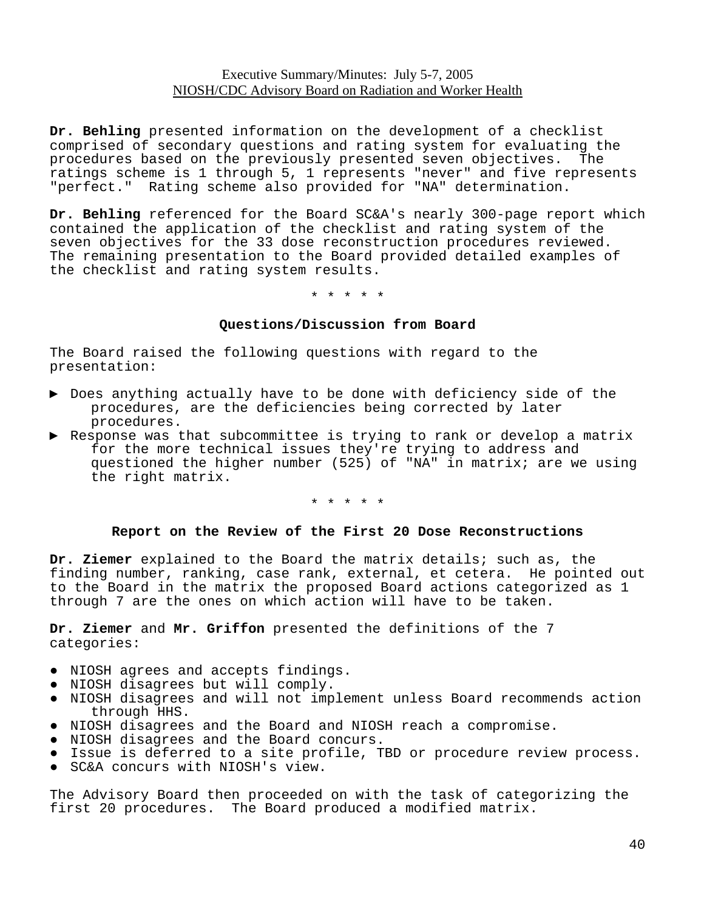**Dr. Behling** presented information on the development of a checklist comprised of secondary questions and rating system for evaluating the procedures based on the previously presented seven objectives. The ratings scheme is 1 through 5, 1 represents "never" and five represents "perfect." Rating scheme also provided for "NA" determination.

**Dr. Behling** referenced for the Board SC&A's nearly 300-page report which contained the application of the checklist and rating system of the seven objectives for the 33 dose reconstruction procedures reviewed. The remaining presentation to the Board provided detailed examples of the checklist and rating system results.

\* \* \* \* \*

### Questions/Discussion from Board

The Board raised the following questions with regard to the presentation:

- ► Does anything actually have to be done with deficiency side of the procedures, are the deficiencies being corrected by later procedures.
- ► Response was that subcommittee is trying to rank or develop a matrix for the more technical issues they're trying to address and questioned the higher number (525) of "NA" in matrix; are we using the right matrix.

\* \* \* \* \*

### Report on the Review of the First 20 Dose Reconstructions

**Dr. Ziemer** explained to the Board the matrix details; such as, the finding number, ranking, case rank, external, et cetera. He pointed out to the Board in the matrix the proposed Board actions categorized as 1 through 7 are the ones on which action will have to be taken.

**Dr. Ziemer** and **Mr. Griffon** presented the definitions of the 7 categories:

- NIOSH agrees and accepts findings.
- NIOSH disagrees but will comply.
- NIOSH disagrees and will not implement unless Board recommends action through HHS.
- NIOSH disagrees and the Board and NIOSH reach a compromise.
- NIOSH disagrees and the Board concurs.
- Issue is deferred to a site profile, TBD or procedure review process.
- SC&A concurs with NIOSH's view.

The Advisory Board then proceeded on with the task of categorizing the first 20 procedures. The Board produced a modified matrix.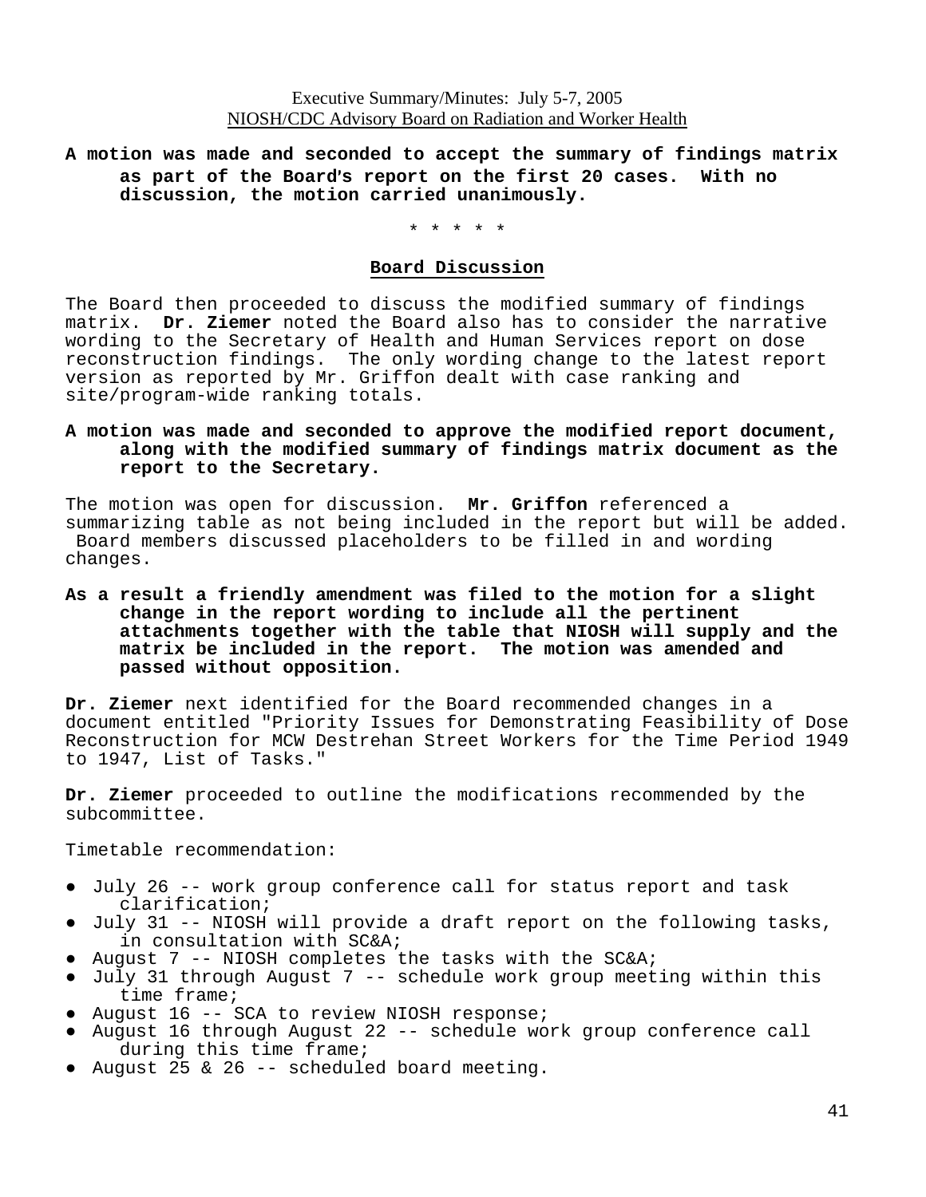**A motion was made and seconded to accept the summary of findings matrix as part of the Board's report on the first 20 cases. With no discussion, the motion carried unanimously.**

\* \* \* \* \*

**Board Discussion**

The Board then proceeded to discuss the modified summary of findings matrix. **Dr. Ziemer** noted the Board also has to consider the narrative wording to the Secretary of Health and Human Services report on dose reconstruction findings. The only wording change to the latest report version as reported by Mr. Griffon dealt with case ranking and site/program-wide ranking totals.

**A motion was made and seconded to approve the modified report document, along with the modified summary of findings matrix document as the report to the Secretary.**

The motion was open for discussion. **Mr. Griffon** referenced a summarizing table as not being included in the report but will be added. Board members discussed placeholders to be filled in and wording changes.

**As a result a friendly amendment was filed to the motion for a slight change in the report wording to include all the pertinent attachments together with the table that NIOSH will supply and the matrix be included in the report. The motion was amended and passed without opposition.**

**Dr. Ziemer** next identified for the Board recommended changes in a document entitled "Priority Issues for Demonstrating Feasibility of Dose Reconstruction for MCW Destrehan Street Workers for the Time Period 1949 to 1947, List of Tasks."

**Dr. Ziemer** proceeded to outline the modifications recommended by the subcommittee.

Timetable recommendation:

- July 26 -- work group conference call for status report and task clarification;
- July 31 -- NIOSH will provide a draft report on the following tasks, in consultation with SC&A;
- August 7 -- NIOSH completes the tasks with the SC&A;
- July 31 through August 7 -- schedule work group meeting within this time frame;
- August 16 -- SCA to review NIOSH response;
- August 16 through August 22 -- schedule work group conference call during this time frame;
- August 25 & 26 -- scheduled board meeting.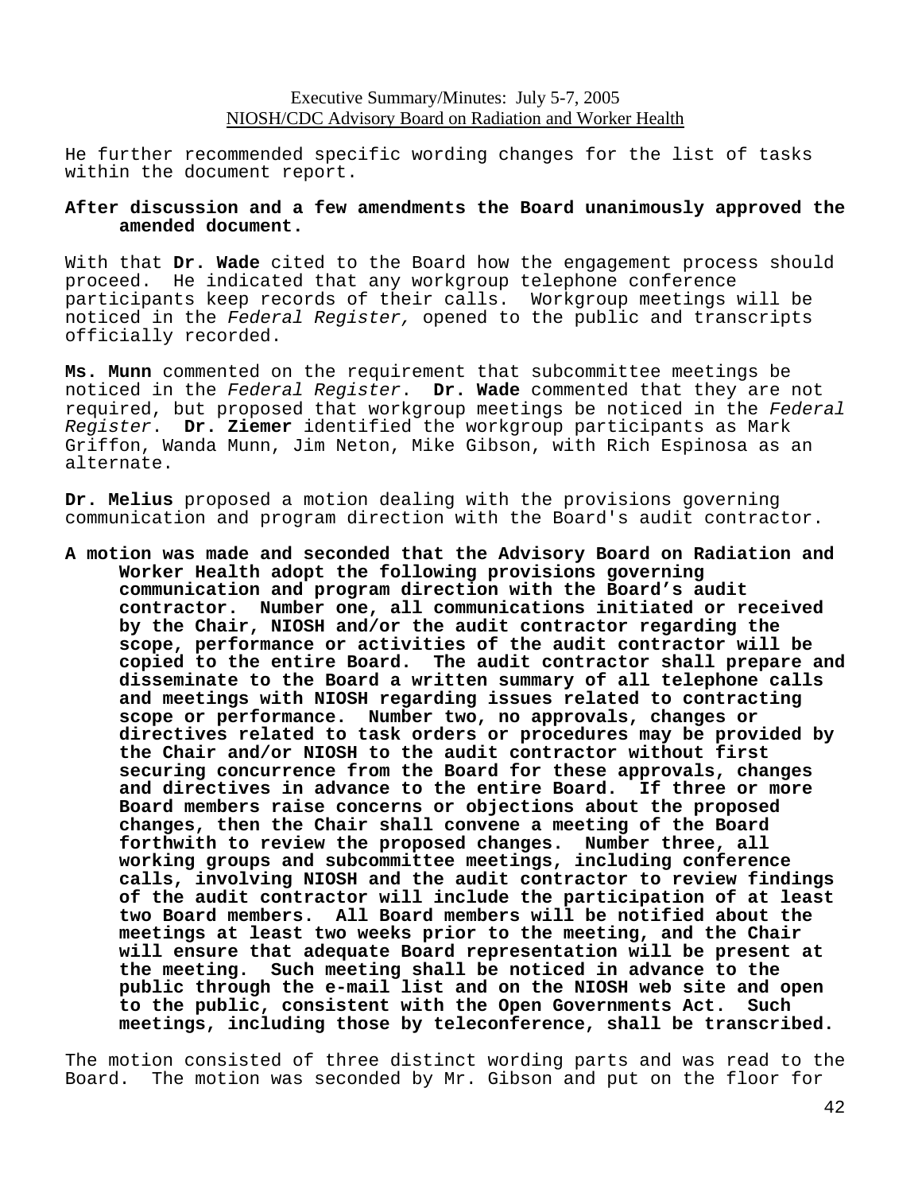He further recommended specific wording changes for the list of tasks within the document report.

**After discussion and a few amendments the Board unanimously approved the amended document.**

With that **Dr. Wade** cited to the Board how the engagement process should proceed. He indicated that any workgroup telephone conference participants keep records of their calls. Workgroup meetings will be noticed in the *Federal Register,* opened to the public and transcripts officially recorded.

**Ms. Munn** commented on the requirement that subcommittee meetings be noticed in the *Federal Register*. **Dr. Wade** commented that they are not required, but proposed that workgroup meetings be noticed in the *Federal Register*. **Dr. Ziemer** identified the workgroup participants as Mark Griffon, Wanda Munn, Jim Neton, Mike Gibson, with Rich Espinosa as an alternate.

**Dr. Melius** proposed a motion dealing with the provisions governing communication and program direction with the Board's audit contractor.

**A motion was made and seconded that the Advisory Board on Radiation and Worker Health adopt the following provisions governing communication and program direction with the Board's audit contractor. Number one, all communications initiated or received by the Chair, NIOSH and/or the audit contractor regarding the scope, performance or activities of the audit contractor will be copied to the entire Board. The audit contractor shall prepare and disseminate to the Board a written summary of all telephone calls and meetings with NIOSH regarding issues related to contracting scope or performance. Number two, no approvals, changes or directives related to task orders or procedures may be provided by the Chair and/or NIOSH to the audit contractor without first securing concurrence from the Board for these approvals, changes and directives in advance to the entire Board. If three or more Board members raise concerns or objections about the proposed changes, then the Chair shall convene a meeting of the Board forthwith to review the proposed changes. Number three, all working groups and subcommittee meetings, including conference calls, involving NIOSH and the audit contractor to review findings of the audit contractor will include the participation of at least two Board members. All Board members will be notified about the meetings at least two weeks prior to the meeting, and the Chair will ensure that adequate Board representation will be present at the meeting. Such meeting shall be noticed in advance to the public through the e-mail list and on the NIOSH web site and open to the public, consistent with the Open Governments Act. Such meetings, including those by teleconference, shall be transcribed.**

The motion consisted of three distinct wording parts and was read to the Board. The motion was seconded by Mr. Gibson and put on the floor for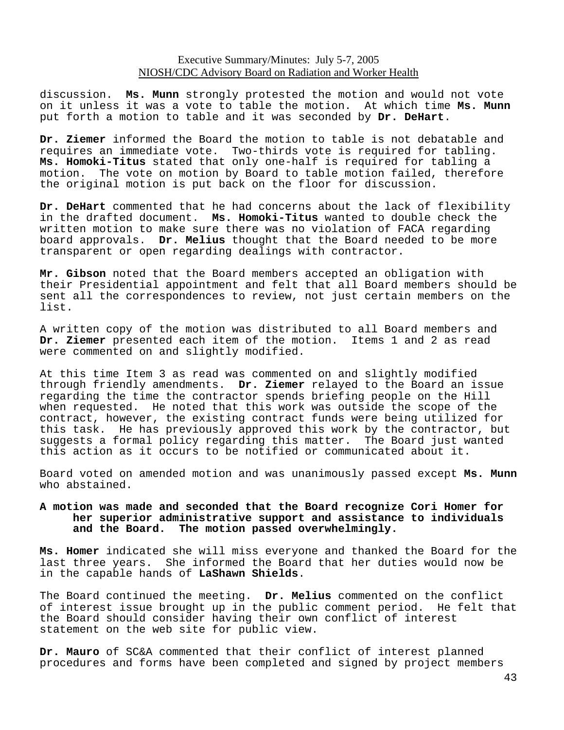discussion. **Ms. Munn** strongly protested the motion and would not vote on it unless it was a vote to table the motion. At which time **Ms. Munn** put forth a motion to table and it was seconded by **Dr. DeHart**.

**Dr. Ziemer** informed the Board the motion to table is not debatable and requires an immediate vote. Two-thirds vote is required for tabling. **Ms. Homoki-Titus** stated that only one-half is required for tabling a motion. The vote on motion by Board to table motion failed, therefore the original motion is put back on the floor for discussion.

**Dr. DeHart** commented that he had concerns about the lack of flexibility in the drafted document. **Ms. Homoki-Titus** wanted to double check the written motion to make sure there was no violation of FACA regarding board approvals. **Dr. Melius** thought that the Board needed to be more transparent or open regarding dealings with contractor.

**Mr. Gibson** noted that the Board members accepted an obligation with their Presidential appointment and felt that all Board members should be sent all the correspondences to review, not just certain members on the list.

A written copy of the motion was distributed to all Board members and **Dr. Ziemer** presented each item of the motion. Items 1 and 2 as read were commented on and slightly modified.

At this time Item 3 as read was commented on and slightly modified through friendly amendments. **Dr. Ziemer** relayed to the Board an issue regarding the time the contractor spends briefing people on the Hill when requested. He noted that this work was outside the scope of the contract, however, the existing contract funds were being utilized for this task. He has previously approved this work by the contractor, but suggests a formal policy regarding this matter. The Board just wanted this action as it occurs to be notified or communicated about it.

Board voted on amended motion and was unanimously passed except **Ms. Munn** who abstained.

**A motion was made and seconded that the Board recognize Cori Homer for her superior administrative support and assistance to individuals and the Board. The motion passed overwhelmingly.**

**Ms. Homer** indicated she will miss everyone and thanked the Board for the last three years. She informed the Board that her duties would now be in the capable hands of **LaShawn Shields**.

The Board continued the meeting. **Dr. Melius** commented on the conflict of interest issue brought up in the public comment period. He felt that the Board should consider having their own conflict of interest statement on the web site for public view.

**Dr. Mauro** of SC&A commented that their conflict of interest planned procedures and forms have been completed and signed by project members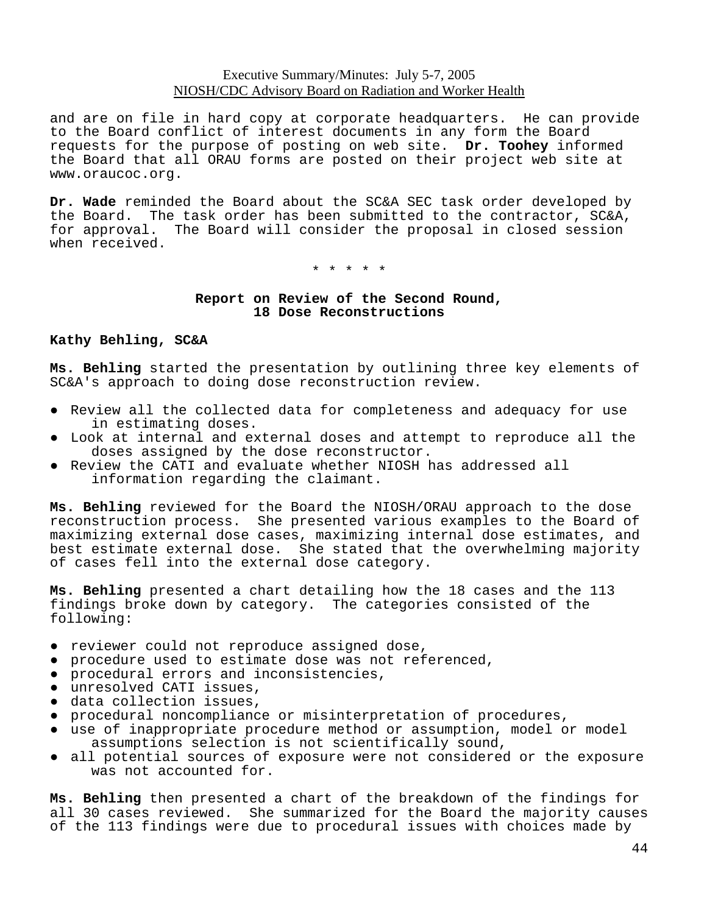and are on file in hard copy at corporate headquarters. He can provide to the Board conflict of interest documents in any form the Board requests for the purpose of posting on web site. **Dr. Toohey** informed the Board that all ORAU forms are posted on their project web site at www.oraucoc.org.

**Dr. Wade** reminded the Board about the SC&A SEC task order developed by the Board. The task order has been submitted to the contractor, SC&A, for approval. The Board will consider the proposal in closed session when received.

\* \* \* \* \*

## Report on Review of the Second Round, 18 Dose Reconstructions

**Kathy Behling, SC&A**

**Ms. Behling** started the presentation by outlining three key elements of SC&A's approach to doing dose reconstruction review.

- Review all the collected data for completeness and adequacy for use in estimating doses.
- Look at internal and external doses and attempt to reproduce all the doses assigned by the dose reconstructor.
- Review the CATI and evaluate whether NIOSH has addressed all information regarding the claimant.

**Ms. Behling** reviewed for the Board the NIOSH/ORAU approach to the dose reconstruction process. She presented various examples to the Board of maximizing external dose cases, maximizing internal dose estimates, and best estimate external dose. She stated that the overwhelming majority of cases fell into the external dose category.

**Ms. Behling** presented a chart detailing how the 18 cases and the 113 findings broke down by category. The categories consisted of the following:

- reviewer could not reproduce assigned dose,
- procedure used to estimate dose was not referenced,
- procedural errors and inconsistencies,
- unresolved CATI issues,
- data collection issues,
- procedural noncompliance or misinterpretation of procedures,
- use of inappropriate procedure method or assumption, model or model assumptions selection is not scientifically sound,
- all potential sources of exposure were not considered or the exposure was not accounted for.

**Ms. Behling** then presented a chart of the breakdown of the findings for all 30 cases reviewed. She summarized for the Board the majority causes of the 113 findings were due to procedural issues with choices made by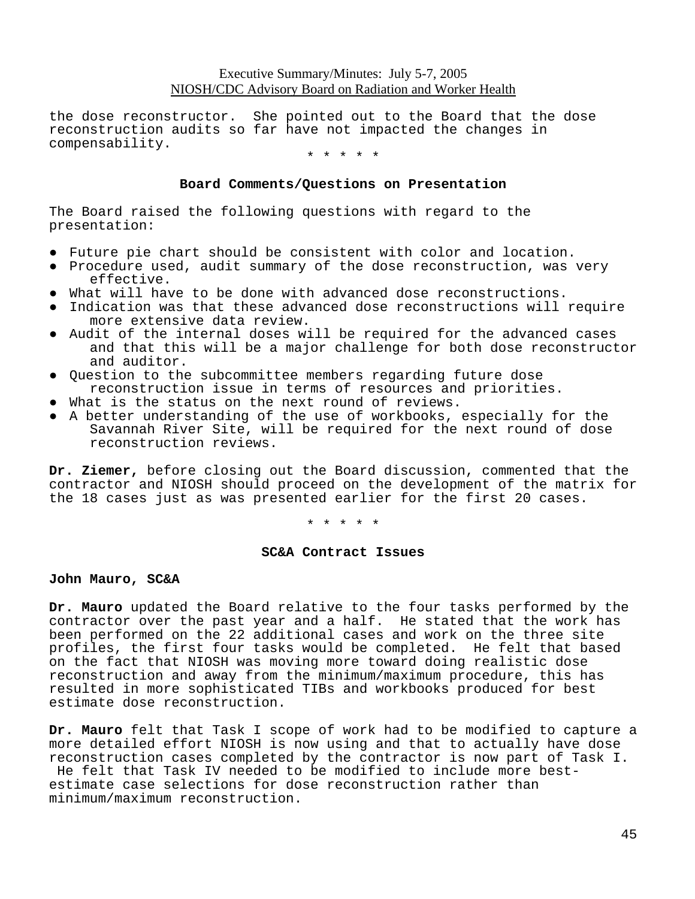the dose reconstructor. She pointed out to the Board that the dose reconstruction audits so far have not impacted the changes in compensability.

\* \* \* \* \*

**Board Comments/Questions on Presentation**

The Board raised the following questions with regard to the presentation:

- Future pie chart should be consistent with color and location.
- Procedure used, audit summary of the dose reconstruction, was very effective.
- What will have to be done with advanced dose reconstructions.
- Indication was that these advanced dose reconstructions will require more extensive data review.
- Audit of the internal doses will be required for the advanced cases and that this will be a major challenge for both dose reconstructor and auditor.
- Question to the subcommittee members regarding future dose reconstruction issue in terms of resources and priorities.
- What is the status on the next round of reviews.
- A better understanding of the use of workbooks, especially for the Savannah River Site, will be required for the next round of dose reconstruction reviews.

**Dr. Ziemer,** before closing out the Board discussion, commented that the contractor and NIOSH should proceed on the development of the matrix for the 18 cases just as was presented earlier for the first 20 cases.

\* \* \* \* \*

**SC&A Contract Issues**

**John Mauro, SC&A**

**Dr. Mauro** updated the Board relative to the four tasks performed by the contractor over the past year and a half. He stated that the work has been performed on the 22 additional cases and work on the three site profiles, the first four tasks would be completed. He felt that based on the fact that NIOSH was moving more toward doing realistic dose reconstruction and away from the minimum/maximum procedure, this has resulted in more sophisticated TIBs and workbooks produced for best estimate dose reconstruction.

**Dr. Mauro** felt that Task I scope of work had to be modified to capture a more detailed effort NIOSH is now using and that to actually have dose reconstruction cases completed by the contractor is now part of Task I. He felt that Task IV needed to be modified to include more best-estimate case selections for dose reconstruction rather than minimum/maximum reconstruction.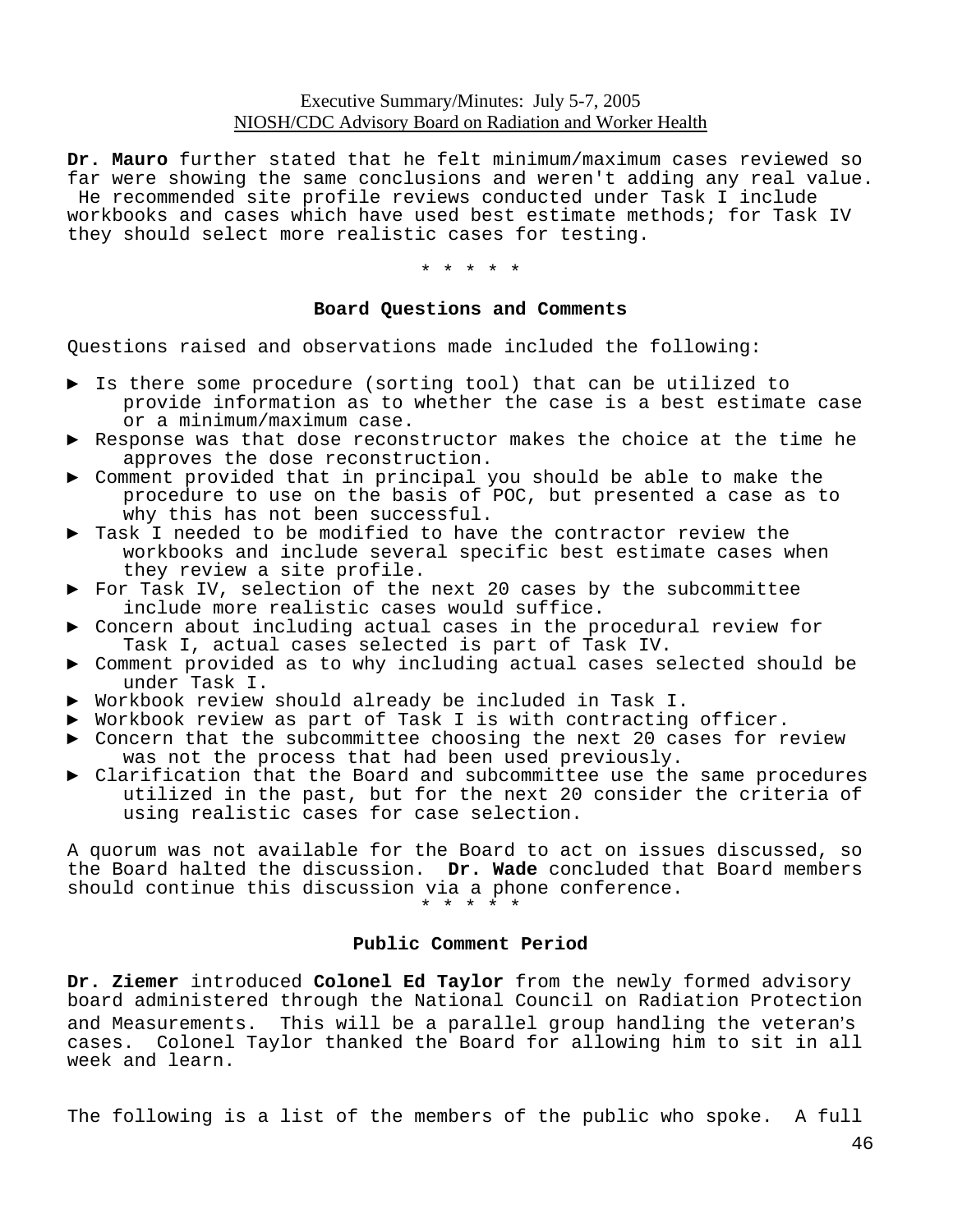**Dr. Mauro** further stated that he felt minimum/maximum cases reviewed so far were showing the same conclusions and weren't adding any real value. He recommended site profile reviews conducted under Task I include workbooks and cases which have used best estimate methods; for Task IV they should select more realistic cases for testing.

\* \* \* \* \*

### Board Questions and Comments

Questions raised and observations made included the following:

- Is there some procedure (sorting tool) that can be utilized to provide information as to whether the case is a best estimate case or a minimum/maximum case.
- Response was that dose reconstructor makes the choice at the time he approves the dose reconstruction.
- Comment provided that in principal you should be able to make the procedure to use on the basis of POC, but presented a case as to why this has not been successful.
- Task I needed to be modified to have the contractor review the workbooks and include several specific best estimate cases when they review a site profile.
- For Task IV, selection of the next 20 cases by the subcommittee include more realistic cases would suffice.
- Concern about including actual cases in the procedural review for Task I, actual cases selected is part of Task IV.
- Comment provided as to why including actual cases selected should be under Task I.
- Workbook review should already be included in Task I.
- Workbook review as part of Task I is with contracting officer.
- Concern that the subcommittee choosing the next 20 cases for review was not the process that had been used previously.
- Clarification that the Board and subcommittee use the same procedures utilized in the past, but for the next 20 consider the criteria of using realistic cases for case selection.

A quorum was not available for the Board to act on issues discussed, so the Board halted the discussion. **Dr. Wade** concluded that Board members should continue this discussion via a phone conference.

\* \* \* \* \*

### Public Comment Period

**Dr. Ziemer** introduced **Colonel Ed Taylor** from the newly formed advisory board administered through the National Council on Radiation Protection and Measurements. This will be a parallel group handling the veteran's cases. Colonel Taylor thanked the Board for allowing him to sit in all week and learn.

The following is a list of the members of the public who spoke. A full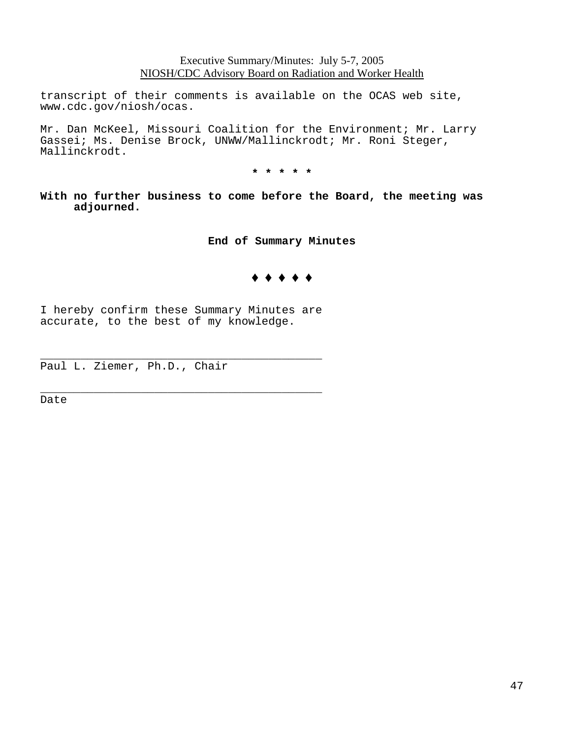transcript of their comments is available on the OCAS web site, www.cdc.gov/niosh/ocas.

Mr. Dan McKeel, Missouri Coalition for the Environment; Mr. Larry Gassei; Ms. Denise Brock, UNWW/Mallinckrodt; Mr. Roni Steger, Mallinckrodt.

\* \* \* \* \*

**With no further business to come before the Board, the meeting was adjourned.**

**End of Summary Minutes**

♦ ♦ ♦ ♦ ♦

I hereby confirm these Summary Minutes are accurate, to the best of my knowledge.

\_\_\_\_\_\_\_\_\_\_\_\_\_\_\_\_\_\_\_\_\_\_\_\_\_\_\_\_\_\_\_\_\_\_\_\_\_\_\_\_\_\_\_

Paul L. Ziemer, Ph.D., Chair

\_\_\_\_\_\_\_\_\_\_\_\_\_\_\_\_\_\_\_\_\_\_\_\_\_\_\_\_\_\_\_\_\_\_\_\_\_\_\_\_\_\_\_

Date